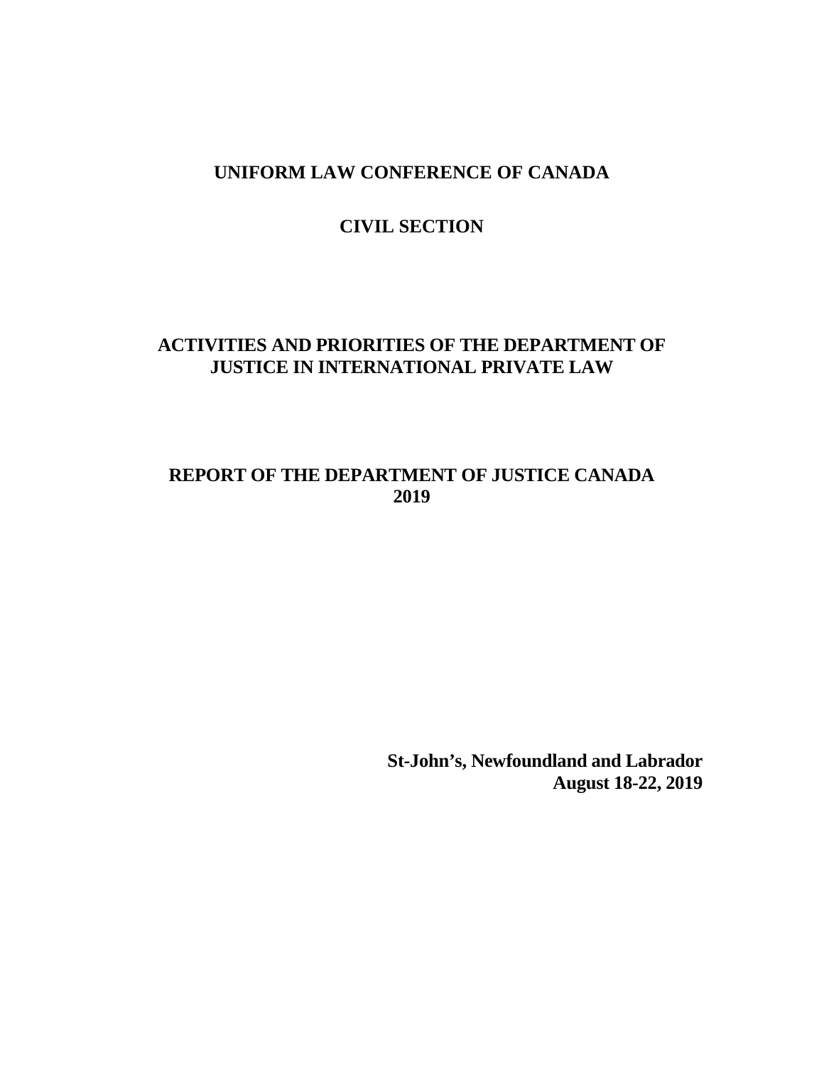# UNIFORM LAW CONFERENCE OF CANADA

## CIVIL SECTION

## ACTIVITIES AND PRIORITIES OF THE DEPARTMENT OF JUSTICE IN INTERNATIONAL PRIVATE LAW

## REPORT OF THE DEPARTMENT OF JUSTICE CANADA 2019

**St-John's, Newfoundland and Labrador**
**August 18-22, 2019**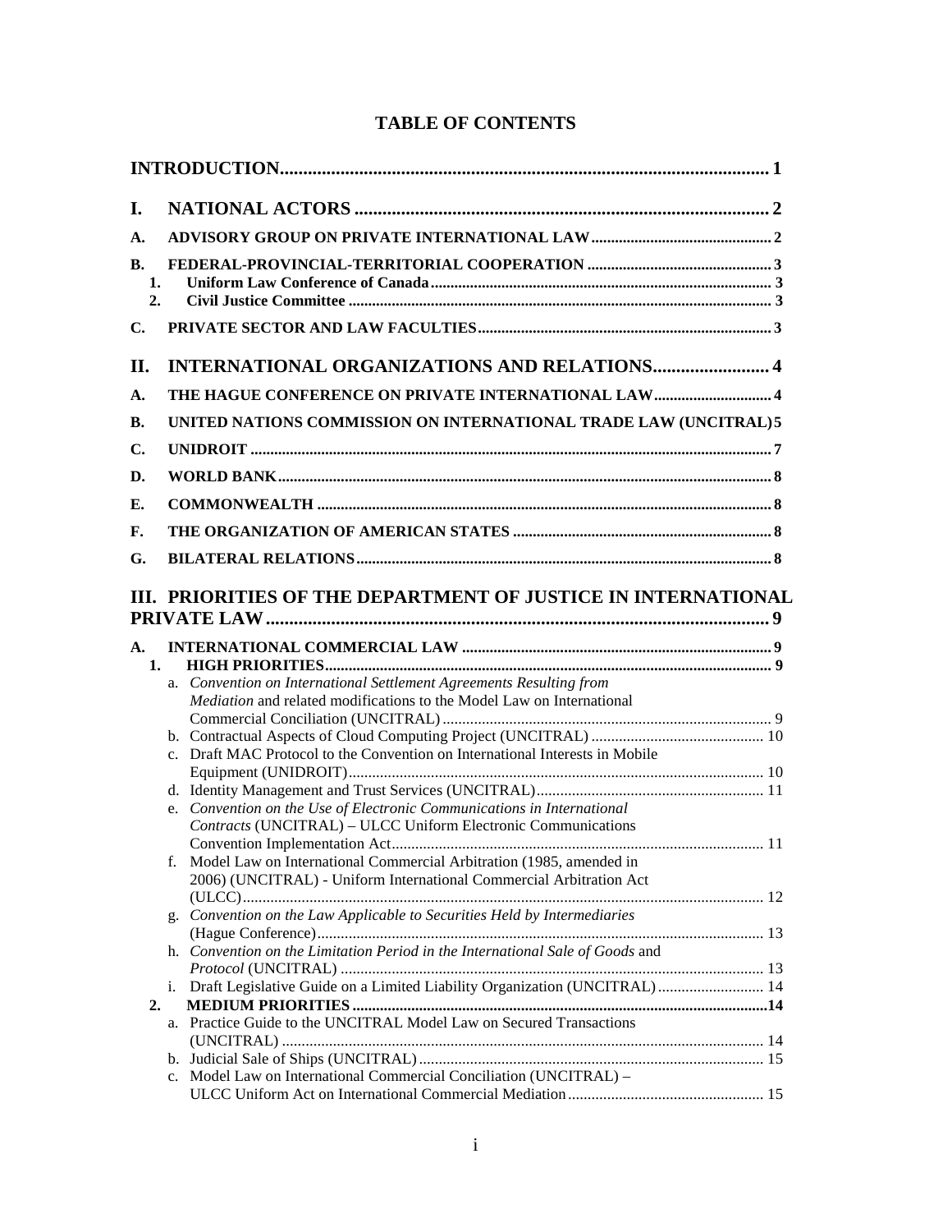# TABLE OF CONTENTS

**INTRODUCTION** ........ 1

**I. NATIONAL ACTORS** ........ 2

**A. ADVISORY GROUP ON PRIVATE INTERNATIONAL LAW** ........ 2

**B. FEDERAL-PROVINCIAL-TERRITORIAL COOPERATION** ........ 3

- **1. Uniform Law Conference of Canada** ........ 3
- **2. Civil Justice Committee** ........ 3

**C. PRIVATE SECTOR AND LAW FACULTIES** ........ 3

**II. INTERNATIONAL ORGANIZATIONS AND RELATIONS** ........ 4

**A. THE HAGUE CONFERENCE ON PRIVATE INTERNATIONAL LAW** ........ 4

**B. UNITED NATIONS COMMISSION ON INTERNATIONAL TRADE LAW (UNCITRAL)** 5

**C. UNIDROIT** ........ 7

**D. WORLD BANK** ........ 8

**E. COMMONWEALTH** ........ 8

**F. THE ORGANIZATION OF AMERICAN STATES** ........ 8

**G. BILATERAL RELATIONS** ........ 8

**III. PRIORITIES OF THE DEPARTMENT OF JUSTICE IN INTERNATIONAL PRIVATE LAW** ........ 9

**A. INTERNATIONAL COMMERCIAL LAW** ........ 9

- **1. HIGH PRIORITIES** ........ 9
  - a. *Convention on International Settlement Agreements Resulting from Mediation* and related modifications to the Model Law on International Commercial Conciliation (UNCITRAL) ........ 9
  - b. Contractual Aspects of Cloud Computing Project (UNCITRAL) ........ 10
  - c. Draft MAC Protocol to the Convention on International Interests in Mobile Equipment (UNIDROIT) ........ 10
  - d. Identity Management and Trust Services (UNCITRAL) ........ 11
  - e. *Convention on the Use of Electronic Communications in International Contracts* (UNCITRAL) – ULCC Uniform Electronic Communications Convention Implementation Act ........ 11
  - f. Model Law on International Commercial Arbitration (1985, amended in 2006) (UNCITRAL) - Uniform International Commercial Arbitration Act (ULCC) ........ 12
  - g. *Convention on the Law Applicable to Securities Held by Intermediaries* (Hague Conference) ........ 13
  - h. *Convention on the Limitation Period in the International Sale of Goods* and *Protocol* (UNCITRAL) ........ 13
  - i. Draft Legislative Guide on a Limited Liability Organization (UNCITRAL) ........ 14
- **2. MEDIUM PRIORITIES** ........ 14
  - a. Practice Guide to the UNCITRAL Model Law on Secured Transactions (UNCITRAL) ........ 14
  - b. Judicial Sale of Ships (UNCITRAL) ........ 15
  - c. Model Law on International Commercial Conciliation (UNCITRAL) – ULCC Uniform Act on International Commercial Mediation ........ 15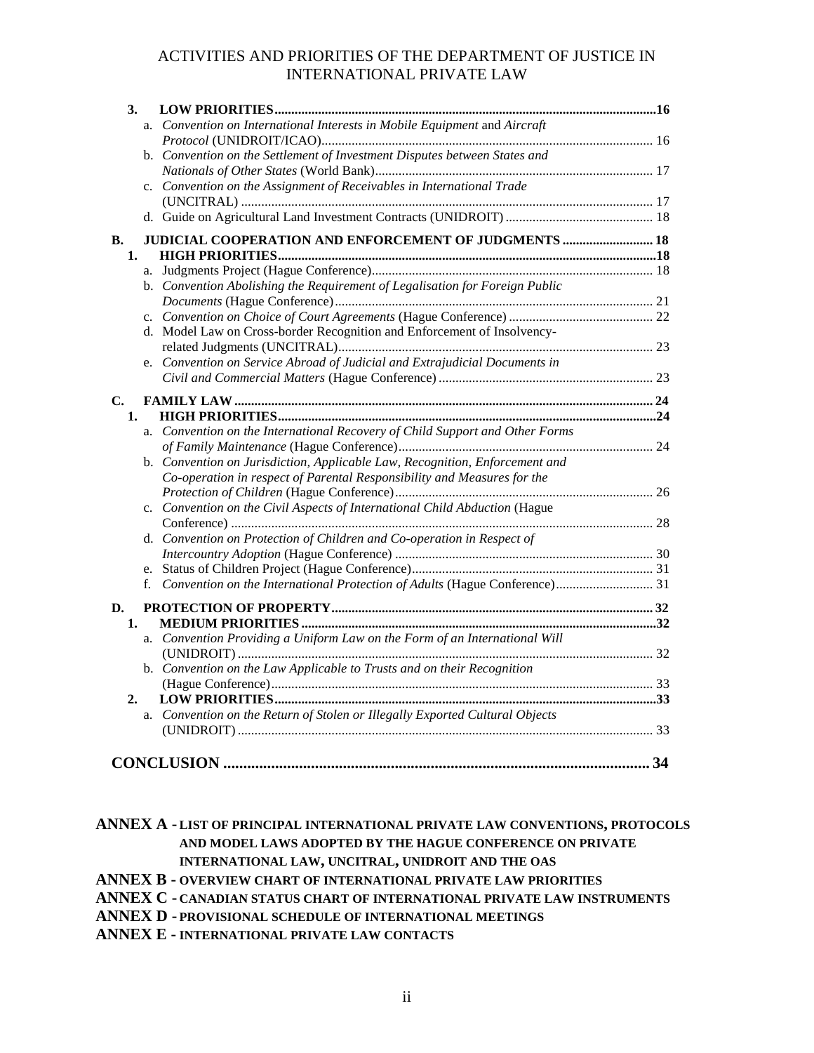ACTIVITIES AND PRIORITIES OF THE DEPARTMENT OF JUSTICE IN INTERNATIONAL PRIVATE LAW

- **3. LOW PRIORITIES** ..... **16**
  - a. *Convention on International Interests in Mobile Equipment* and *Aircraft Protocol* (UNIDROIT/ICAO) ..... 16
  - b. *Convention on the Settlement of Investment Disputes between States and Nationals of Other States* (World Bank) ..... 17
  - c. *Convention on the Assignment of Receivables in International Trade* (UNCITRAL) ..... 17
  - d. Guide on Agricultural Land Investment Contracts (UNIDROIT) ..... 18

**B. JUDICIAL COOPERATION AND ENFORCEMENT OF JUDGMENTS ..... 18**

- **1. HIGH PRIORITIES** ..... **18**
  - a. Judgments Project (Hague Conference) ..... 18
  - b. *Convention Abolishing the Requirement of Legalisation for Foreign Public Documents* (Hague Conference) ..... 21
  - c. *Convention on Choice of Court Agreements* (Hague Conference) ..... 22
  - d. Model Law on Cross-border Recognition and Enforcement of Insolvency-related Judgments (UNCITRAL) ..... 23
  - e. *Convention on Service Abroad of Judicial and Extrajudicial Documents in Civil and Commercial Matters* (Hague Conference) ..... 23

**C. FAMILY LAW ..... 24**

- **1. HIGH PRIORITIES** ..... **24**
  - a. *Convention on the International Recovery of Child Support and Other Forms of Family Maintenance* (Hague Conference) ..... 24
  - b. *Convention on Jurisdiction, Applicable Law, Recognition, Enforcement and Co-operation in respect of Parental Responsibility and Measures for the Protection of Children* (Hague Conference) ..... 26
  - c. *Convention on the Civil Aspects of International Child Abduction* (Hague Conference) ..... 28
  - d. *Convention on Protection of Children and Co-operation in Respect of Intercountry Adoption* (Hague Conference) ..... 30
  - e. Status of Children Project (Hague Conference) ..... 31
  - f. *Convention on the International Protection of Adults* (Hague Conference) ..... 31

**D. PROTECTION OF PROPERTY ..... 32**

- **1. MEDIUM PRIORITIES** ..... **32**
  - a. *Convention Providing a Uniform Law on the Form of an International Will* (UNIDROIT) ..... 32
  - b. *Convention on the Law Applicable to Trusts and on their Recognition* (Hague Conference) ..... 33
- **2. LOW PRIORITIES** ..... **33**
  - a. *Convention on the Return of Stolen or Illegally Exported Cultural Objects* (UNIDROIT) ..... 33

**CONCLUSION ..... 34**

**ANNEX A - LIST OF PRINCIPAL INTERNATIONAL PRIVATE LAW CONVENTIONS, PROTOCOLS AND MODEL LAWS ADOPTED BY THE HAGUE CONFERENCE ON PRIVATE INTERNATIONAL LAW, UNCITRAL, UNIDROIT AND THE OAS**

**ANNEX B - OVERVIEW CHART OF INTERNATIONAL PRIVATE LAW PRIORITIES**

**ANNEX C - CANADIAN STATUS CHART OF INTERNATIONAL PRIVATE LAW INSTRUMENTS**

**ANNEX D - PROVISIONAL SCHEDULE OF INTERNATIONAL MEETINGS**

**ANNEX E - INTERNATIONAL PRIVATE LAW CONTACTS**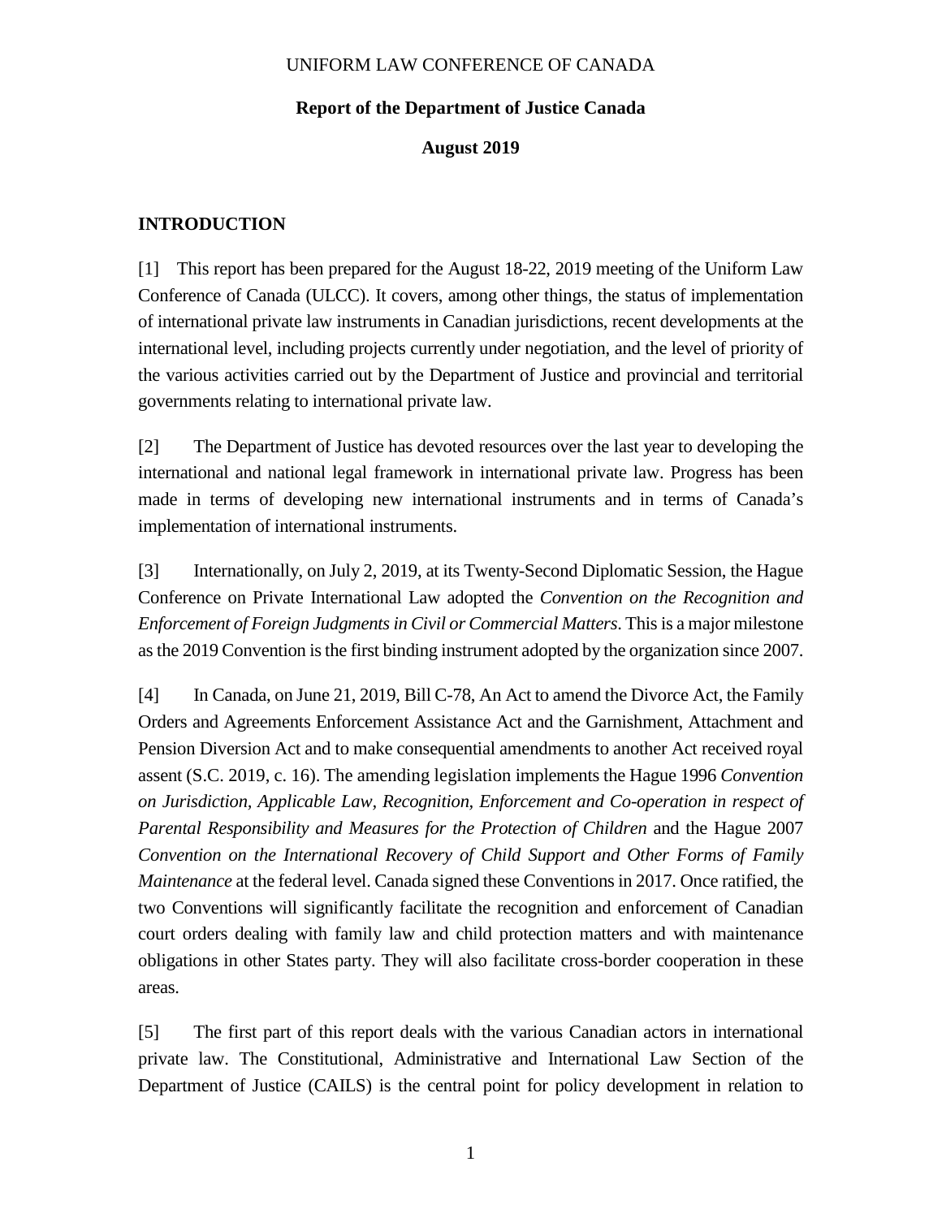UNIFORM LAW CONFERENCE OF CANADA

**Report of the Department of Justice Canada**

**August 2019**

## INTRODUCTION

[1] This report has been prepared for the August 18-22, 2019 meeting of the Uniform Law Conference of Canada (ULCC). It covers, among other things, the status of implementation of international private law instruments in Canadian jurisdictions, recent developments at the international level, including projects currently under negotiation, and the level of priority of the various activities carried out by the Department of Justice and provincial and territorial governments relating to international private law.

[2] The Department of Justice has devoted resources over the last year to developing the international and national legal framework in international private law. Progress has been made in terms of developing new international instruments and in terms of Canada's implementation of international instruments.

[3] Internationally, on July 2, 2019, at its Twenty-Second Diplomatic Session, the Hague Conference on Private International Law adopted the *Convention on the Recognition and Enforcement of Foreign Judgments in Civil or Commercial Matters*. This is a major milestone as the 2019 Convention is the first binding instrument adopted by the organization since 2007.

[4] In Canada, on June 21, 2019, Bill C-78, An Act to amend the Divorce Act, the Family Orders and Agreements Enforcement Assistance Act and the Garnishment, Attachment and Pension Diversion Act and to make consequential amendments to another Act received royal assent (S.C. 2019, c. 16). The amending legislation implements the Hague 1996 *Convention on Jurisdiction, Applicable Law, Recognition, Enforcement and Co-operation in respect of Parental Responsibility and Measures for the Protection of Children* and the Hague 2007 *Convention on the International Recovery of Child Support and Other Forms of Family Maintenance* at the federal level. Canada signed these Conventions in 2017. Once ratified, the two Conventions will significantly facilitate the recognition and enforcement of Canadian court orders dealing with family law and child protection matters and with maintenance obligations in other States party. They will also facilitate cross-border cooperation in these areas.

[5] The first part of this report deals with the various Canadian actors in international private law. The Constitutional, Administrative and International Law Section of the Department of Justice (CAILS) is the central point for policy development in relation to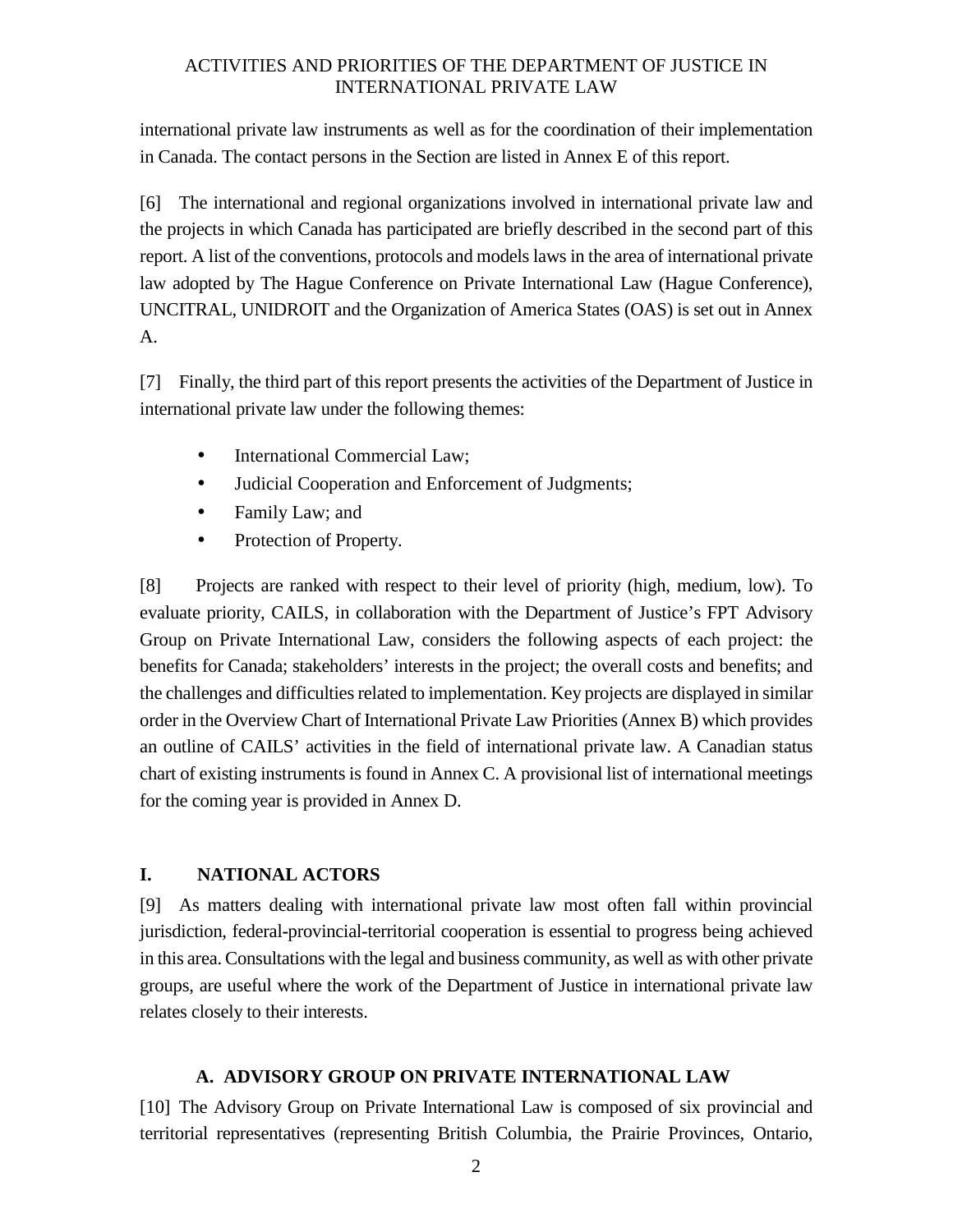international private law instruments as well as for the coordination of their implementation in Canada. The contact persons in the Section are listed in Annex E of this report.

[6] The international and regional organizations involved in international private law and the projects in which Canada has participated are briefly described in the second part of this report. A list of the conventions, protocols and models laws in the area of international private law adopted by The Hague Conference on Private International Law (Hague Conference), UNCITRAL, UNIDROIT and the Organization of America States (OAS) is set out in Annex A.

[7] Finally, the third part of this report presents the activities of the Department of Justice in international private law under the following themes:

- International Commercial Law;
- Judicial Cooperation and Enforcement of Judgments;
- Family Law; and
- Protection of Property.

[8] Projects are ranked with respect to their level of priority (high, medium, low). To evaluate priority, CAILS, in collaboration with the Department of Justice's FPT Advisory Group on Private International Law, considers the following aspects of each project: the benefits for Canada; stakeholders' interests in the project; the overall costs and benefits; and the challenges and difficulties related to implementation. Key projects are displayed in similar order in the Overview Chart of International Private Law Priorities (Annex B) which provides an outline of CAILS' activities in the field of international private law. A Canadian status chart of existing instruments is found in Annex C. A provisional list of international meetings for the coming year is provided in Annex D.

## I. NATIONAL ACTORS

[9] As matters dealing with international private law most often fall within provincial jurisdiction, federal-provincial-territorial cooperation is essential to progress being achieved in this area. Consultations with the legal and business community, as well as with other private groups, are useful where the work of the Department of Justice in international private law relates closely to their interests.

### A. ADVISORY GROUP ON PRIVATE INTERNATIONAL LAW

[10] The Advisory Group on Private International Law is composed of six provincial and territorial representatives (representing British Columbia, the Prairie Provinces, Ontario,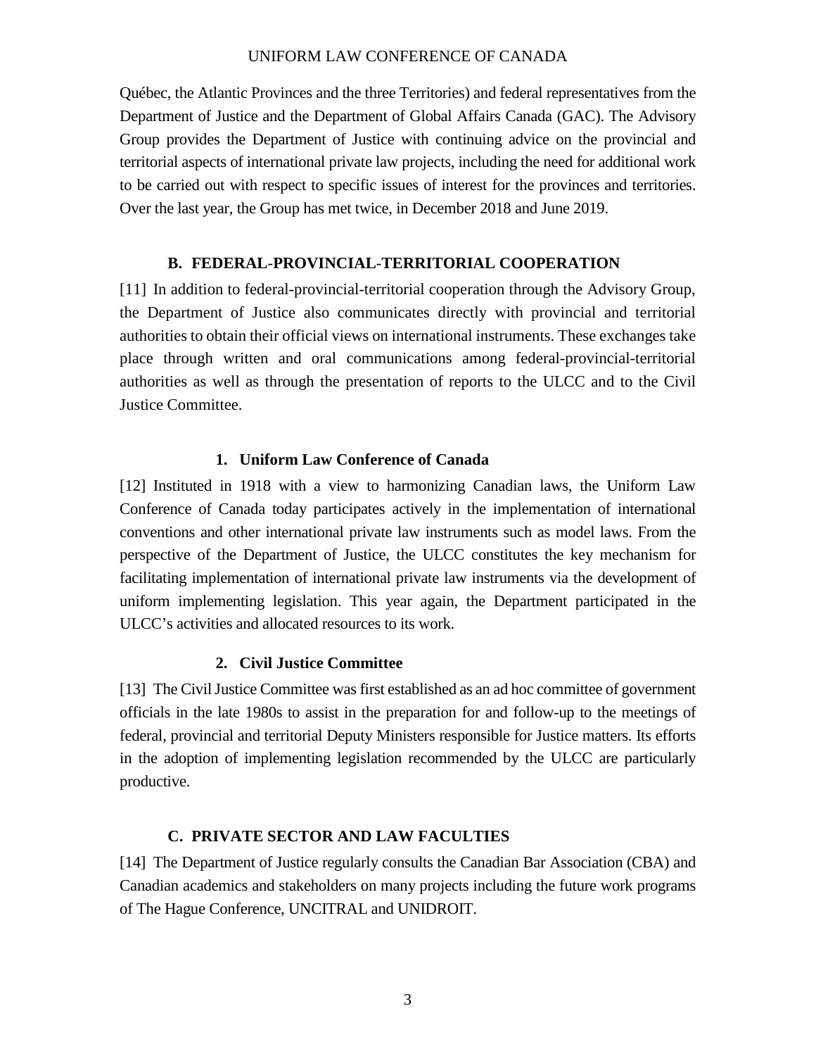Québec, the Atlantic Provinces and the three Territories) and federal representatives from the Department of Justice and the Department of Global Affairs Canada (GAC). The Advisory Group provides the Department of Justice with continuing advice on the provincial and territorial aspects of international private law projects, including the need for additional work to be carried out with respect to specific issues of interest for the provinces and territories. Over the last year, the Group has met twice, in December 2018 and June 2019.

## B. FEDERAL-PROVINCIAL-TERRITORIAL COOPERATION

[11] In addition to federal-provincial-territorial cooperation through the Advisory Group, the Department of Justice also communicates directly with provincial and territorial authorities to obtain their official views on international instruments. These exchanges take place through written and oral communications among federal-provincial-territorial authorities as well as through the presentation of reports to the ULCC and to the Civil Justice Committee.

### 1. Uniform Law Conference of Canada

[12] Instituted in 1918 with a view to harmonizing Canadian laws, the Uniform Law Conference of Canada today participates actively in the implementation of international conventions and other international private law instruments such as model laws. From the perspective of the Department of Justice, the ULCC constitutes the key mechanism for facilitating implementation of international private law instruments via the development of uniform implementing legislation. This year again, the Department participated in the ULCC's activities and allocated resources to its work.

### 2. Civil Justice Committee

[13] The Civil Justice Committee was first established as an ad hoc committee of government officials in the late 1980s to assist in the preparation for and follow-up to the meetings of federal, provincial and territorial Deputy Ministers responsible for Justice matters. Its efforts in the adoption of implementing legislation recommended by the ULCC are particularly productive.

## C. PRIVATE SECTOR AND LAW FACULTIES

[14] The Department of Justice regularly consults the Canadian Bar Association (CBA) and Canadian academics and stakeholders on many projects including the future work programs of The Hague Conference, UNCITRAL and UNIDROIT.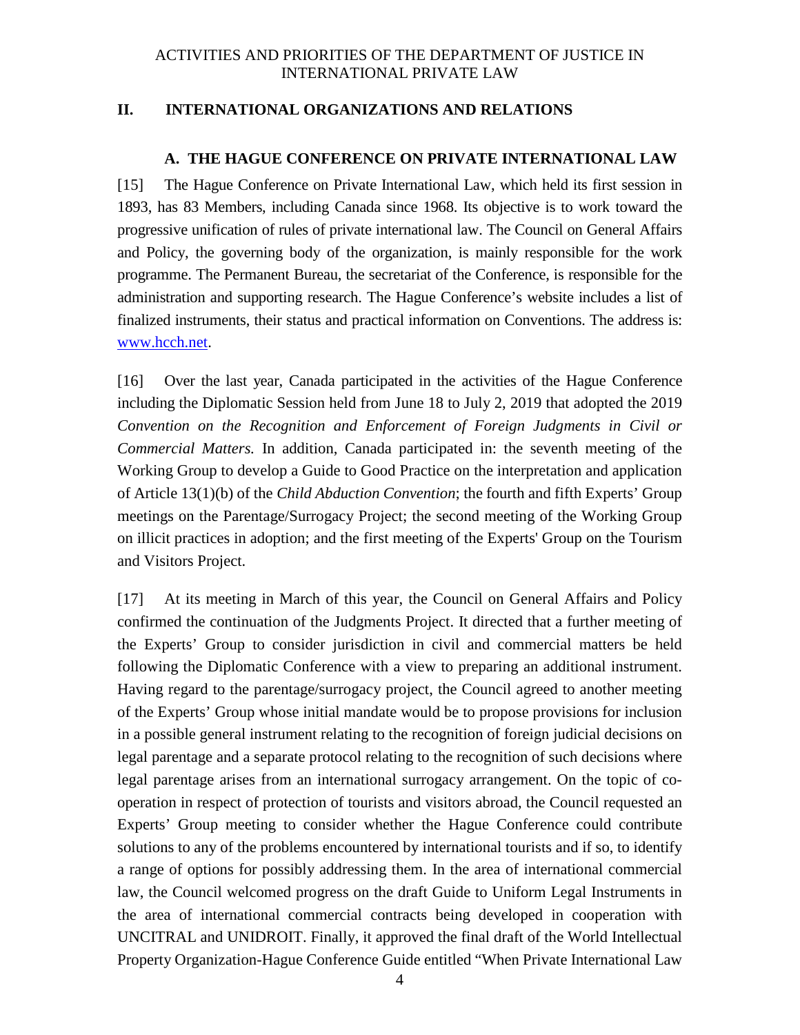## II. INTERNATIONAL ORGANIZATIONS AND RELATIONS

### A. THE HAGUE CONFERENCE ON PRIVATE INTERNATIONAL LAW

[15] The Hague Conference on Private International Law, which held its first session in 1893, has 83 Members, including Canada since 1968. Its objective is to work toward the progressive unification of rules of private international law. The Council on General Affairs and Policy, the governing body of the organization, is mainly responsible for the work programme. The Permanent Bureau, the secretariat of the Conference, is responsible for the administration and supporting research. The Hague Conference's website includes a list of finalized instruments, their status and practical information on Conventions. The address is: www.hcch.net.

[16] Over the last year, Canada participated in the activities of the Hague Conference including the Diplomatic Session held from June 18 to July 2, 2019 that adopted the 2019 *Convention on the Recognition and Enforcement of Foreign Judgments in Civil or Commercial Matters.* In addition, Canada participated in: the seventh meeting of the Working Group to develop a Guide to Good Practice on the interpretation and application of Article 13(1)(b) of the *Child Abduction Convention*; the fourth and fifth Experts' Group meetings on the Parentage/Surrogacy Project; the second meeting of the Working Group on illicit practices in adoption; and the first meeting of the Experts' Group on the Tourism and Visitors Project.

[17] At its meeting in March of this year, the Council on General Affairs and Policy confirmed the continuation of the Judgments Project. It directed that a further meeting of the Experts' Group to consider jurisdiction in civil and commercial matters be held following the Diplomatic Conference with a view to preparing an additional instrument. Having regard to the parentage/surrogacy project, the Council agreed to another meeting of the Experts' Group whose initial mandate would be to propose provisions for inclusion in a possible general instrument relating to the recognition of foreign judicial decisions on legal parentage and a separate protocol relating to the recognition of such decisions where legal parentage arises from an international surrogacy arrangement. On the topic of co-operation in respect of protection of tourists and visitors abroad, the Council requested an Experts' Group meeting to consider whether the Hague Conference could contribute solutions to any of the problems encountered by international tourists and if so, to identify a range of options for possibly addressing them. In the area of international commercial law, the Council welcomed progress on the draft Guide to Uniform Legal Instruments in the area of international commercial contracts being developed in cooperation with UNCITRAL and UNIDROIT. Finally, it approved the final draft of the World Intellectual Property Organization-Hague Conference Guide entitled "When Private International Law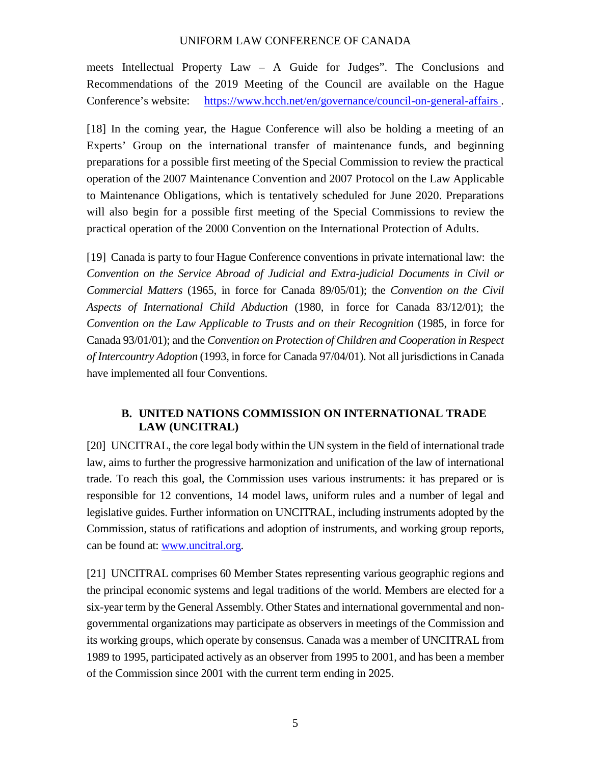meets Intellectual Property Law – A Guide for Judges". The Conclusions and Recommendations of the 2019 Meeting of the Council are available on the Hague Conference's website: https://www.hcch.net/en/governance/council-on-general-affairs .

[18] In the coming year, the Hague Conference will also be holding a meeting of an Experts' Group on the international transfer of maintenance funds, and beginning preparations for a possible first meeting of the Special Commission to review the practical operation of the 2007 Maintenance Convention and 2007 Protocol on the Law Applicable to Maintenance Obligations, which is tentatively scheduled for June 2020. Preparations will also begin for a possible first meeting of the Special Commissions to review the practical operation of the 2000 Convention on the International Protection of Adults.

[19] Canada is party to four Hague Conference conventions in private international law: the *Convention on the Service Abroad of Judicial and Extra-judicial Documents in Civil or Commercial Matters* (1965, in force for Canada 89/05/01); the *Convention on the Civil Aspects of International Child Abduction* (1980, in force for Canada 83/12/01); the *Convention on the Law Applicable to Trusts and on their Recognition* (1985, in force for Canada 93/01/01); and the *Convention on Protection of Children and Cooperation in Respect of Intercountry Adoption* (1993, in force for Canada 97/04/01). Not all jurisdictions in Canada have implemented all four Conventions.

## B. UNITED NATIONS COMMISSION ON INTERNATIONAL TRADE LAW (UNCITRAL)

[20] UNCITRAL, the core legal body within the UN system in the field of international trade law, aims to further the progressive harmonization and unification of the law of international trade. To reach this goal, the Commission uses various instruments: it has prepared or is responsible for 12 conventions, 14 model laws, uniform rules and a number of legal and legislative guides. Further information on UNCITRAL, including instruments adopted by the Commission, status of ratifications and adoption of instruments, and working group reports, can be found at: www.uncitral.org.

[21] UNCITRAL comprises 60 Member States representing various geographic regions and the principal economic systems and legal traditions of the world. Members are elected for a six-year term by the General Assembly. Other States and international governmental and non-governmental organizations may participate as observers in meetings of the Commission and its working groups, which operate by consensus. Canada was a member of UNCITRAL from 1989 to 1995, participated actively as an observer from 1995 to 2001, and has been a member of the Commission since 2001 with the current term ending in 2025.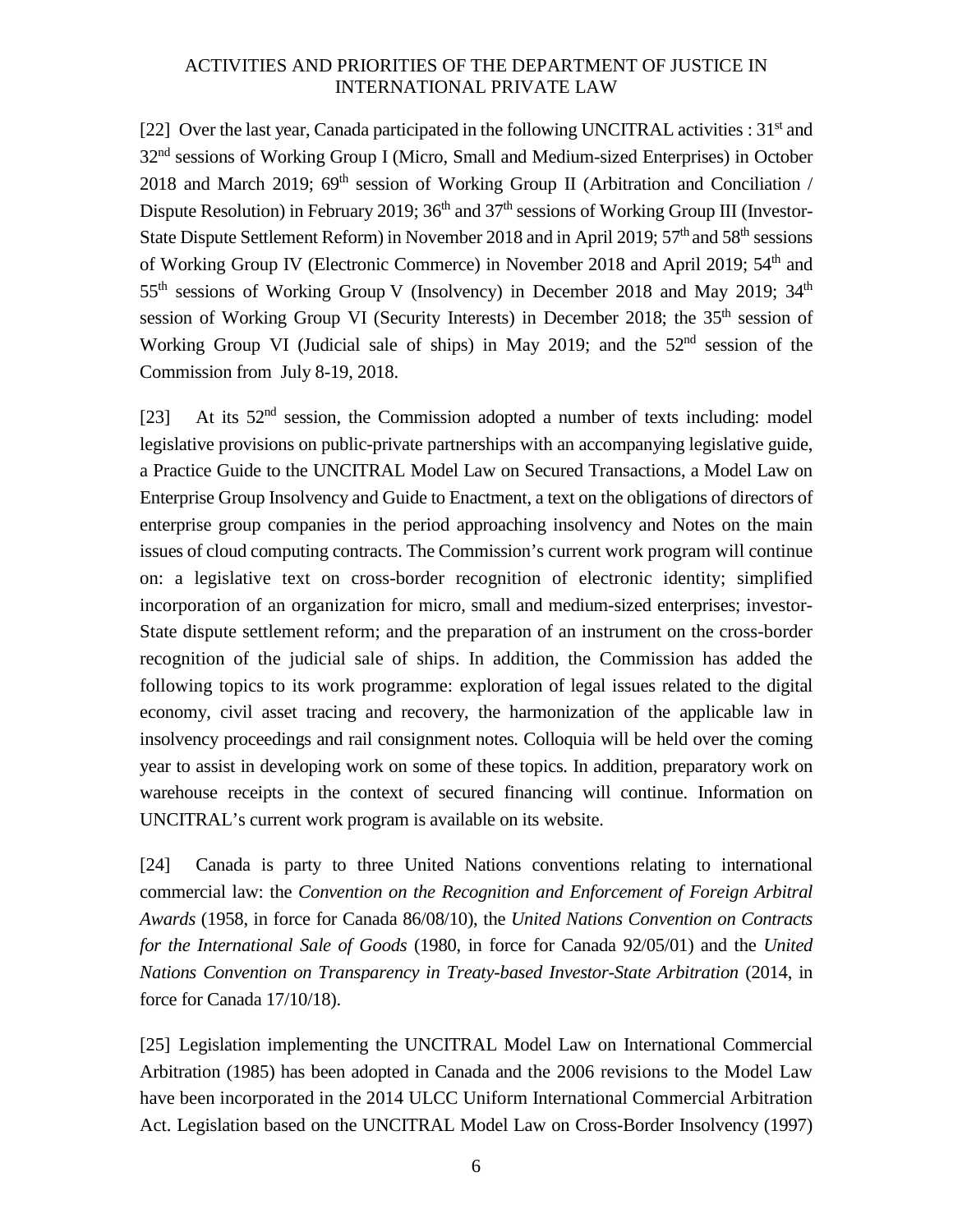# ACTIVITIES AND PRIORITIES OF THE DEPARTMENT OF JUSTICE IN INTERNATIONAL PRIVATE LAW

[22] Over the last year, Canada participated in the following UNCITRAL activities : 31st and 32nd sessions of Working Group I (Micro, Small and Medium-sized Enterprises) in October 2018 and March 2019; 69th session of Working Group II (Arbitration and Conciliation / Dispute Resolution) in February 2019; 36th and 37th sessions of Working Group III (Investor-State Dispute Settlement Reform) in November 2018 and in April 2019; 57th and 58th sessions of Working Group IV (Electronic Commerce) in November 2018 and April 2019; 54th and 55th sessions of Working Group V (Insolvency) in December 2018 and May 2019; 34th session of Working Group VI (Security Interests) in December 2018; the 35th session of Working Group VI (Judicial sale of ships) in May 2019; and the 52nd session of the Commission from July 8-19, 2018.

[23] At its 52nd session, the Commission adopted a number of texts including: model legislative provisions on public-private partnerships with an accompanying legislative guide, a Practice Guide to the UNCITRAL Model Law on Secured Transactions, a Model Law on Enterprise Group Insolvency and Guide to Enactment, a text on the obligations of directors of enterprise group companies in the period approaching insolvency and Notes on the main issues of cloud computing contracts. The Commission's current work program will continue on: a legislative text on cross-border recognition of electronic identity; simplified incorporation of an organization for micro, small and medium-sized enterprises; investor-State dispute settlement reform; and the preparation of an instrument on the cross-border recognition of the judicial sale of ships. In addition, the Commission has added the following topics to its work programme: exploration of legal issues related to the digital economy, civil asset tracing and recovery, the harmonization of the applicable law in insolvency proceedings and rail consignment notes. Colloquia will be held over the coming year to assist in developing work on some of these topics. In addition, preparatory work on warehouse receipts in the context of secured financing will continue. Information on UNCITRAL's current work program is available on its website.

[24] Canada is party to three United Nations conventions relating to international commercial law: the *Convention on the Recognition and Enforcement of Foreign Arbitral Awards* (1958, in force for Canada 86/08/10), the *United Nations Convention on Contracts for the International Sale of Goods* (1980, in force for Canada 92/05/01) and the *United Nations Convention on Transparency in Treaty-based Investor-State Arbitration* (2014, in force for Canada 17/10/18).

[25] Legislation implementing the UNCITRAL Model Law on International Commercial Arbitration (1985) has been adopted in Canada and the 2006 revisions to the Model Law have been incorporated in the 2014 ULCC Uniform International Commercial Arbitration Act. Legislation based on the UNCITRAL Model Law on Cross-Border Insolvency (1997)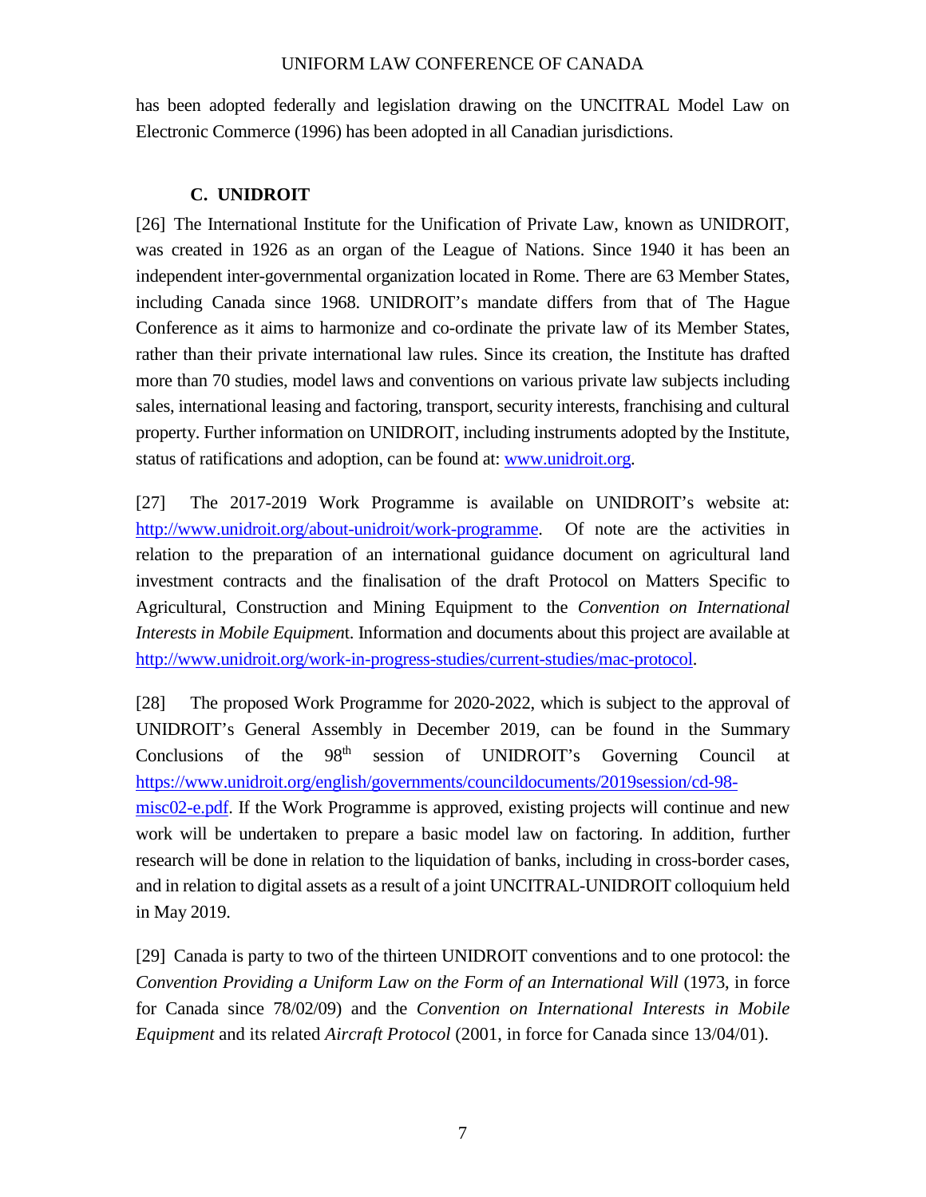has been adopted federally and legislation drawing on the UNCITRAL Model Law on Electronic Commerce (1996) has been adopted in all Canadian jurisdictions.

### C. UNIDROIT

[26] The International Institute for the Unification of Private Law, known as UNIDROIT, was created in 1926 as an organ of the League of Nations. Since 1940 it has been an independent inter-governmental organization located in Rome. There are 63 Member States, including Canada since 1968. UNIDROIT's mandate differs from that of The Hague Conference as it aims to harmonize and co-ordinate the private law of its Member States, rather than their private international law rules. Since its creation, the Institute has drafted more than 70 studies, model laws and conventions on various private law subjects including sales, international leasing and factoring, transport, security interests, franchising and cultural property. Further information on UNIDROIT, including instruments adopted by the Institute, status of ratifications and adoption, can be found at: [www.unidroit.org](http://www.unidroit.org).

[27] The 2017-2019 Work Programme is available on UNIDROIT's website at: [http://www.unidroit.org/about-unidroit/work-programme](http://www.unidroit.org/about-unidroit/work-programme). Of note are the activities in relation to the preparation of an international guidance document on agricultural land investment contracts and the finalisation of the draft Protocol on Matters Specific to Agricultural, Construction and Mining Equipment to the *Convention on International Interests in Mobile Equipment*. Information and documents about this project are available at [http://www.unidroit.org/work-in-progress-studies/current-studies/mac-protocol](http://www.unidroit.org/work-in-progress-studies/current-studies/mac-protocol).

[28] The proposed Work Programme for 2020-2022, which is subject to the approval of UNIDROIT's General Assembly in December 2019, can be found in the Summary Conclusions of the 98th session of UNIDROIT's Governing Council at [https://www.unidroit.org/english/governments/councildocuments/2019session/cd-98-misc02-e.pdf](https://www.unidroit.org/english/governments/councildocuments/2019session/cd-98-misc02-e.pdf). If the Work Programme is approved, existing projects will continue and new work will be undertaken to prepare a basic model law on factoring. In addition, further research will be done in relation to the liquidation of banks, including in cross-border cases, and in relation to digital assets as a result of a joint UNCITRAL-UNIDROIT colloquium held in May 2019.

[29] Canada is party to two of the thirteen UNIDROIT conventions and to one protocol: the *Convention Providing a Uniform Law on the Form of an International Will* (1973, in force for Canada since 78/02/09) and the *Convention on International Interests in Mobile Equipment* and its related *Aircraft Protocol* (2001, in force for Canada since 13/04/01).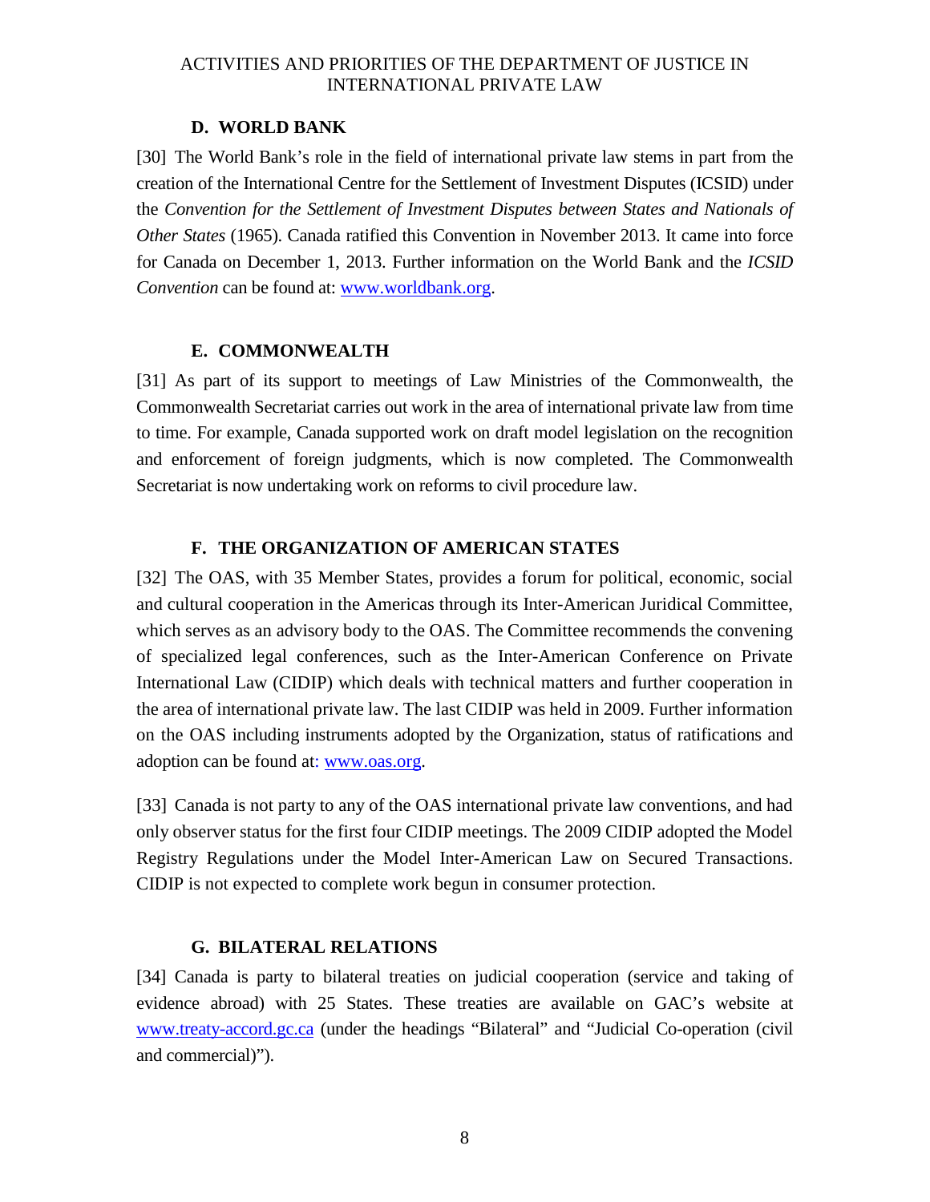### D. WORLD BANK

[30] The World Bank's role in the field of international private law stems in part from the creation of the International Centre for the Settlement of Investment Disputes (ICSID) under the *Convention for the Settlement of Investment Disputes between States and Nationals of Other States* (1965). Canada ratified this Convention in November 2013. It came into force for Canada on December 1, 2013. Further information on the World Bank and the *ICSID Convention* can be found at: www.worldbank.org.

### E. COMMONWEALTH

[31] As part of its support to meetings of Law Ministries of the Commonwealth, the Commonwealth Secretariat carries out work in the area of international private law from time to time. For example, Canada supported work on draft model legislation on the recognition and enforcement of foreign judgments, which is now completed. The Commonwealth Secretariat is now undertaking work on reforms to civil procedure law.

### F. THE ORGANIZATION OF AMERICAN STATES

[32] The OAS, with 35 Member States, provides a forum for political, economic, social and cultural cooperation in the Americas through its Inter-American Juridical Committee, which serves as an advisory body to the OAS. The Committee recommends the convening of specialized legal conferences, such as the Inter-American Conference on Private International Law (CIDIP) which deals with technical matters and further cooperation in the area of international private law. The last CIDIP was held in 2009. Further information on the OAS including instruments adopted by the Organization, status of ratifications and adoption can be found at: www.oas.org.

[33] Canada is not party to any of the OAS international private law conventions, and had only observer status for the first four CIDIP meetings. The 2009 CIDIP adopted the Model Registry Regulations under the Model Inter-American Law on Secured Transactions. CIDIP is not expected to complete work begun in consumer protection.

### G. BILATERAL RELATIONS

[34] Canada is party to bilateral treaties on judicial cooperation (service and taking of evidence abroad) with 25 States. These treaties are available on GAC's website at www.treaty-accord.gc.ca (under the headings "Bilateral" and "Judicial Co-operation (civil and commercial)").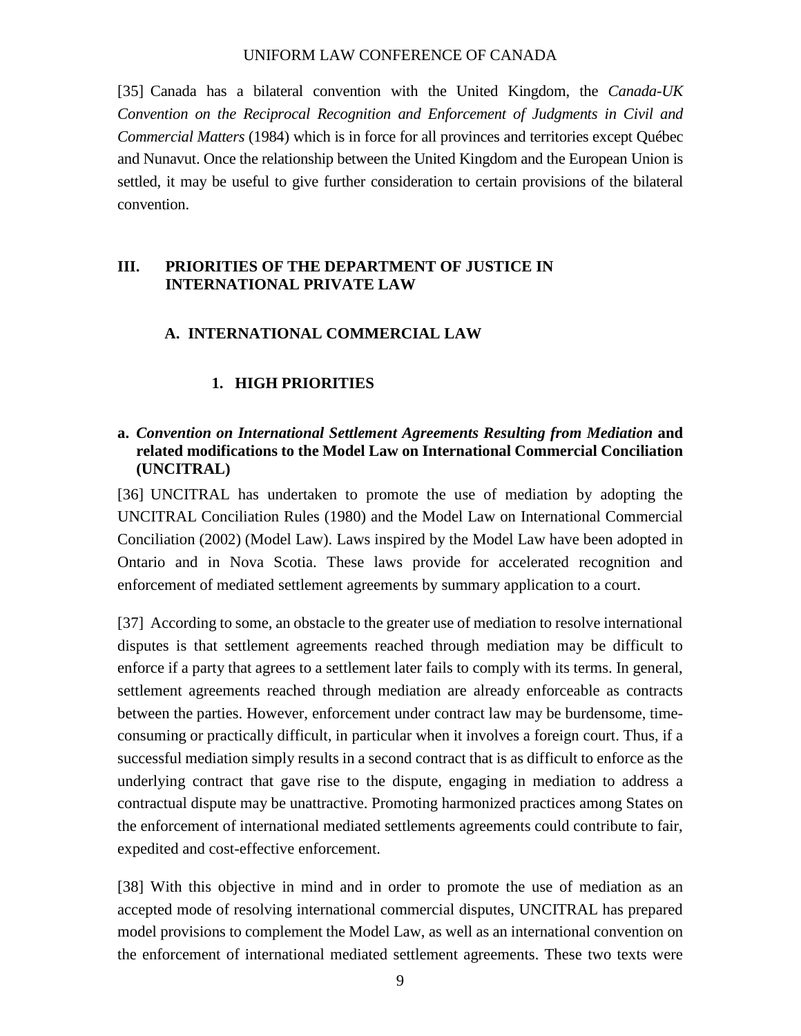[35] Canada has a bilateral convention with the United Kingdom, the *Canada-UK Convention on the Reciprocal Recognition and Enforcement of Judgments in Civil and Commercial Matters* (1984) which is in force for all provinces and territories except Québec and Nunavut. Once the relationship between the United Kingdom and the European Union is settled, it may be useful to give further consideration to certain provisions of the bilateral convention.

## III. PRIORITIES OF THE DEPARTMENT OF JUSTICE IN INTERNATIONAL PRIVATE LAW

### A. INTERNATIONAL COMMERCIAL LAW

#### 1. HIGH PRIORITIES

**a. *Convention on International Settlement Agreements Resulting from Mediation* and related modifications to the Model Law on International Commercial Conciliation (UNCITRAL)**

[36] UNCITRAL has undertaken to promote the use of mediation by adopting the UNCITRAL Conciliation Rules (1980) and the Model Law on International Commercial Conciliation (2002) (Model Law). Laws inspired by the Model Law have been adopted in Ontario and in Nova Scotia. These laws provide for accelerated recognition and enforcement of mediated settlement agreements by summary application to a court.

[37] According to some, an obstacle to the greater use of mediation to resolve international disputes is that settlement agreements reached through mediation may be difficult to enforce if a party that agrees to a settlement later fails to comply with its terms. In general, settlement agreements reached through mediation are already enforceable as contracts between the parties. However, enforcement under contract law may be burdensome, time-consuming or practically difficult, in particular when it involves a foreign court. Thus, if a successful mediation simply results in a second contract that is as difficult to enforce as the underlying contract that gave rise to the dispute, engaging in mediation to address a contractual dispute may be unattractive. Promoting harmonized practices among States on the enforcement of international mediated settlements agreements could contribute to fair, expedited and cost-effective enforcement.

[38] With this objective in mind and in order to promote the use of mediation as an accepted mode of resolving international commercial disputes, UNCITRAL has prepared model provisions to complement the Model Law, as well as an international convention on the enforcement of international mediated settlement agreements. These two texts were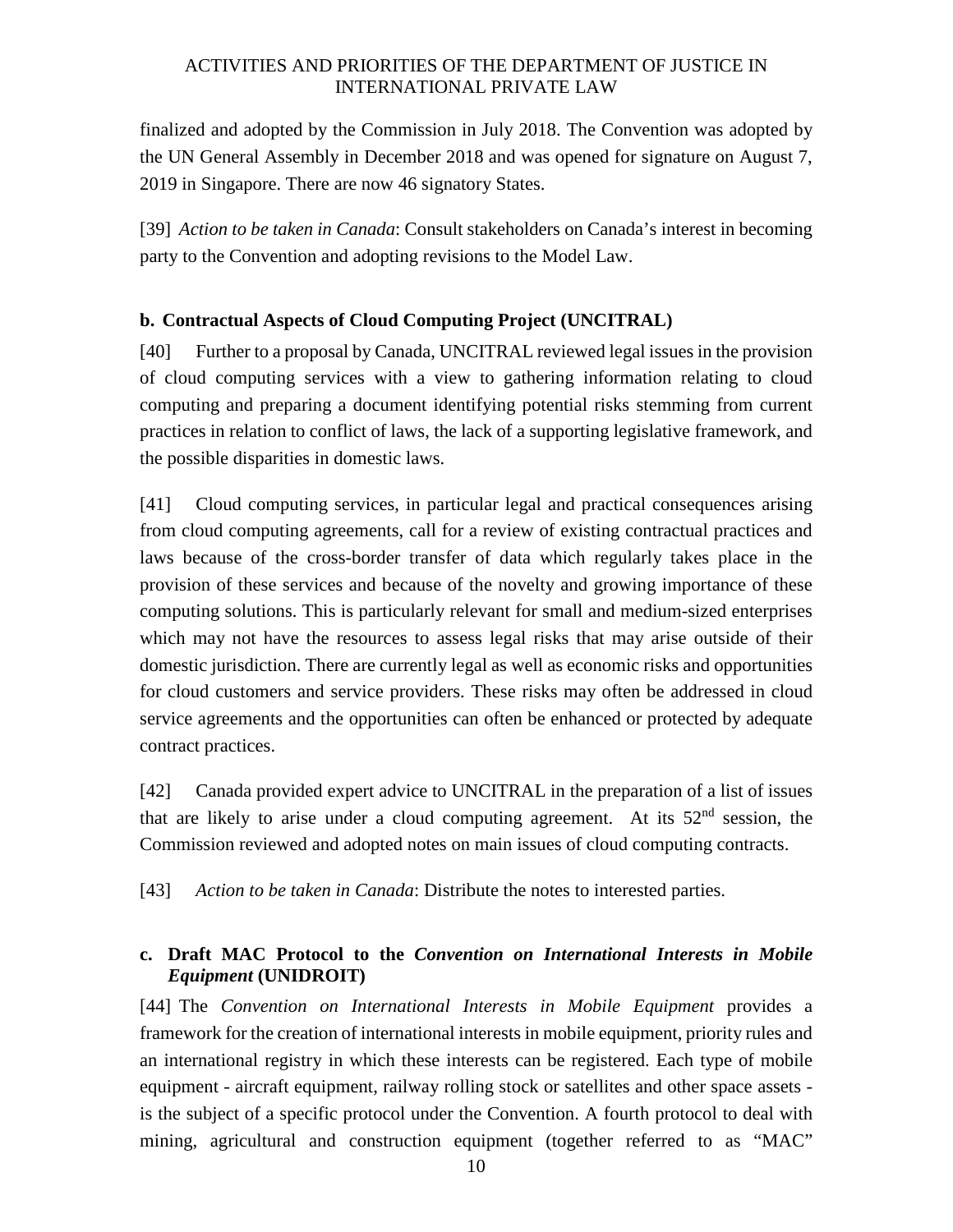finalized and adopted by the Commission in July 2018. The Convention was adopted by the UN General Assembly in December 2018 and was opened for signature on August 7, 2019 in Singapore. There are now 46 signatory States.

[39] *Action to be taken in Canada*: Consult stakeholders on Canada's interest in becoming party to the Convention and adopting revisions to the Model Law.

### b. Contractual Aspects of Cloud Computing Project (UNCITRAL)

[40] Further to a proposal by Canada, UNCITRAL reviewed legal issues in the provision of cloud computing services with a view to gathering information relating to cloud computing and preparing a document identifying potential risks stemming from current practices in relation to conflict of laws, the lack of a supporting legislative framework, and the possible disparities in domestic laws.

[41] Cloud computing services, in particular legal and practical consequences arising from cloud computing agreements, call for a review of existing contractual practices and laws because of the cross-border transfer of data which regularly takes place in the provision of these services and because of the novelty and growing importance of these computing solutions. This is particularly relevant for small and medium-sized enterprises which may not have the resources to assess legal risks that may arise outside of their domestic jurisdiction. There are currently legal as well as economic risks and opportunities for cloud customers and service providers. These risks may often be addressed in cloud service agreements and the opportunities can often be enhanced or protected by adequate contract practices.

[42] Canada provided expert advice to UNCITRAL in the preparation of a list of issues that are likely to arise under a cloud computing agreement. At its 52nd session, the Commission reviewed and adopted notes on main issues of cloud computing contracts.

[43] *Action to be taken in Canada*: Distribute the notes to interested parties.

### c. Draft MAC Protocol to the *Convention on International Interests in Mobile Equipment* (UNIDROIT)

[44] The *Convention on International Interests in Mobile Equipment* provides a framework for the creation of international interests in mobile equipment, priority rules and an international registry in which these interests can be registered. Each type of mobile equipment - aircraft equipment, railway rolling stock or satellites and other space assets - is the subject of a specific protocol under the Convention. A fourth protocol to deal with mining, agricultural and construction equipment (together referred to as "MAC"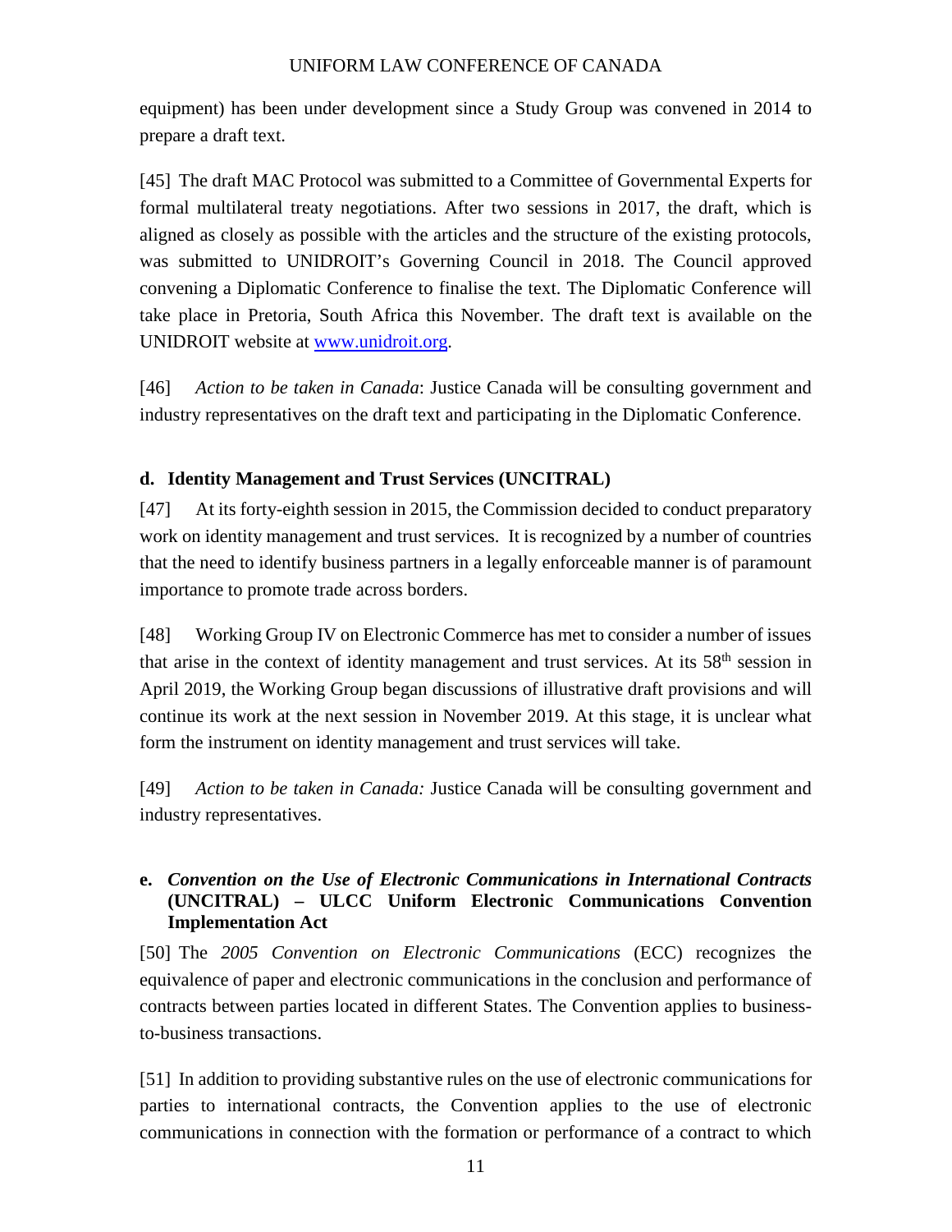equipment) has been under development since a Study Group was convened in 2014 to prepare a draft text.

[45] The draft MAC Protocol was submitted to a Committee of Governmental Experts for formal multilateral treaty negotiations. After two sessions in 2017, the draft, which is aligned as closely as possible with the articles and the structure of the existing protocols, was submitted to UNIDROIT's Governing Council in 2018. The Council approved convening a Diplomatic Conference to finalise the text. The Diplomatic Conference will take place in Pretoria, South Africa this November. The draft text is available on the UNIDROIT website at [www.unidroit.org](www.unidroit.org).

[46] *Action to be taken in Canada*: Justice Canada will be consulting government and industry representatives on the draft text and participating in the Diplomatic Conference.

### d. Identity Management and Trust Services (UNCITRAL)

[47] At its forty-eighth session in 2015, the Commission decided to conduct preparatory work on identity management and trust services. It is recognized by a number of countries that the need to identify business partners in a legally enforceable manner is of paramount importance to promote trade across borders.

[48] Working Group IV on Electronic Commerce has met to consider a number of issues that arise in the context of identity management and trust services. At its 58th session in April 2019, the Working Group began discussions of illustrative draft provisions and will continue its work at the next session in November 2019. At this stage, it is unclear what form the instrument on identity management and trust services will take.

[49] *Action to be taken in Canada:* Justice Canada will be consulting government and industry representatives.

### e. *Convention on the Use of Electronic Communications in International Contracts* (UNCITRAL) – ULCC Uniform Electronic Communications Convention Implementation Act

[50] The *2005 Convention on Electronic Communications* (ECC) recognizes the equivalence of paper and electronic communications in the conclusion and performance of contracts between parties located in different States. The Convention applies to business-to-business transactions.

[51] In addition to providing substantive rules on the use of electronic communications for parties to international contracts, the Convention applies to the use of electronic communications in connection with the formation or performance of a contract to which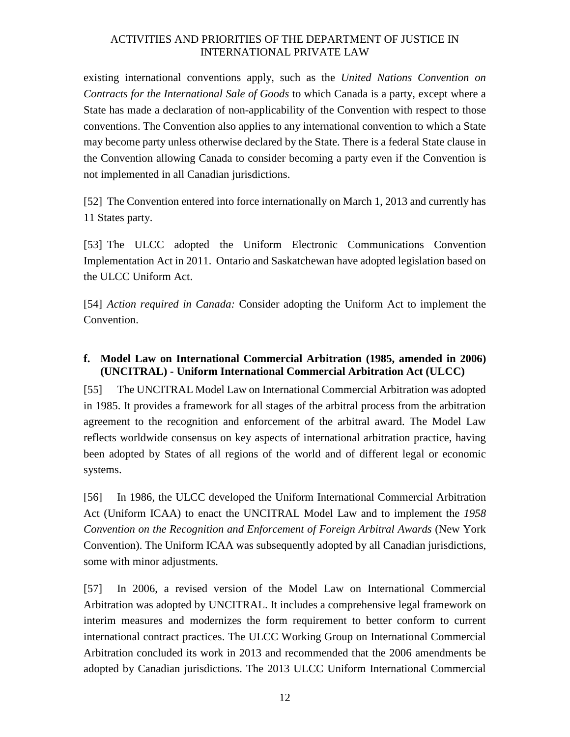existing international conventions apply, such as the *United Nations Convention on Contracts for the International Sale of Goods* to which Canada is a party, except where a State has made a declaration of non-applicability of the Convention with respect to those conventions. The Convention also applies to any international convention to which a State may become party unless otherwise declared by the State. There is a federal State clause in the Convention allowing Canada to consider becoming a party even if the Convention is not implemented in all Canadian jurisdictions.

[52] The Convention entered into force internationally on March 1, 2013 and currently has 11 States party.

[53] The ULCC adopted the Uniform Electronic Communications Convention Implementation Act in 2011. Ontario and Saskatchewan have adopted legislation based on the ULCC Uniform Act.

[54] *Action required in Canada:* Consider adopting the Uniform Act to implement the Convention.

### f. Model Law on International Commercial Arbitration (1985, amended in 2006) (UNCITRAL) - Uniform International Commercial Arbitration Act (ULCC)

[55] The UNCITRAL Model Law on International Commercial Arbitration was adopted in 1985. It provides a framework for all stages of the arbitral process from the arbitration agreement to the recognition and enforcement of the arbitral award. The Model Law reflects worldwide consensus on key aspects of international arbitration practice, having been adopted by States of all regions of the world and of different legal or economic systems.

[56] In 1986, the ULCC developed the Uniform International Commercial Arbitration Act (Uniform ICAA) to enact the UNCITRAL Model Law and to implement the *1958 Convention on the Recognition and Enforcement of Foreign Arbitral Awards* (New York Convention). The Uniform ICAA was subsequently adopted by all Canadian jurisdictions, some with minor adjustments.

[57] In 2006, a revised version of the Model Law on International Commercial Arbitration was adopted by UNCITRAL. It includes a comprehensive legal framework on interim measures and modernizes the form requirement to better conform to current international contract practices. The ULCC Working Group on International Commercial Arbitration concluded its work in 2013 and recommended that the 2006 amendments be adopted by Canadian jurisdictions. The 2013 ULCC Uniform International Commercial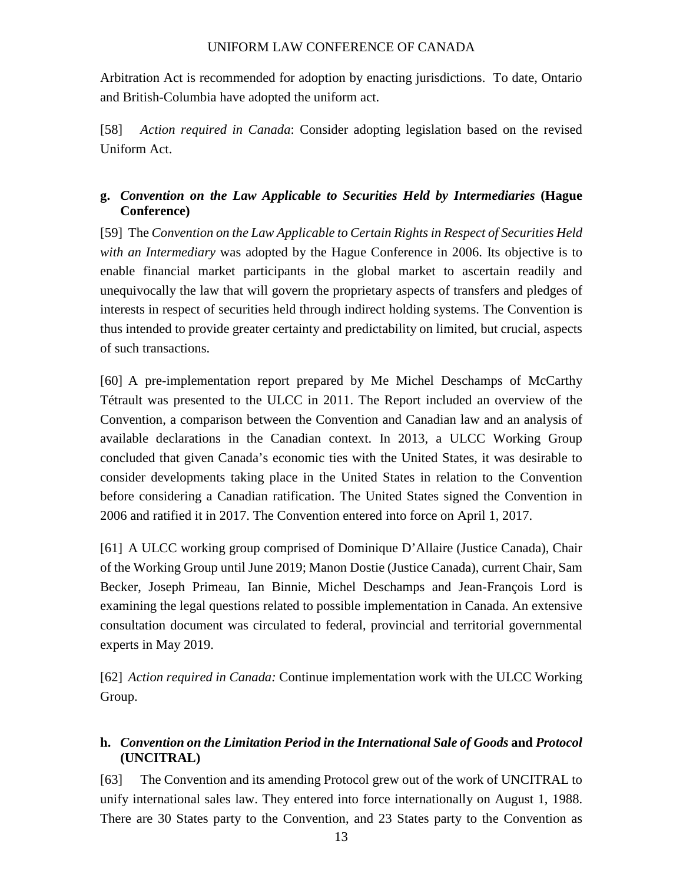Arbitration Act is recommended for adoption by enacting jurisdictions. To date, Ontario and British-Columbia have adopted the uniform act.

[58] *Action required in Canada*: Consider adopting legislation based on the revised Uniform Act.

### g. *Convention on the Law Applicable to Securities Held by Intermediaries* (Hague Conference)

[59] The *Convention on the Law Applicable to Certain Rights in Respect of Securities Held with an Intermediary* was adopted by the Hague Conference in 2006. Its objective is to enable financial market participants in the global market to ascertain readily and unequivocally the law that will govern the proprietary aspects of transfers and pledges of interests in respect of securities held through indirect holding systems. The Convention is thus intended to provide greater certainty and predictability on limited, but crucial, aspects of such transactions.

[60] A pre-implementation report prepared by Me Michel Deschamps of McCarthy Tétrault was presented to the ULCC in 2011. The Report included an overview of the Convention, a comparison between the Convention and Canadian law and an analysis of available declarations in the Canadian context. In 2013, a ULCC Working Group concluded that given Canada's economic ties with the United States, it was desirable to consider developments taking place in the United States in relation to the Convention before considering a Canadian ratification. The United States signed the Convention in 2006 and ratified it in 2017. The Convention entered into force on April 1, 2017.

[61] A ULCC working group comprised of Dominique D'Allaire (Justice Canada), Chair of the Working Group until June 2019; Manon Dostie (Justice Canada), current Chair, Sam Becker, Joseph Primeau, Ian Binnie, Michel Deschamps and Jean-François Lord is examining the legal questions related to possible implementation in Canada. An extensive consultation document was circulated to federal, provincial and territorial governmental experts in May 2019.

[62] *Action required in Canada:* Continue implementation work with the ULCC Working Group.

### h. *Convention on the Limitation Period in the International Sale of Goods* and *Protocol* (UNCITRAL)

[63] The Convention and its amending Protocol grew out of the work of UNCITRAL to unify international sales law. They entered into force internationally on August 1, 1988. There are 30 States party to the Convention, and 23 States party to the Convention as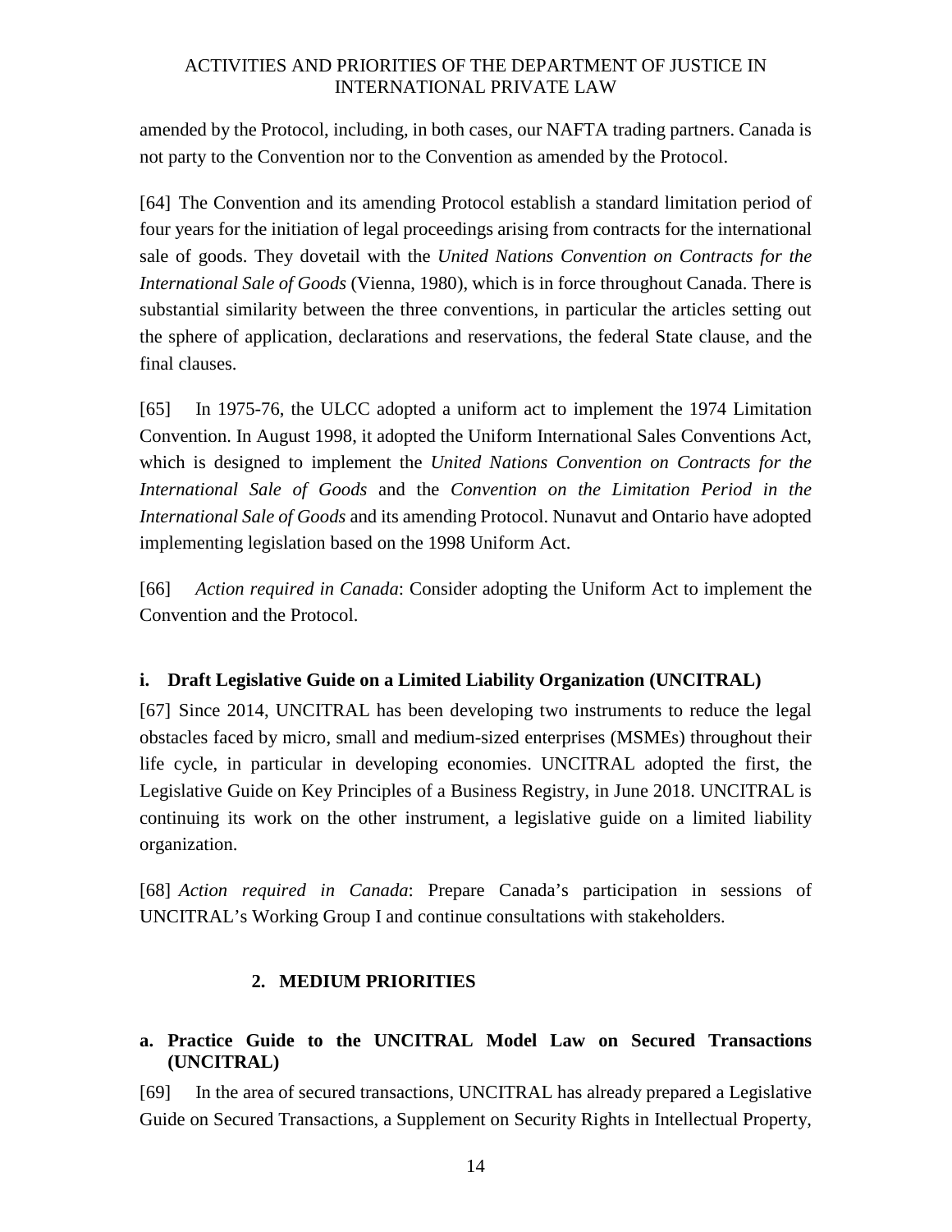amended by the Protocol, including, in both cases, our NAFTA trading partners. Canada is not party to the Convention nor to the Convention as amended by the Protocol.

[64] The Convention and its amending Protocol establish a standard limitation period of four years for the initiation of legal proceedings arising from contracts for the international sale of goods. They dovetail with the *United Nations Convention on Contracts for the International Sale of Goods* (Vienna, 1980), which is in force throughout Canada. There is substantial similarity between the three conventions, in particular the articles setting out the sphere of application, declarations and reservations, the federal State clause, and the final clauses.

[65] In 1975-76, the ULCC adopted a uniform act to implement the 1974 Limitation Convention. In August 1998, it adopted the Uniform International Sales Conventions Act, which is designed to implement the *United Nations Convention on Contracts for the International Sale of Goods* and the *Convention on the Limitation Period in the International Sale of Goods* and its amending Protocol. Nunavut and Ontario have adopted implementing legislation based on the 1998 Uniform Act.

[66] *Action required in Canada*: Consider adopting the Uniform Act to implement the Convention and the Protocol.

### i. Draft Legislative Guide on a Limited Liability Organization (UNCITRAL)

[67] Since 2014, UNCITRAL has been developing two instruments to reduce the legal obstacles faced by micro, small and medium-sized enterprises (MSMEs) throughout their life cycle, in particular in developing economies. UNCITRAL adopted the first, the Legislative Guide on Key Principles of a Business Registry, in June 2018. UNCITRAL is continuing its work on the other instrument, a legislative guide on a limited liability organization.

[68] *Action required in Canada*: Prepare Canada's participation in sessions of UNCITRAL's Working Group I and continue consultations with stakeholders.

## 2. MEDIUM PRIORITIES

### a. Practice Guide to the UNCITRAL Model Law on Secured Transactions (UNCITRAL)

[69] In the area of secured transactions, UNCITRAL has already prepared a Legislative Guide on Secured Transactions, a Supplement on Security Rights in Intellectual Property,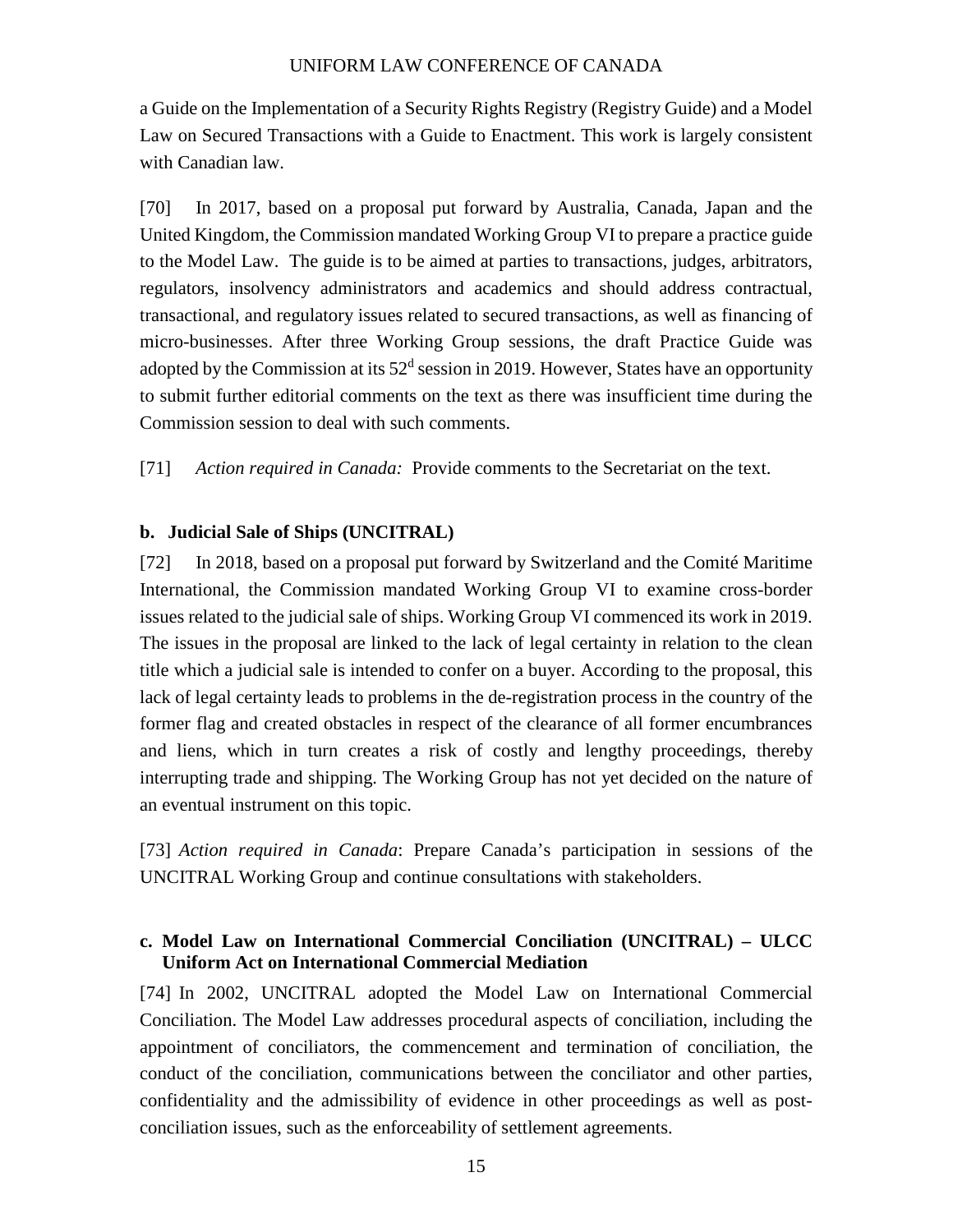a Guide on the Implementation of a Security Rights Registry (Registry Guide) and a Model Law on Secured Transactions with a Guide to Enactment. This work is largely consistent with Canadian law.

[70] In 2017, based on a proposal put forward by Australia, Canada, Japan and the United Kingdom, the Commission mandated Working Group VI to prepare a practice guide to the Model Law. The guide is to be aimed at parties to transactions, judges, arbitrators, regulators, insolvency administrators and academics and should address contractual, transactional, and regulatory issues related to secured transactions, as well as financing of micro-businesses. After three Working Group sessions, the draft Practice Guide was adopted by the Commission at its 52[d] session in 2019. However, States have an opportunity to submit further editorial comments on the text as there was insufficient time during the Commission session to deal with such comments.

[71] *Action required in Canada:* Provide comments to the Secretariat on the text.

### b. Judicial Sale of Ships (UNCITRAL)

[72] In 2018, based on a proposal put forward by Switzerland and the Comité Maritime International, the Commission mandated Working Group VI to examine cross-border issues related to the judicial sale of ships. Working Group VI commenced its work in 2019. The issues in the proposal are linked to the lack of legal certainty in relation to the clean title which a judicial sale is intended to confer on a buyer. According to the proposal, this lack of legal certainty leads to problems in the de-registration process in the country of the former flag and created obstacles in respect of the clearance of all former encumbrances and liens, which in turn creates a risk of costly and lengthy proceedings, thereby interrupting trade and shipping. The Working Group has not yet decided on the nature of an eventual instrument on this topic.

[73] *Action required in Canada*: Prepare Canada's participation in sessions of the UNCITRAL Working Group and continue consultations with stakeholders.

### c. Model Law on International Commercial Conciliation (UNCITRAL) – ULCC Uniform Act on International Commercial Mediation

[74] In 2002, UNCITRAL adopted the Model Law on International Commercial Conciliation. The Model Law addresses procedural aspects of conciliation, including the appointment of conciliators, the commencement and termination of conciliation, the conduct of the conciliation, communications between the conciliator and other parties, confidentiality and the admissibility of evidence in other proceedings as well as post-conciliation issues, such as the enforceability of settlement agreements.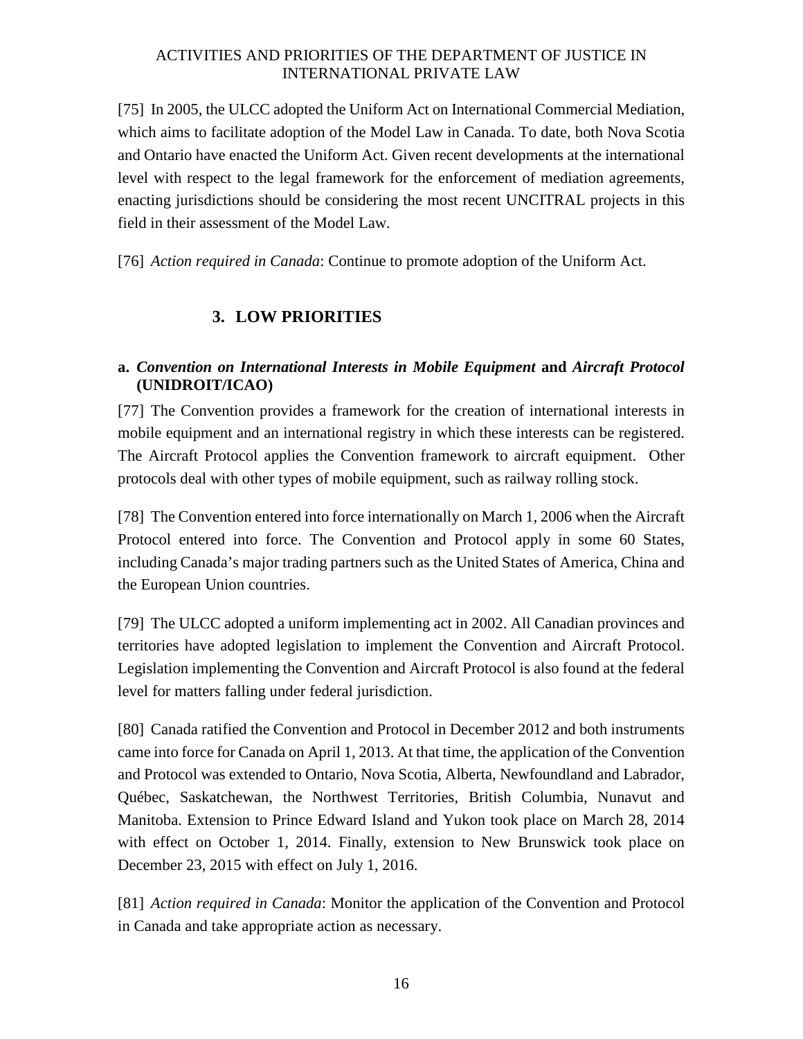[75] In 2005, the ULCC adopted the Uniform Act on International Commercial Mediation, which aims to facilitate adoption of the Model Law in Canada. To date, both Nova Scotia and Ontario have enacted the Uniform Act. Given recent developments at the international level with respect to the legal framework for the enforcement of mediation agreements, enacting jurisdictions should be considering the most recent UNCITRAL projects in this field in their assessment of the Model Law.

[76] *Action required in Canada*: Continue to promote adoption of the Uniform Act.

## 3. LOW PRIORITIES

### a. *Convention on International Interests in Mobile Equipment* and *Aircraft Protocol* (UNIDROIT/ICAO)

[77] The Convention provides a framework for the creation of international interests in mobile equipment and an international registry in which these interests can be registered. The Aircraft Protocol applies the Convention framework to aircraft equipment. Other protocols deal with other types of mobile equipment, such as railway rolling stock.

[78] The Convention entered into force internationally on March 1, 2006 when the Aircraft Protocol entered into force. The Convention and Protocol apply in some 60 States, including Canada's major trading partners such as the United States of America, China and the European Union countries.

[79] The ULCC adopted a uniform implementing act in 2002. All Canadian provinces and territories have adopted legislation to implement the Convention and Aircraft Protocol. Legislation implementing the Convention and Aircraft Protocol is also found at the federal level for matters falling under federal jurisdiction.

[80] Canada ratified the Convention and Protocol in December 2012 and both instruments came into force for Canada on April 1, 2013. At that time, the application of the Convention and Protocol was extended to Ontario, Nova Scotia, Alberta, Newfoundland and Labrador, Québec, Saskatchewan, the Northwest Territories, British Columbia, Nunavut and Manitoba. Extension to Prince Edward Island and Yukon took place on March 28, 2014 with effect on October 1, 2014. Finally, extension to New Brunswick took place on December 23, 2015 with effect on July 1, 2016.

[81] *Action required in Canada*: Monitor the application of the Convention and Protocol in Canada and take appropriate action as necessary.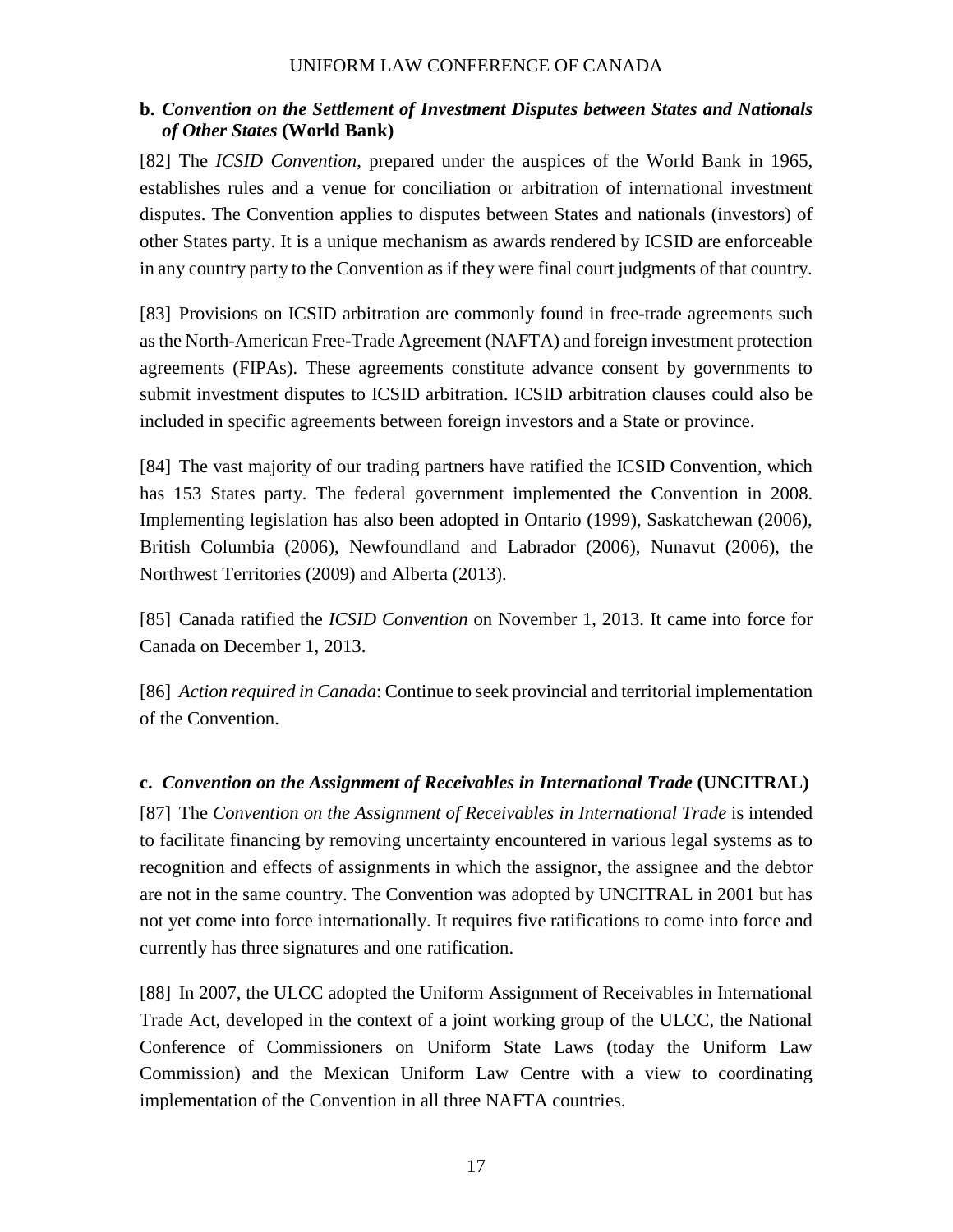### b. *Convention on the Settlement of Investment Disputes between States and Nationals of Other States* (World Bank)

[82] The *ICSID Convention*, prepared under the auspices of the World Bank in 1965, establishes rules and a venue for conciliation or arbitration of international investment disputes. The Convention applies to disputes between States and nationals (investors) of other States party. It is a unique mechanism as awards rendered by ICSID are enforceable in any country party to the Convention as if they were final court judgments of that country.

[83] Provisions on ICSID arbitration are commonly found in free-trade agreements such as the North-American Free-Trade Agreement (NAFTA) and foreign investment protection agreements (FIPAs). These agreements constitute advance consent by governments to submit investment disputes to ICSID arbitration. ICSID arbitration clauses could also be included in specific agreements between foreign investors and a State or province.

[84] The vast majority of our trading partners have ratified the ICSID Convention, which has 153 States party. The federal government implemented the Convention in 2008. Implementing legislation has also been adopted in Ontario (1999), Saskatchewan (2006), British Columbia (2006), Newfoundland and Labrador (2006), Nunavut (2006), the Northwest Territories (2009) and Alberta (2013).

[85] Canada ratified the *ICSID Convention* on November 1, 2013. It came into force for Canada on December 1, 2013.

[86] *Action required in Canada*: Continue to seek provincial and territorial implementation of the Convention.

### c. *Convention on the Assignment of Receivables in International Trade* (UNCITRAL)

[87] The *Convention on the Assignment of Receivables in International Trade* is intended to facilitate financing by removing uncertainty encountered in various legal systems as to recognition and effects of assignments in which the assignor, the assignee and the debtor are not in the same country. The Convention was adopted by UNCITRAL in 2001 but has not yet come into force internationally. It requires five ratifications to come into force and currently has three signatures and one ratification.

[88] In 2007, the ULCC adopted the Uniform Assignment of Receivables in International Trade Act, developed in the context of a joint working group of the ULCC, the National Conference of Commissioners on Uniform State Laws (today the Uniform Law Commission) and the Mexican Uniform Law Centre with a view to coordinating implementation of the Convention in all three NAFTA countries.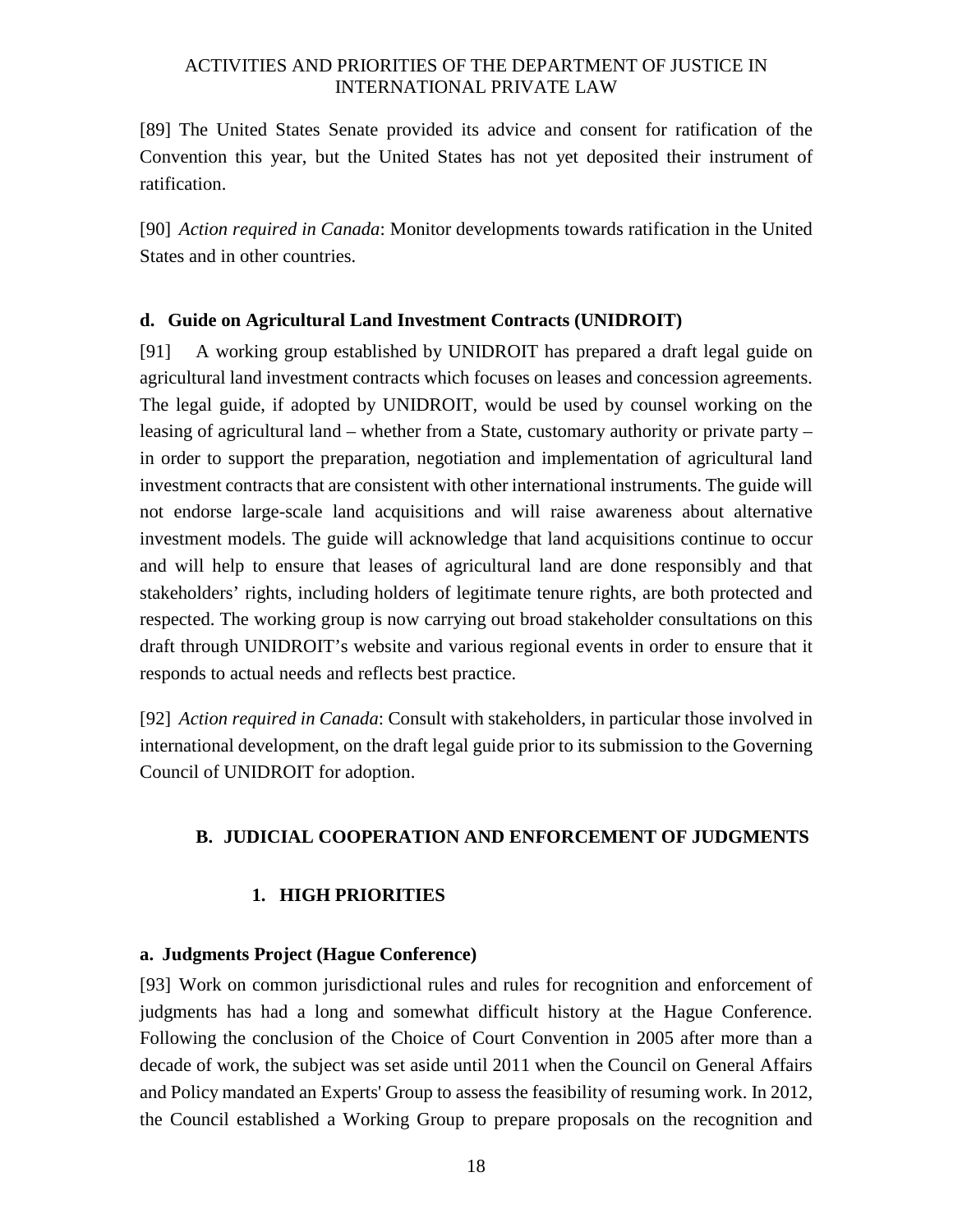[89] The United States Senate provided its advice and consent for ratification of the Convention this year, but the United States has not yet deposited their instrument of ratification.

[90] *Action required in Canada*: Monitor developments towards ratification in the United States and in other countries.

### d. Guide on Agricultural Land Investment Contracts (UNIDROIT)

[91] A working group established by UNIDROIT has prepared a draft legal guide on agricultural land investment contracts which focuses on leases and concession agreements. The legal guide, if adopted by UNIDROIT, would be used by counsel working on the leasing of agricultural land – whether from a State, customary authority or private party – in order to support the preparation, negotiation and implementation of agricultural land investment contracts that are consistent with other international instruments. The guide will not endorse large-scale land acquisitions and will raise awareness about alternative investment models. The guide will acknowledge that land acquisitions continue to occur and will help to ensure that leases of agricultural land are done responsibly and that stakeholders' rights, including holders of legitimate tenure rights, are both protected and respected. The working group is now carrying out broad stakeholder consultations on this draft through UNIDROIT's website and various regional events in order to ensure that it responds to actual needs and reflects best practice.

[92] *Action required in Canada*: Consult with stakeholders, in particular those involved in international development, on the draft legal guide prior to its submission to the Governing Council of UNIDROIT for adoption.

## B. JUDICIAL COOPERATION AND ENFORCEMENT OF JUDGMENTS

### 1. HIGH PRIORITIES

### a. Judgments Project (Hague Conference)

[93] Work on common jurisdictional rules and rules for recognition and enforcement of judgments has had a long and somewhat difficult history at the Hague Conference. Following the conclusion of the Choice of Court Convention in 2005 after more than a decade of work, the subject was set aside until 2011 when the Council on General Affairs and Policy mandated an Experts' Group to assess the feasibility of resuming work. In 2012, the Council established a Working Group to prepare proposals on the recognition and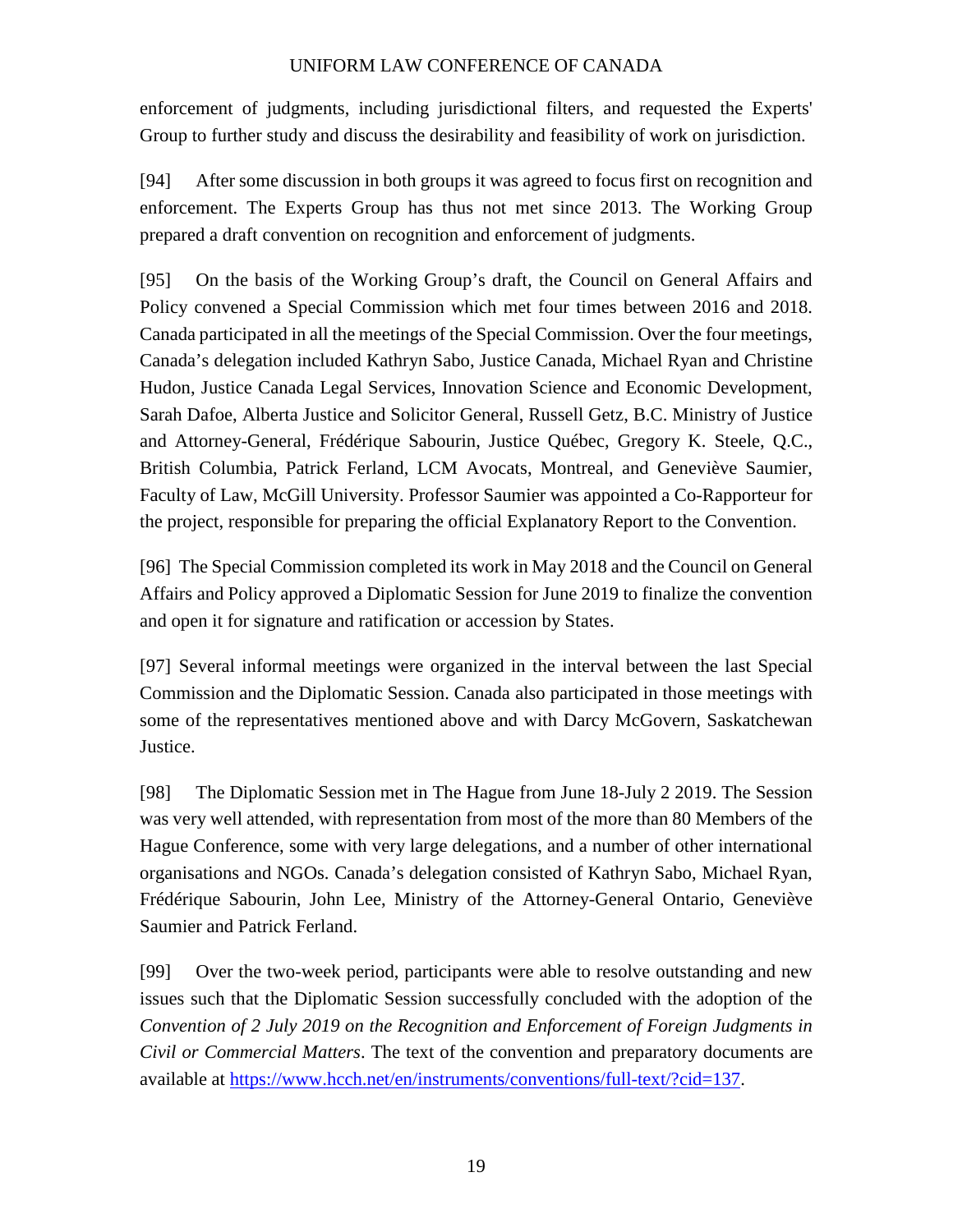enforcement of judgments, including jurisdictional filters, and requested the Experts' Group to further study and discuss the desirability and feasibility of work on jurisdiction.

[94] After some discussion in both groups it was agreed to focus first on recognition and enforcement. The Experts Group has thus not met since 2013. The Working Group prepared a draft convention on recognition and enforcement of judgments.

[95] On the basis of the Working Group's draft, the Council on General Affairs and Policy convened a Special Commission which met four times between 2016 and 2018. Canada participated in all the meetings of the Special Commission. Over the four meetings, Canada's delegation included Kathryn Sabo, Justice Canada, Michael Ryan and Christine Hudon, Justice Canada Legal Services, Innovation Science and Economic Development, Sarah Dafoe, Alberta Justice and Solicitor General, Russell Getz, B.C. Ministry of Justice and Attorney-General, Frédérique Sabourin, Justice Québec, Gregory K. Steele, Q.C., British Columbia, Patrick Ferland, LCM Avocats, Montreal, and Geneviève Saumier, Faculty of Law, McGill University. Professor Saumier was appointed a Co-Rapporteur for the project, responsible for preparing the official Explanatory Report to the Convention.

[96] The Special Commission completed its work in May 2018 and the Council on General Affairs and Policy approved a Diplomatic Session for June 2019 to finalize the convention and open it for signature and ratification or accession by States.

[97] Several informal meetings were organized in the interval between the last Special Commission and the Diplomatic Session. Canada also participated in those meetings with some of the representatives mentioned above and with Darcy McGovern, Saskatchewan Justice.

[98] The Diplomatic Session met in The Hague from June 18-July 2 2019. The Session was very well attended, with representation from most of the more than 80 Members of the Hague Conference, some with very large delegations, and a number of other international organisations and NGOs. Canada's delegation consisted of Kathryn Sabo, Michael Ryan, Frédérique Sabourin, John Lee, Ministry of the Attorney-General Ontario, Geneviève Saumier and Patrick Ferland.

[99] Over the two-week period, participants were able to resolve outstanding and new issues such that the Diplomatic Session successfully concluded with the adoption of the *Convention of 2 July 2019 on the Recognition and Enforcement of Foreign Judgments in Civil or Commercial Matters*. The text of the convention and preparatory documents are available at [https://www.hcch.net/en/instruments/conventions/full-text/?cid=137](https://www.hcch.net/en/instruments/conventions/full-text/?cid=137).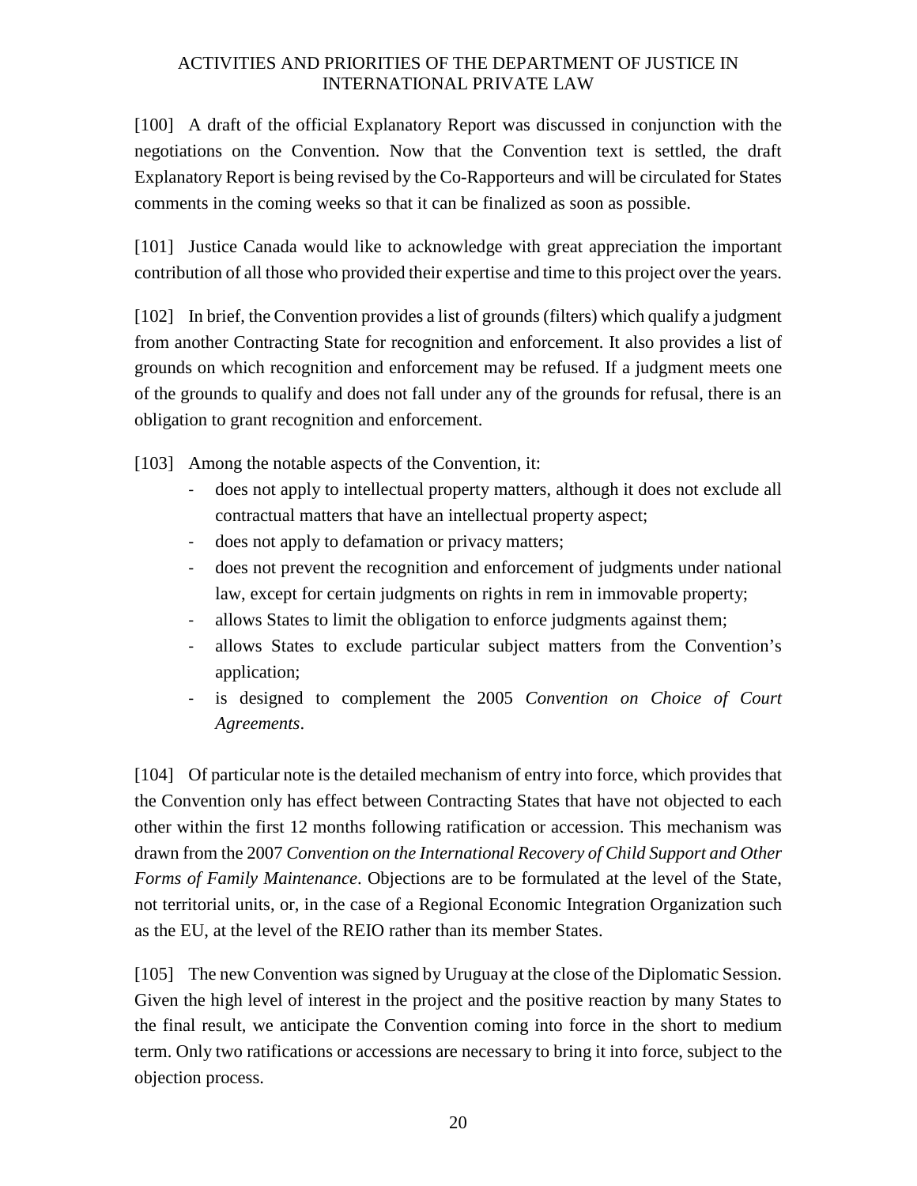[100] A draft of the official Explanatory Report was discussed in conjunction with the negotiations on the Convention. Now that the Convention text is settled, the draft Explanatory Report is being revised by the Co-Rapporteurs and will be circulated for States comments in the coming weeks so that it can be finalized as soon as possible.

[101] Justice Canada would like to acknowledge with great appreciation the important contribution of all those who provided their expertise and time to this project over the years.

[102] In brief, the Convention provides a list of grounds (filters) which qualify a judgment from another Contracting State for recognition and enforcement. It also provides a list of grounds on which recognition and enforcement may be refused. If a judgment meets one of the grounds to qualify and does not fall under any of the grounds for refusal, there is an obligation to grant recognition and enforcement.

[103] Among the notable aspects of the Convention, it:

- does not apply to intellectual property matters, although it does not exclude all contractual matters that have an intellectual property aspect;
- does not apply to defamation or privacy matters;
- does not prevent the recognition and enforcement of judgments under national law, except for certain judgments on rights in rem in immovable property;
- allows States to limit the obligation to enforce judgments against them;
- allows States to exclude particular subject matters from the Convention's application;
- is designed to complement the 2005 *Convention on Choice of Court Agreements*.

[104] Of particular note is the detailed mechanism of entry into force, which provides that the Convention only has effect between Contracting States that have not objected to each other within the first 12 months following ratification or accession. This mechanism was drawn from the 2007 *Convention on the International Recovery of Child Support and Other Forms of Family Maintenance*. Objections are to be formulated at the level of the State, not territorial units, or, in the case of a Regional Economic Integration Organization such as the EU, at the level of the REIO rather than its member States.

[105] The new Convention was signed by Uruguay at the close of the Diplomatic Session. Given the high level of interest in the project and the positive reaction by many States to the final result, we anticipate the Convention coming into force in the short to medium term. Only two ratifications or accessions are necessary to bring it into force, subject to the objection process.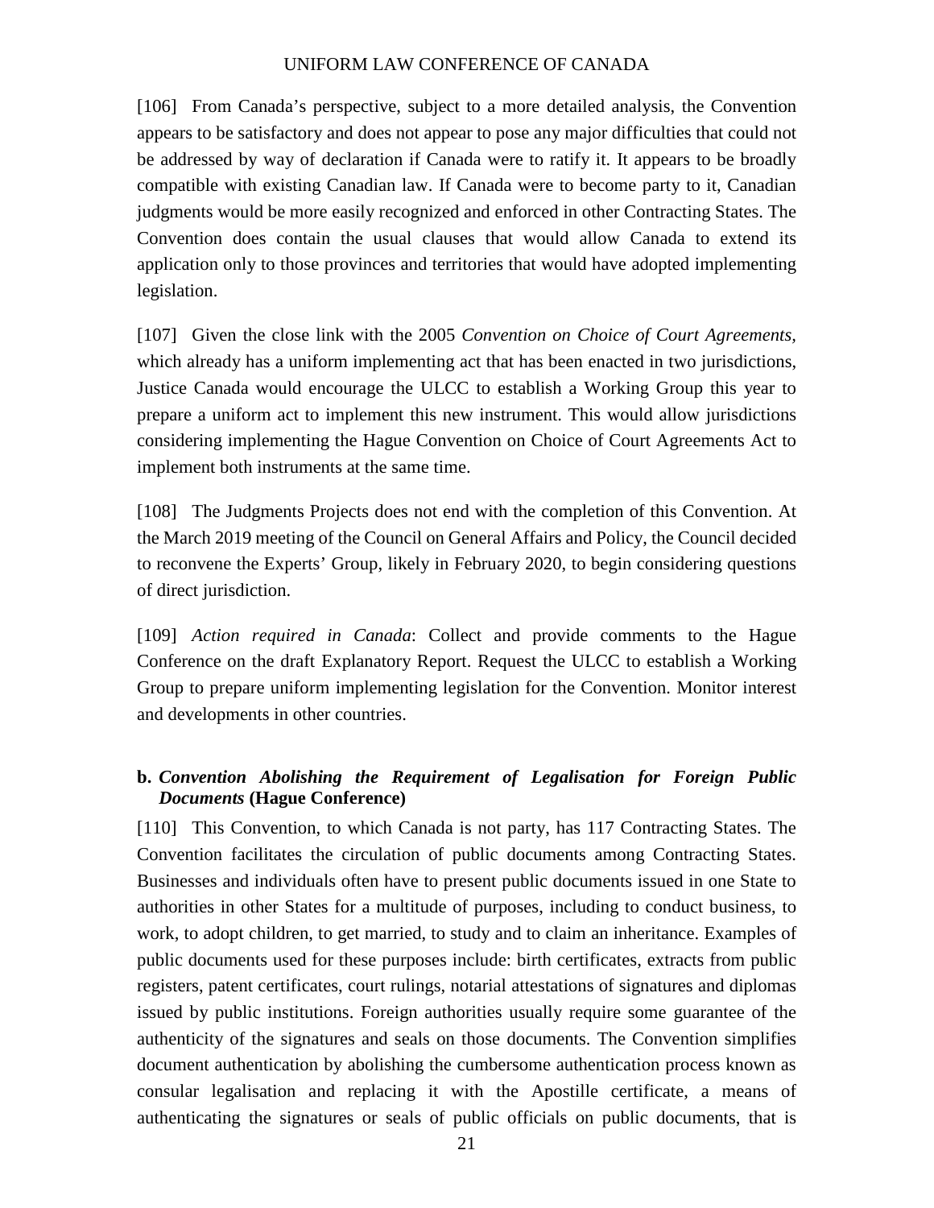[106] From Canada's perspective, subject to a more detailed analysis, the Convention appears to be satisfactory and does not appear to pose any major difficulties that could not be addressed by way of declaration if Canada were to ratify it. It appears to be broadly compatible with existing Canadian law. If Canada were to become party to it, Canadian judgments would be more easily recognized and enforced in other Contracting States. The Convention does contain the usual clauses that would allow Canada to extend its application only to those provinces and territories that would have adopted implementing legislation.

[107] Given the close link with the 2005 *Convention on Choice of Court Agreements*, which already has a uniform implementing act that has been enacted in two jurisdictions, Justice Canada would encourage the ULCC to establish a Working Group this year to prepare a uniform act to implement this new instrument. This would allow jurisdictions considering implementing the Hague Convention on Choice of Court Agreements Act to implement both instruments at the same time.

[108] The Judgments Projects does not end with the completion of this Convention. At the March 2019 meeting of the Council on General Affairs and Policy, the Council decided to reconvene the Experts' Group, likely in February 2020, to begin considering questions of direct jurisdiction.

[109] *Action required in Canada*: Collect and provide comments to the Hague Conference on the draft Explanatory Report. Request the ULCC to establish a Working Group to prepare uniform implementing legislation for the Convention. Monitor interest and developments in other countries.

### b. *Convention Abolishing the Requirement of Legalisation for Foreign Public Documents* (Hague Conference)

[110] This Convention, to which Canada is not party, has 117 Contracting States. The Convention facilitates the circulation of public documents among Contracting States. Businesses and individuals often have to present public documents issued in one State to authorities in other States for a multitude of purposes, including to conduct business, to work, to adopt children, to get married, to study and to claim an inheritance. Examples of public documents used for these purposes include: birth certificates, extracts from public registers, patent certificates, court rulings, notarial attestations of signatures and diplomas issued by public institutions. Foreign authorities usually require some guarantee of the authenticity of the signatures and seals on those documents. The Convention simplifies document authentication by abolishing the cumbersome authentication process known as consular legalisation and replacing it with the Apostille certificate, a means of authenticating the signatures or seals of public officials on public documents, that is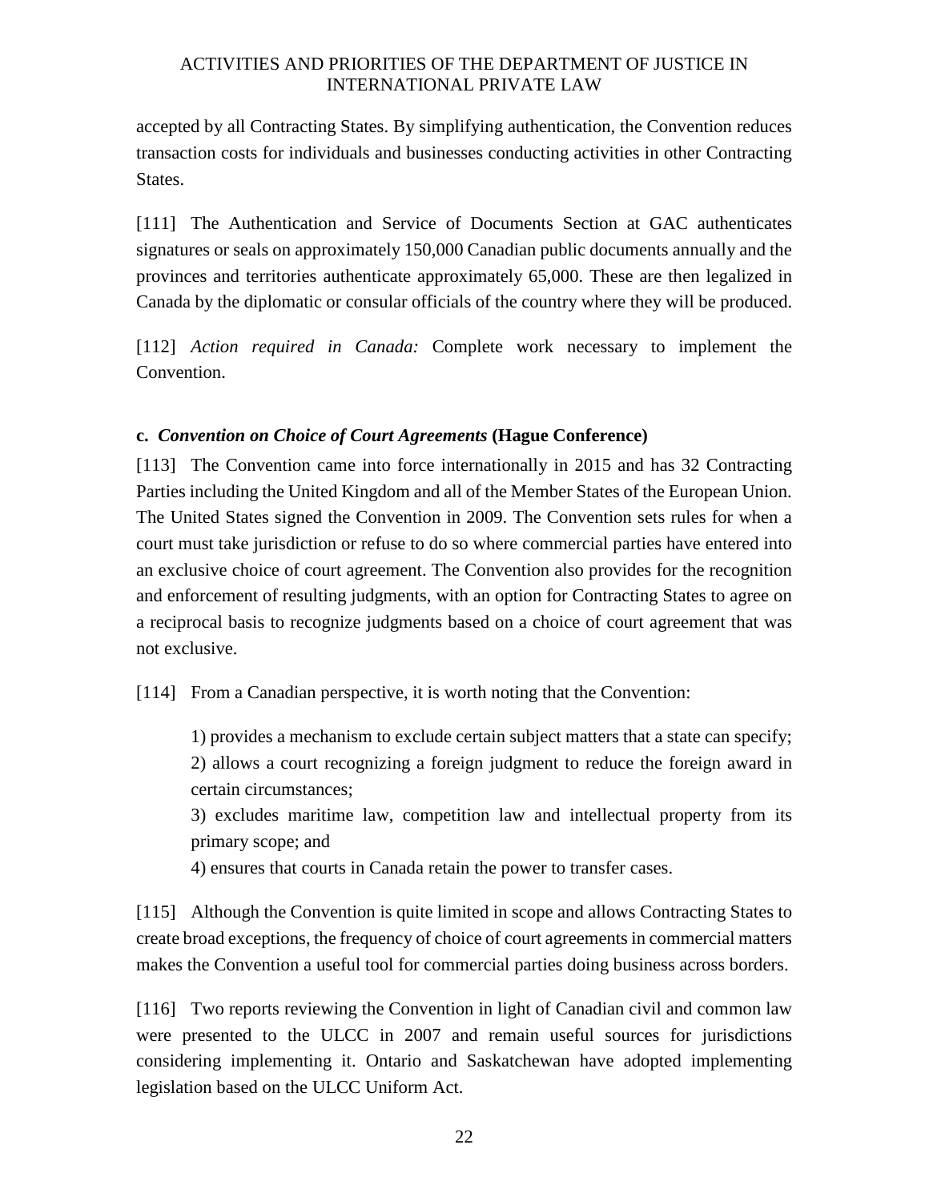accepted by all Contracting States. By simplifying authentication, the Convention reduces transaction costs for individuals and businesses conducting activities in other Contracting States.

[111] The Authentication and Service of Documents Section at GAC authenticates signatures or seals on approximately 150,000 Canadian public documents annually and the provinces and territories authenticate approximately 65,000. These are then legalized in Canada by the diplomatic or consular officials of the country where they will be produced.

[112] *Action required in Canada:* Complete work necessary to implement the Convention.

### c. *Convention on Choice of Court Agreements* (Hague Conference)

[113] The Convention came into force internationally in 2015 and has 32 Contracting Parties including the United Kingdom and all of the Member States of the European Union. The United States signed the Convention in 2009. The Convention sets rules for when a court must take jurisdiction or refuse to do so where commercial parties have entered into an exclusive choice of court agreement. The Convention also provides for the recognition and enforcement of resulting judgments, with an option for Contracting States to agree on a reciprocal basis to recognize judgments based on a choice of court agreement that was not exclusive.

[114] From a Canadian perspective, it is worth noting that the Convention:

1) provides a mechanism to exclude certain subject matters that a state can specify;
2) allows a court recognizing a foreign judgment to reduce the foreign award in certain circumstances;
3) excludes maritime law, competition law and intellectual property from its primary scope; and
4) ensures that courts in Canada retain the power to transfer cases.

[115] Although the Convention is quite limited in scope and allows Contracting States to create broad exceptions, the frequency of choice of court agreements in commercial matters makes the Convention a useful tool for commercial parties doing business across borders.

[116] Two reports reviewing the Convention in light of Canadian civil and common law were presented to the ULCC in 2007 and remain useful sources for jurisdictions considering implementing it. Ontario and Saskatchewan have adopted implementing legislation based on the ULCC Uniform Act.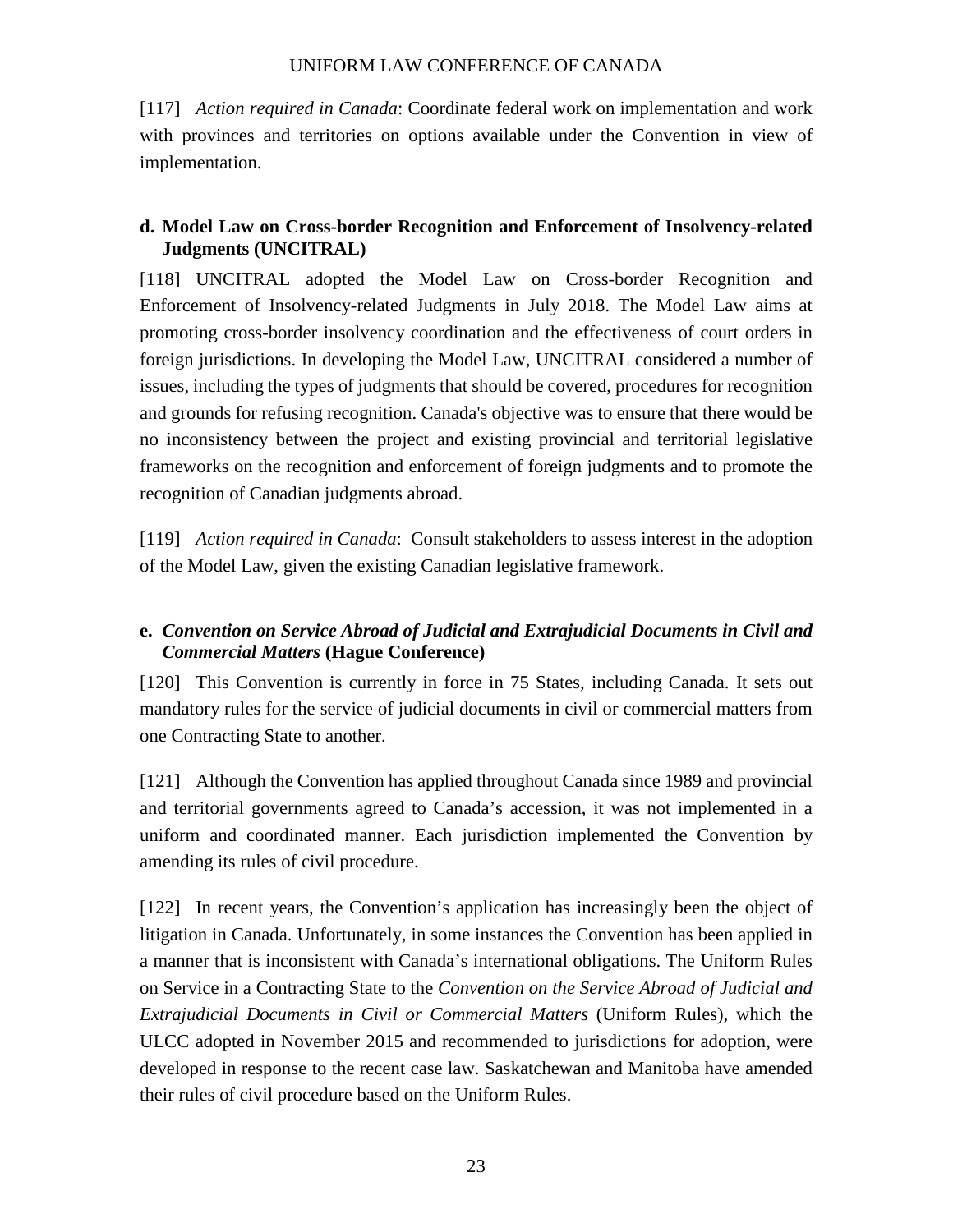[117] *Action required in Canada*: Coordinate federal work on implementation and work with provinces and territories on options available under the Convention in view of implementation.

### d. Model Law on Cross-border Recognition and Enforcement of Insolvency-related Judgments (UNCITRAL)

[118] UNCITRAL adopted the Model Law on Cross-border Recognition and Enforcement of Insolvency-related Judgments in July 2018. The Model Law aims at promoting cross-border insolvency coordination and the effectiveness of court orders in foreign jurisdictions. In developing the Model Law, UNCITRAL considered a number of issues, including the types of judgments that should be covered, procedures for recognition and grounds for refusing recognition. Canada's objective was to ensure that there would be no inconsistency between the project and existing provincial and territorial legislative frameworks on the recognition and enforcement of foreign judgments and to promote the recognition of Canadian judgments abroad.

[119] *Action required in Canada*: Consult stakeholders to assess interest in the adoption of the Model Law, given the existing Canadian legislative framework.

### e. *Convention on Service Abroad of Judicial and Extrajudicial Documents in Civil and Commercial Matters* (Hague Conference)

[120] This Convention is currently in force in 75 States, including Canada. It sets out mandatory rules for the service of judicial documents in civil or commercial matters from one Contracting State to another.

[121] Although the Convention has applied throughout Canada since 1989 and provincial and territorial governments agreed to Canada's accession, it was not implemented in a uniform and coordinated manner. Each jurisdiction implemented the Convention by amending its rules of civil procedure.

[122] In recent years, the Convention's application has increasingly been the object of litigation in Canada. Unfortunately, in some instances the Convention has been applied in a manner that is inconsistent with Canada's international obligations. The Uniform Rules on Service in a Contracting State to the *Convention on the Service Abroad of Judicial and Extrajudicial Documents in Civil or Commercial Matters* (Uniform Rules), which the ULCC adopted in November 2015 and recommended to jurisdictions for adoption, were developed in response to the recent case law. Saskatchewan and Manitoba have amended their rules of civil procedure based on the Uniform Rules.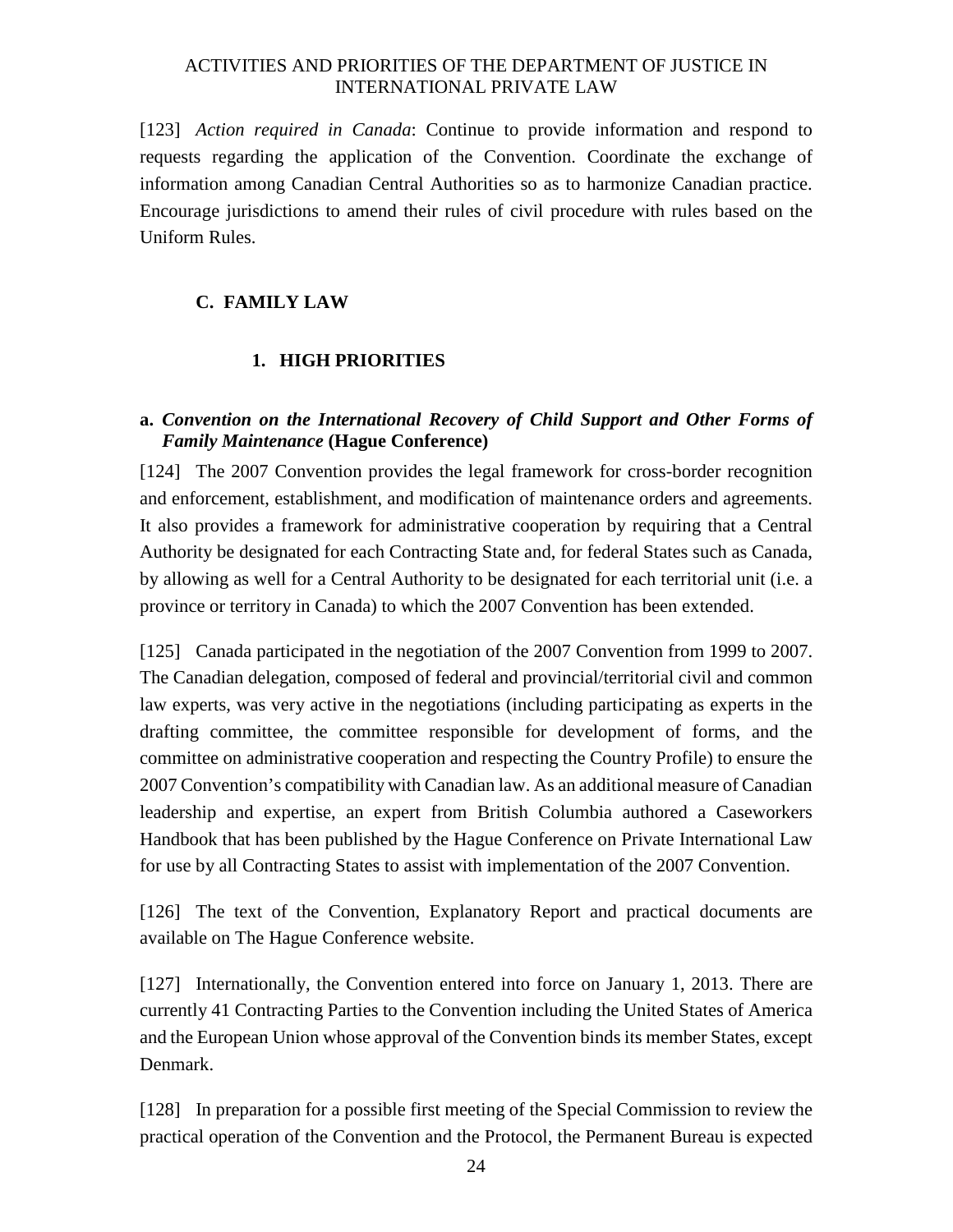[123] *Action required in Canada*: Continue to provide information and respond to requests regarding the application of the Convention. Coordinate the exchange of information among Canadian Central Authorities so as to harmonize Canadian practice. Encourage jurisdictions to amend their rules of civil procedure with rules based on the Uniform Rules.

## C. FAMILY LAW

### 1. HIGH PRIORITIES

#### a. *Convention on the International Recovery of Child Support and Other Forms of Family Maintenance* (Hague Conference)

[124] The 2007 Convention provides the legal framework for cross-border recognition and enforcement, establishment, and modification of maintenance orders and agreements. It also provides a framework for administrative cooperation by requiring that a Central Authority be designated for each Contracting State and, for federal States such as Canada, by allowing as well for a Central Authority to be designated for each territorial unit (i.e. a province or territory in Canada) to which the 2007 Convention has been extended.

[125] Canada participated in the negotiation of the 2007 Convention from 1999 to 2007. The Canadian delegation, composed of federal and provincial/territorial civil and common law experts, was very active in the negotiations (including participating as experts in the drafting committee, the committee responsible for development of forms, and the committee on administrative cooperation and respecting the Country Profile) to ensure the 2007 Convention's compatibility with Canadian law. As an additional measure of Canadian leadership and expertise, an expert from British Columbia authored a Caseworkers Handbook that has been published by the Hague Conference on Private International Law for use by all Contracting States to assist with implementation of the 2007 Convention.

[126] The text of the Convention, Explanatory Report and practical documents are available on The Hague Conference website.

[127] Internationally, the Convention entered into force on January 1, 2013. There are currently 41 Contracting Parties to the Convention including the United States of America and the European Union whose approval of the Convention binds its member States, except Denmark.

[128] In preparation for a possible first meeting of the Special Commission to review the practical operation of the Convention and the Protocol, the Permanent Bureau is expected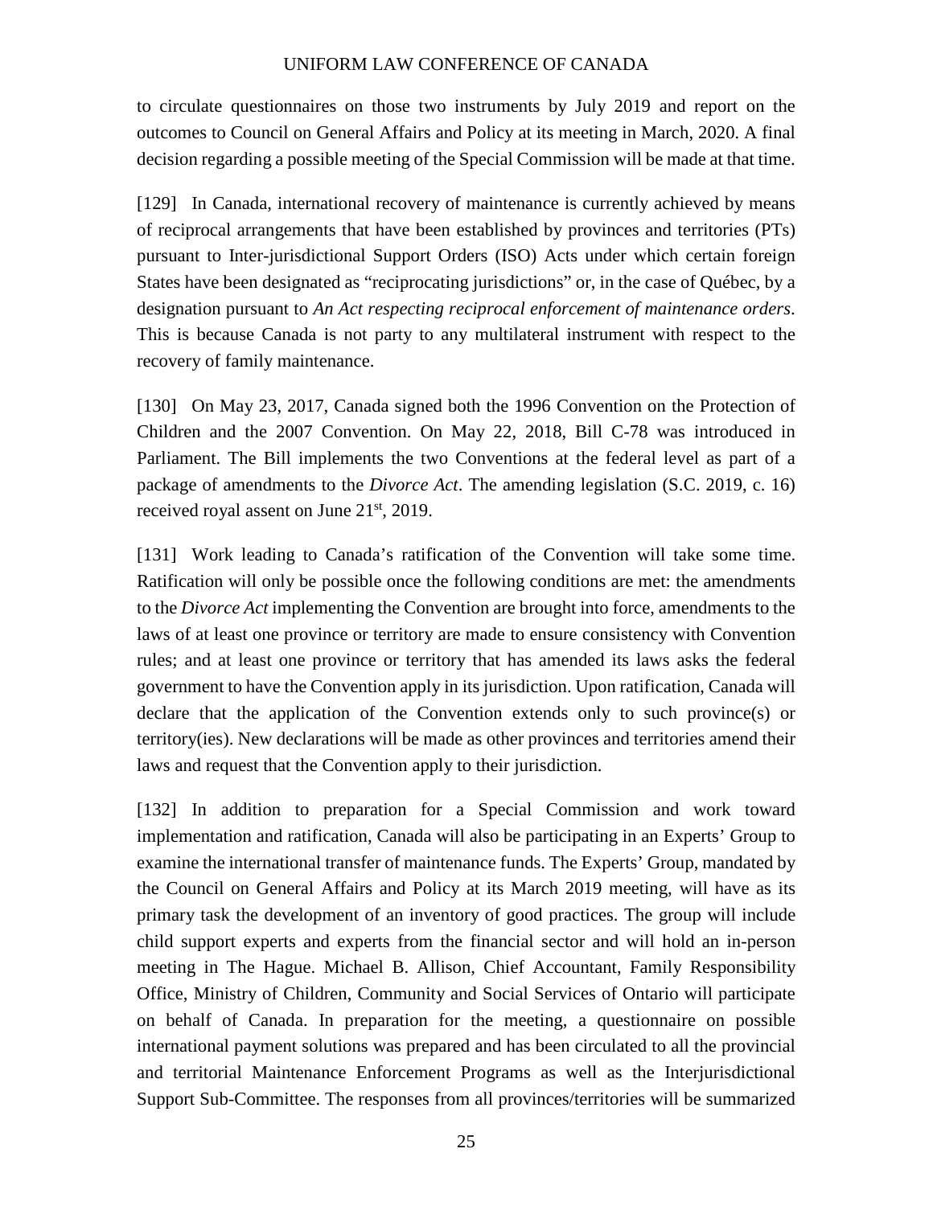to circulate questionnaires on those two instruments by July 2019 and report on the outcomes to Council on General Affairs and Policy at its meeting in March, 2020. A final decision regarding a possible meeting of the Special Commission will be made at that time.

[129] In Canada, international recovery of maintenance is currently achieved by means of reciprocal arrangements that have been established by provinces and territories (PTs) pursuant to Inter-jurisdictional Support Orders (ISO) Acts under which certain foreign States have been designated as "reciprocating jurisdictions" or, in the case of Québec, by a designation pursuant to *An Act respecting reciprocal enforcement of maintenance orders*. This is because Canada is not party to any multilateral instrument with respect to the recovery of family maintenance.

[130] On May 23, 2017, Canada signed both the 1996 Convention on the Protection of Children and the 2007 Convention. On May 22, 2018, Bill C-78 was introduced in Parliament. The Bill implements the two Conventions at the federal level as part of a package of amendments to the *Divorce Act*. The amending legislation (S.C. 2019, c. 16) received royal assent on June 21st, 2019.

[131] Work leading to Canada's ratification of the Convention will take some time. Ratification will only be possible once the following conditions are met: the amendments to the *Divorce Act* implementing the Convention are brought into force, amendments to the laws of at least one province or territory are made to ensure consistency with Convention rules; and at least one province or territory that has amended its laws asks the federal government to have the Convention apply in its jurisdiction. Upon ratification, Canada will declare that the application of the Convention extends only to such province(s) or territory(ies). New declarations will be made as other provinces and territories amend their laws and request that the Convention apply to their jurisdiction.

[132] In addition to preparation for a Special Commission and work toward implementation and ratification, Canada will also be participating in an Experts' Group to examine the international transfer of maintenance funds. The Experts' Group, mandated by the Council on General Affairs and Policy at its March 2019 meeting, will have as its primary task the development of an inventory of good practices. The group will include child support experts and experts from the financial sector and will hold an in-person meeting in The Hague. Michael B. Allison, Chief Accountant, Family Responsibility Office, Ministry of Children, Community and Social Services of Ontario will participate on behalf of Canada. In preparation for the meeting, a questionnaire on possible international payment solutions was prepared and has been circulated to all the provincial and territorial Maintenance Enforcement Programs as well as the Interjurisdictional Support Sub-Committee. The responses from all provinces/territories will be summarized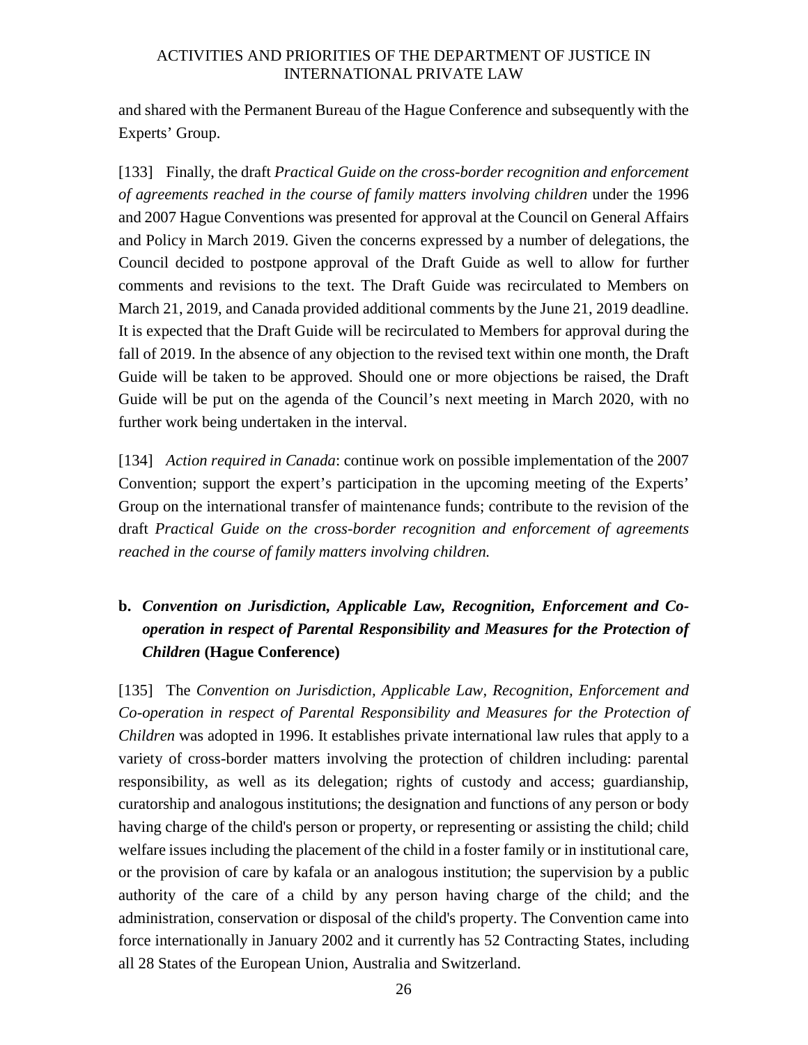and shared with the Permanent Bureau of the Hague Conference and subsequently with the Experts' Group.

[133] Finally, the draft *Practical Guide on the cross-border recognition and enforcement of agreements reached in the course of family matters involving children* under the 1996 and 2007 Hague Conventions was presented for approval at the Council on General Affairs and Policy in March 2019. Given the concerns expressed by a number of delegations, the Council decided to postpone approval of the Draft Guide as well to allow for further comments and revisions to the text. The Draft Guide was recirculated to Members on March 21, 2019, and Canada provided additional comments by the June 21, 2019 deadline. It is expected that the Draft Guide will be recirculated to Members for approval during the fall of 2019. In the absence of any objection to the revised text within one month, the Draft Guide will be taken to be approved. Should one or more objections be raised, the Draft Guide will be put on the agenda of the Council's next meeting in March 2020, with no further work being undertaken in the interval.

[134] *Action required in Canada*: continue work on possible implementation of the 2007 Convention; support the expert's participation in the upcoming meeting of the Experts' Group on the international transfer of maintenance funds; contribute to the revision of the draft *Practical Guide on the cross-border recognition and enforcement of agreements reached in the course of family matters involving children.*

### b. *Convention on Jurisdiction, Applicable Law, Recognition, Enforcement and Co-operation in respect of Parental Responsibility and Measures for the Protection of Children* (Hague Conference)

[135] The *Convention on Jurisdiction, Applicable Law, Recognition, Enforcement and Co-operation in respect of Parental Responsibility and Measures for the Protection of Children* was adopted in 1996. It establishes private international law rules that apply to a variety of cross-border matters involving the protection of children including: parental responsibility, as well as its delegation; rights of custody and access; guardianship, curatorship and analogous institutions; the designation and functions of any person or body having charge of the child's person or property, or representing or assisting the child; child welfare issues including the placement of the child in a foster family or in institutional care, or the provision of care by kafala or an analogous institution; the supervision by a public authority of the care of a child by any person having charge of the child; and the administration, conservation or disposal of the child's property. The Convention came into force internationally in January 2002 and it currently has 52 Contracting States, including all 28 States of the European Union, Australia and Switzerland.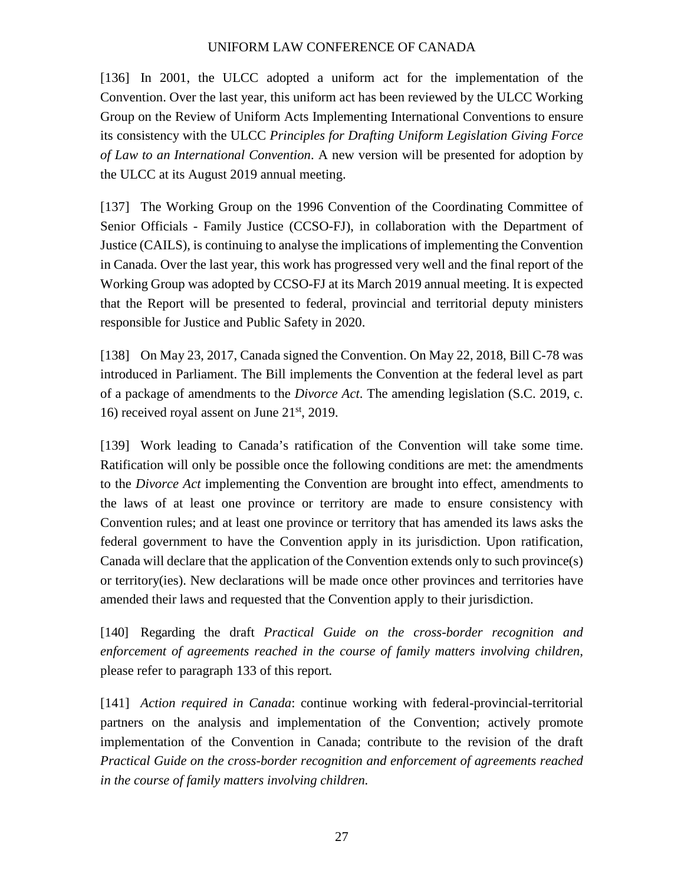[136] In 2001, the ULCC adopted a uniform act for the implementation of the Convention. Over the last year, this uniform act has been reviewed by the ULCC Working Group on the Review of Uniform Acts Implementing International Conventions to ensure its consistency with the ULCC *Principles for Drafting Uniform Legislation Giving Force of Law to an International Convention*. A new version will be presented for adoption by the ULCC at its August 2019 annual meeting.

[137] The Working Group on the 1996 Convention of the Coordinating Committee of Senior Officials - Family Justice (CCSO-FJ), in collaboration with the Department of Justice (CAILS), is continuing to analyse the implications of implementing the Convention in Canada. Over the last year, this work has progressed very well and the final report of the Working Group was adopted by CCSO-FJ at its March 2019 annual meeting. It is expected that the Report will be presented to federal, provincial and territorial deputy ministers responsible for Justice and Public Safety in 2020.

[138] On May 23, 2017, Canada signed the Convention. On May 22, 2018, Bill C-78 was introduced in Parliament. The Bill implements the Convention at the federal level as part of a package of amendments to the *Divorce Act*. The amending legislation (S.C. 2019, c. 16) received royal assent on June 21st, 2019.

[139] Work leading to Canada's ratification of the Convention will take some time. Ratification will only be possible once the following conditions are met: the amendments to the *Divorce Act* implementing the Convention are brought into effect, amendments to the laws of at least one province or territory are made to ensure consistency with Convention rules; and at least one province or territory that has amended its laws asks the federal government to have the Convention apply in its jurisdiction. Upon ratification, Canada will declare that the application of the Convention extends only to such province(s) or territory(ies). New declarations will be made once other provinces and territories have amended their laws and requested that the Convention apply to their jurisdiction.

[140] Regarding the draft *Practical Guide on the cross-border recognition and enforcement of agreements reached in the course of family matters involving children,* please refer to paragraph 133 of this report.

[141] *Action required in Canada*: continue working with federal-provincial-territorial partners on the analysis and implementation of the Convention; actively promote implementation of the Convention in Canada; contribute to the revision of the draft *Practical Guide on the cross-border recognition and enforcement of agreements reached in the course of family matters involving children.*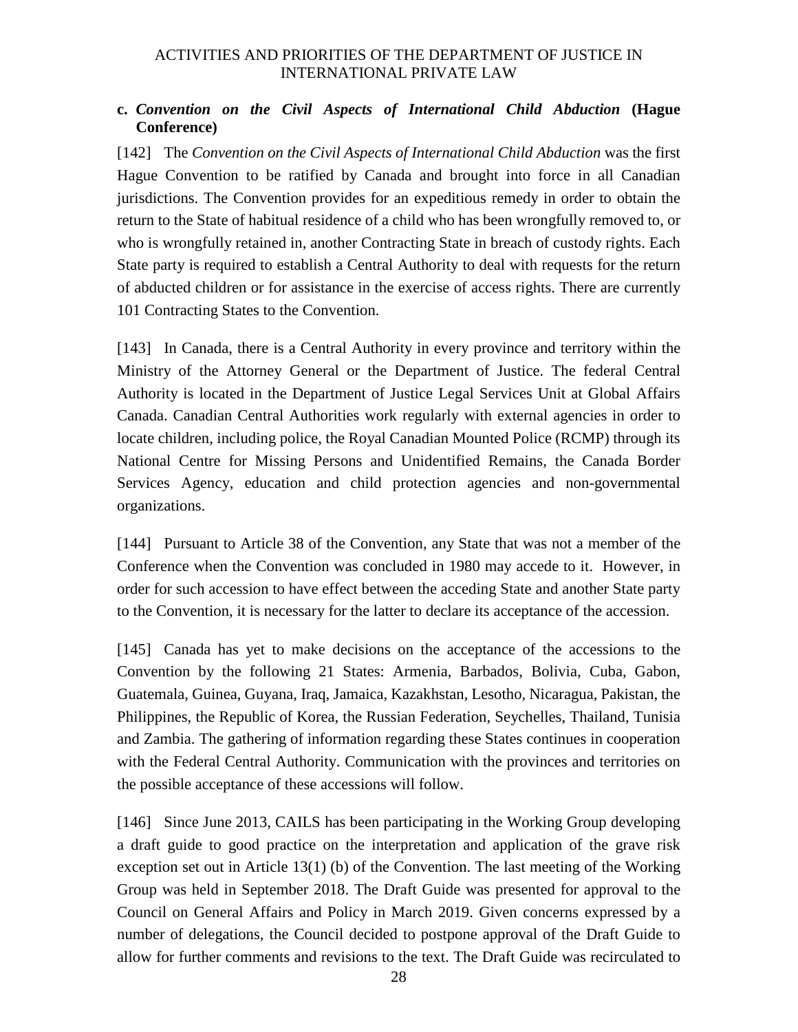### c. *Convention on the Civil Aspects of International Child Abduction* (Hague Conference)

[142] The *Convention on the Civil Aspects of International Child Abduction* was the first Hague Convention to be ratified by Canada and brought into force in all Canadian jurisdictions. The Convention provides for an expeditious remedy in order to obtain the return to the State of habitual residence of a child who has been wrongfully removed to, or who is wrongfully retained in, another Contracting State in breach of custody rights. Each State party is required to establish a Central Authority to deal with requests for the return of abducted children or for assistance in the exercise of access rights. There are currently 101 Contracting States to the Convention.

[143] In Canada, there is a Central Authority in every province and territory within the Ministry of the Attorney General or the Department of Justice. The federal Central Authority is located in the Department of Justice Legal Services Unit at Global Affairs Canada. Canadian Central Authorities work regularly with external agencies in order to locate children, including police, the Royal Canadian Mounted Police (RCMP) through its National Centre for Missing Persons and Unidentified Remains, the Canada Border Services Agency, education and child protection agencies and non-governmental organizations.

[144] Pursuant to Article 38 of the Convention, any State that was not a member of the Conference when the Convention was concluded in 1980 may accede to it. However, in order for such accession to have effect between the acceding State and another State party to the Convention, it is necessary for the latter to declare its acceptance of the accession.

[145] Canada has yet to make decisions on the acceptance of the accessions to the Convention by the following 21 States: Armenia, Barbados, Bolivia, Cuba, Gabon, Guatemala, Guinea, Guyana, Iraq, Jamaica, Kazakhstan, Lesotho, Nicaragua, Pakistan, the Philippines, the Republic of Korea, the Russian Federation, Seychelles, Thailand, Tunisia and Zambia. The gathering of information regarding these States continues in cooperation with the Federal Central Authority. Communication with the provinces and territories on the possible acceptance of these accessions will follow.

[146] Since June 2013, CAILS has been participating in the Working Group developing a draft guide to good practice on the interpretation and application of the grave risk exception set out in Article 13(1) (b) of the Convention. The last meeting of the Working Group was held in September 2018. The Draft Guide was presented for approval to the Council on General Affairs and Policy in March 2019. Given concerns expressed by a number of delegations, the Council decided to postpone approval of the Draft Guide to allow for further comments and revisions to the text. The Draft Guide was recirculated to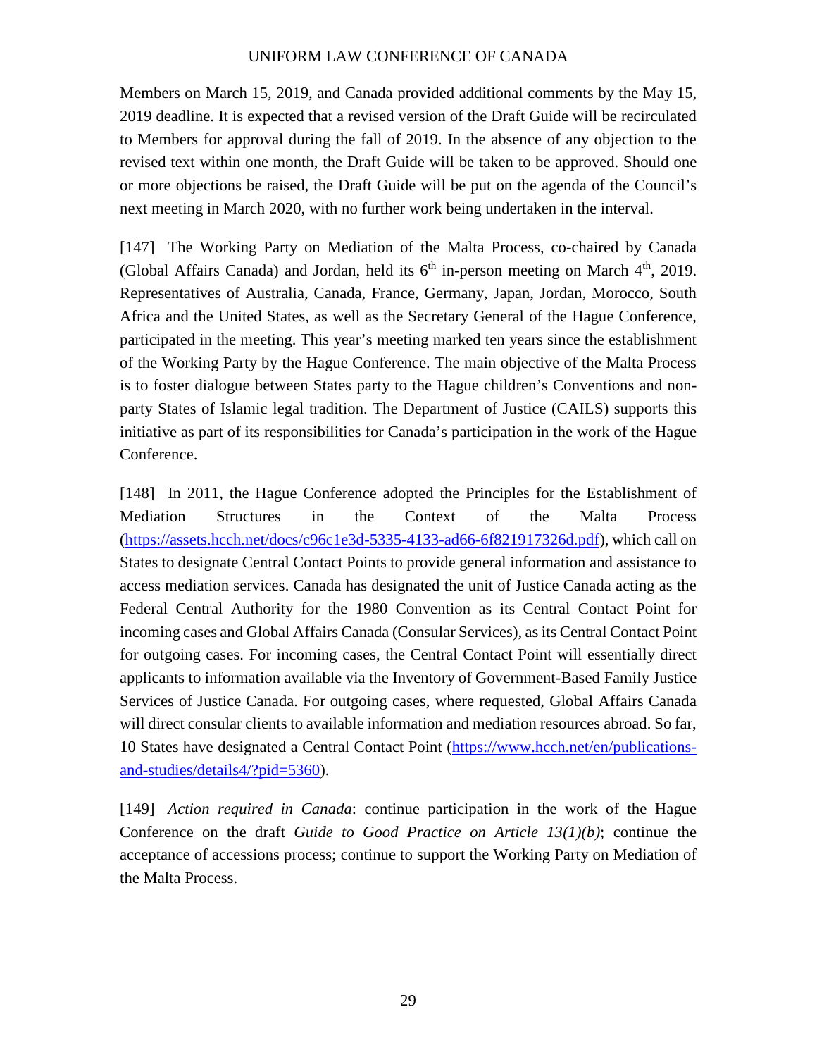Members on March 15, 2019, and Canada provided additional comments by the May 15, 2019 deadline. It is expected that a revised version of the Draft Guide will be recirculated to Members for approval during the fall of 2019. In the absence of any objection to the revised text within one month, the Draft Guide will be taken to be approved. Should one or more objections be raised, the Draft Guide will be put on the agenda of the Council's next meeting in March 2020, with no further work being undertaken in the interval.

[147] The Working Party on Mediation of the Malta Process, co-chaired by Canada (Global Affairs Canada) and Jordan, held its 6th in-person meeting on March 4th, 2019. Representatives of Australia, Canada, France, Germany, Japan, Jordan, Morocco, South Africa and the United States, as well as the Secretary General of the Hague Conference, participated in the meeting. This year's meeting marked ten years since the establishment of the Working Party by the Hague Conference. The main objective of the Malta Process is to foster dialogue between States party to the Hague children's Conventions and non-party States of Islamic legal tradition. The Department of Justice (CAILS) supports this initiative as part of its responsibilities for Canada's participation in the work of the Hague Conference.

[148] In 2011, the Hague Conference adopted the Principles for the Establishment of Mediation Structures in the Context of the Malta Process (https://assets.hcch.net/docs/c96c1e3d-5335-4133-ad66-6f821917326d.pdf), which call on States to designate Central Contact Points to provide general information and assistance to access mediation services. Canada has designated the unit of Justice Canada acting as the Federal Central Authority for the 1980 Convention as its Central Contact Point for incoming cases and Global Affairs Canada (Consular Services), as its Central Contact Point for outgoing cases. For incoming cases, the Central Contact Point will essentially direct applicants to information available via the Inventory of Government-Based Family Justice Services of Justice Canada. For outgoing cases, where requested, Global Affairs Canada will direct consular clients to available information and mediation resources abroad. So far, 10 States have designated a Central Contact Point (https://www.hcch.net/en/publications-and-studies/details4/?pid=5360).

[149] *Action required in Canada*: continue participation in the work of the Hague Conference on the draft *Guide to Good Practice on Article 13(1)(b)*; continue the acceptance of accessions process; continue to support the Working Party on Mediation of the Malta Process.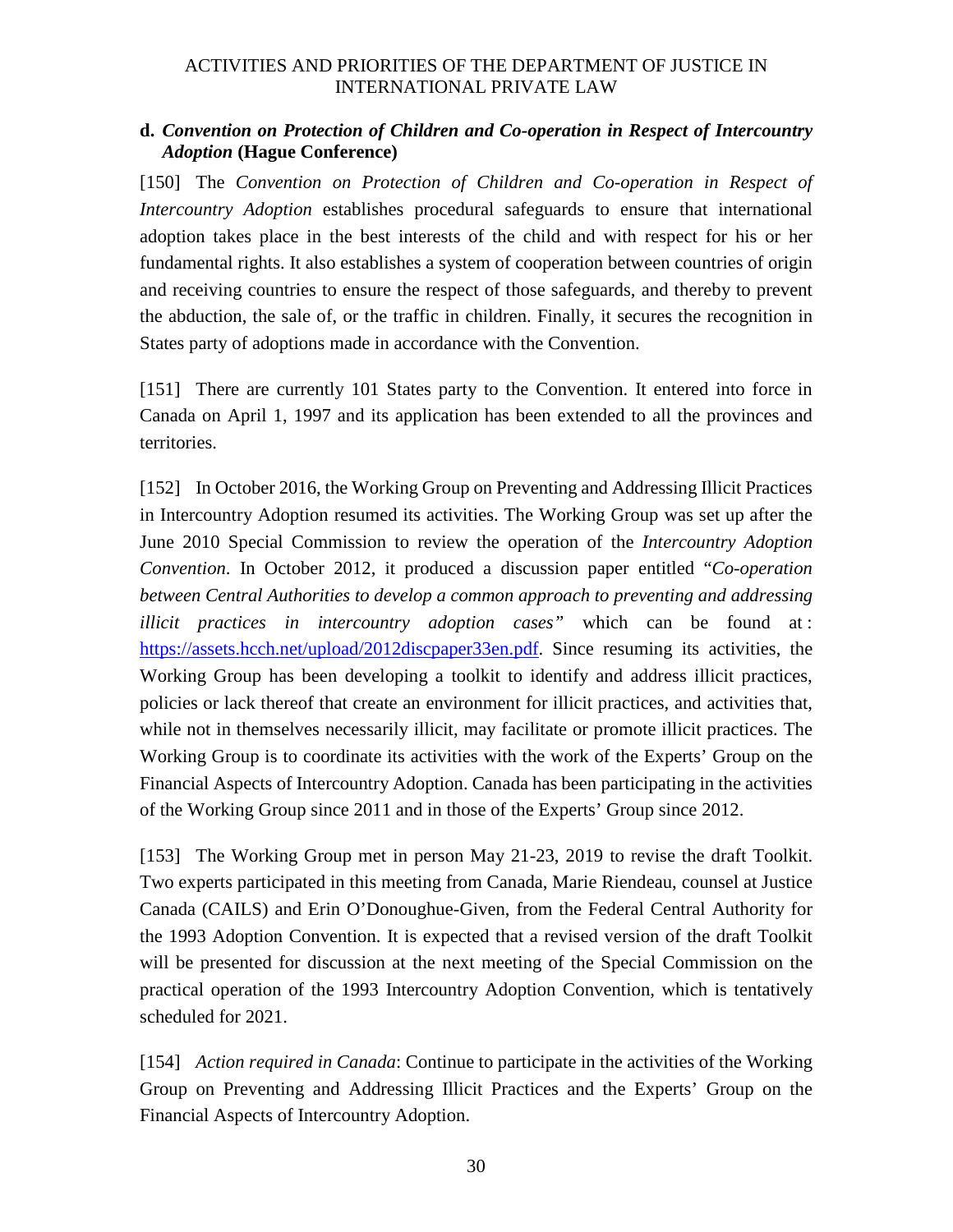### d. *Convention on Protection of Children and Co-operation in Respect of Intercountry Adoption* (Hague Conference)

[150] The *Convention on Protection of Children and Co-operation in Respect of Intercountry Adoption* establishes procedural safeguards to ensure that international adoption takes place in the best interests of the child and with respect for his or her fundamental rights. It also establishes a system of cooperation between countries of origin and receiving countries to ensure the respect of those safeguards, and thereby to prevent the abduction, the sale of, or the traffic in children. Finally, it secures the recognition in States party of adoptions made in accordance with the Convention.

[151] There are currently 101 States party to the Convention. It entered into force in Canada on April 1, 1997 and its application has been extended to all the provinces and territories.

[152] In October 2016, the Working Group on Preventing and Addressing Illicit Practices in Intercountry Adoption resumed its activities. The Working Group was set up after the June 2010 Special Commission to review the operation of the *Intercountry Adoption Convention*. In October 2012, it produced a discussion paper entitled "*Co-operation between Central Authorities to develop a common approach to preventing and addressing illicit practices in intercountry adoption cases"* which can be found at : https://assets.hcch.net/upload/2012discpaper33en.pdf. Since resuming its activities, the Working Group has been developing a toolkit to identify and address illicit practices, policies or lack thereof that create an environment for illicit practices, and activities that, while not in themselves necessarily illicit, may facilitate or promote illicit practices. The Working Group is to coordinate its activities with the work of the Experts' Group on the Financial Aspects of Intercountry Adoption. Canada has been participating in the activities of the Working Group since 2011 and in those of the Experts' Group since 2012.

[153] The Working Group met in person May 21-23, 2019 to revise the draft Toolkit. Two experts participated in this meeting from Canada, Marie Riendeau, counsel at Justice Canada (CAILS) and Erin O'Donoughue-Given, from the Federal Central Authority for the 1993 Adoption Convention. It is expected that a revised version of the draft Toolkit will be presented for discussion at the next meeting of the Special Commission on the practical operation of the 1993 Intercountry Adoption Convention, which is tentatively scheduled for 2021.

[154] *Action required in Canada*: Continue to participate in the activities of the Working Group on Preventing and Addressing Illicit Practices and the Experts' Group on the Financial Aspects of Intercountry Adoption.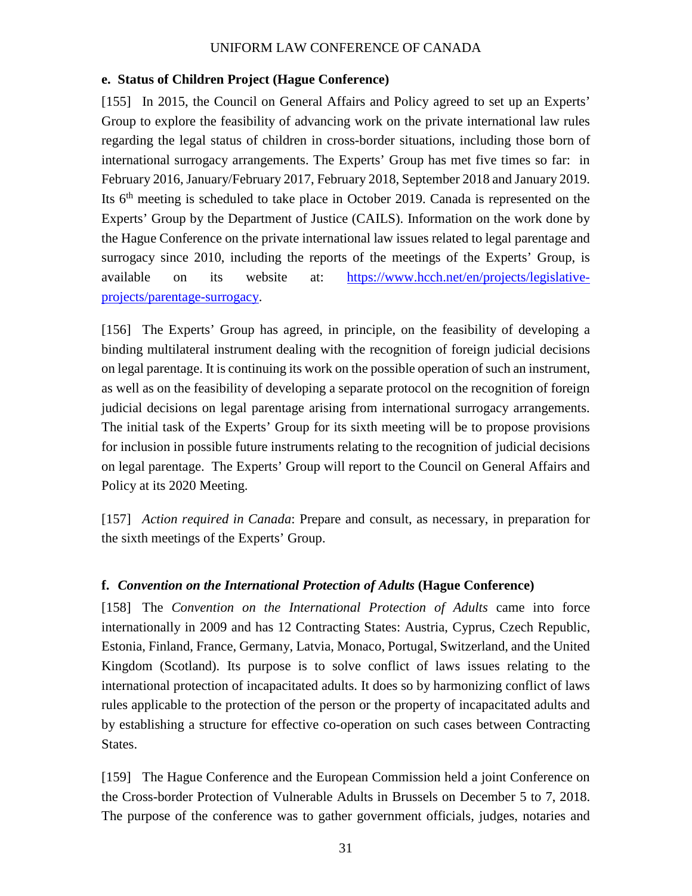**e. Status of Children Project (Hague Conference)**

[155] In 2015, the Council on General Affairs and Policy agreed to set up an Experts' Group to explore the feasibility of advancing work on the private international law rules regarding the legal status of children in cross-border situations, including those born of international surrogacy arrangements. The Experts' Group has met five times so far: in February 2016, January/February 2017, February 2018, September 2018 and January 2019. Its 6th meeting is scheduled to take place in October 2019. Canada is represented on the Experts' Group by the Department of Justice (CAILS). Information on the work done by the Hague Conference on the private international law issues related to legal parentage and surrogacy since 2010, including the reports of the meetings of the Experts' Group, is available on its website at: https://www.hcch.net/en/projects/legislative-projects/parentage-surrogacy.

[156] The Experts' Group has agreed, in principle, on the feasibility of developing a binding multilateral instrument dealing with the recognition of foreign judicial decisions on legal parentage. It is continuing its work on the possible operation of such an instrument, as well as on the feasibility of developing a separate protocol on the recognition of foreign judicial decisions on legal parentage arising from international surrogacy arrangements. The initial task of the Experts' Group for its sixth meeting will be to propose provisions for inclusion in possible future instruments relating to the recognition of judicial decisions on legal parentage. The Experts' Group will report to the Council on General Affairs and Policy at its 2020 Meeting.

[157] *Action required in Canada*: Prepare and consult, as necessary, in preparation for the sixth meetings of the Experts' Group.

**f. *Convention on the International Protection of Adults* (Hague Conference)**

[158] The *Convention on the International Protection of Adults* came into force internationally in 2009 and has 12 Contracting States: Austria, Cyprus, Czech Republic, Estonia, Finland, France, Germany, Latvia, Monaco, Portugal, Switzerland, and the United Kingdom (Scotland). Its purpose is to solve conflict of laws issues relating to the international protection of incapacitated adults. It does so by harmonizing conflict of laws rules applicable to the protection of the person or the property of incapacitated adults and by establishing a structure for effective co-operation on such cases between Contracting States.

[159] The Hague Conference and the European Commission held a joint Conference on the Cross-border Protection of Vulnerable Adults in Brussels on December 5 to 7, 2018. The purpose of the conference was to gather government officials, judges, notaries and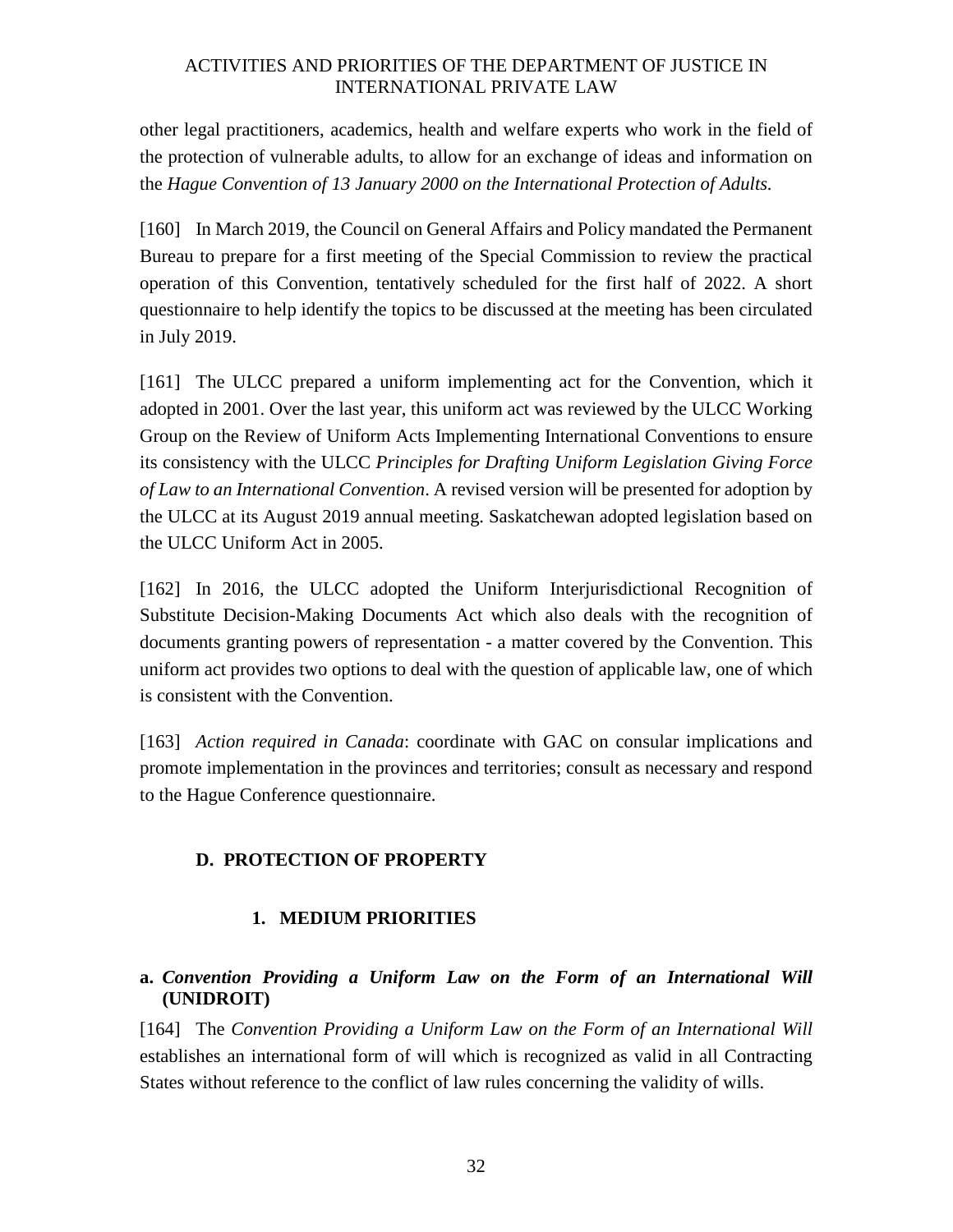other legal practitioners, academics, health and welfare experts who work in the field of the protection of vulnerable adults, to allow for an exchange of ideas and information on the *Hague Convention of 13 January 2000 on the International Protection of Adults.*

[160] In March 2019, the Council on General Affairs and Policy mandated the Permanent Bureau to prepare for a first meeting of the Special Commission to review the practical operation of this Convention, tentatively scheduled for the first half of 2022. A short questionnaire to help identify the topics to be discussed at the meeting has been circulated in July 2019.

[161] The ULCC prepared a uniform implementing act for the Convention, which it adopted in 2001. Over the last year, this uniform act was reviewed by the ULCC Working Group on the Review of Uniform Acts Implementing International Conventions to ensure its consistency with the ULCC *Principles for Drafting Uniform Legislation Giving Force of Law to an International Convention*. A revised version will be presented for adoption by the ULCC at its August 2019 annual meeting. Saskatchewan adopted legislation based on the ULCC Uniform Act in 2005.

[162] In 2016, the ULCC adopted the Uniform Interjurisdictional Recognition of Substitute Decision-Making Documents Act which also deals with the recognition of documents granting powers of representation - a matter covered by the Convention. This uniform act provides two options to deal with the question of applicable law, one of which is consistent with the Convention.

[163] *Action required in Canada*: coordinate with GAC on consular implications and promote implementation in the provinces and territories; consult as necessary and respond to the Hague Conference questionnaire.

## D. PROTECTION OF PROPERTY

### 1. MEDIUM PRIORITIES

#### a. *Convention Providing a Uniform Law on the Form of an International Will* (UNIDROIT)

[164] The *Convention Providing a Uniform Law on the Form of an International Will* establishes an international form of will which is recognized as valid in all Contracting States without reference to the conflict of law rules concerning the validity of wills.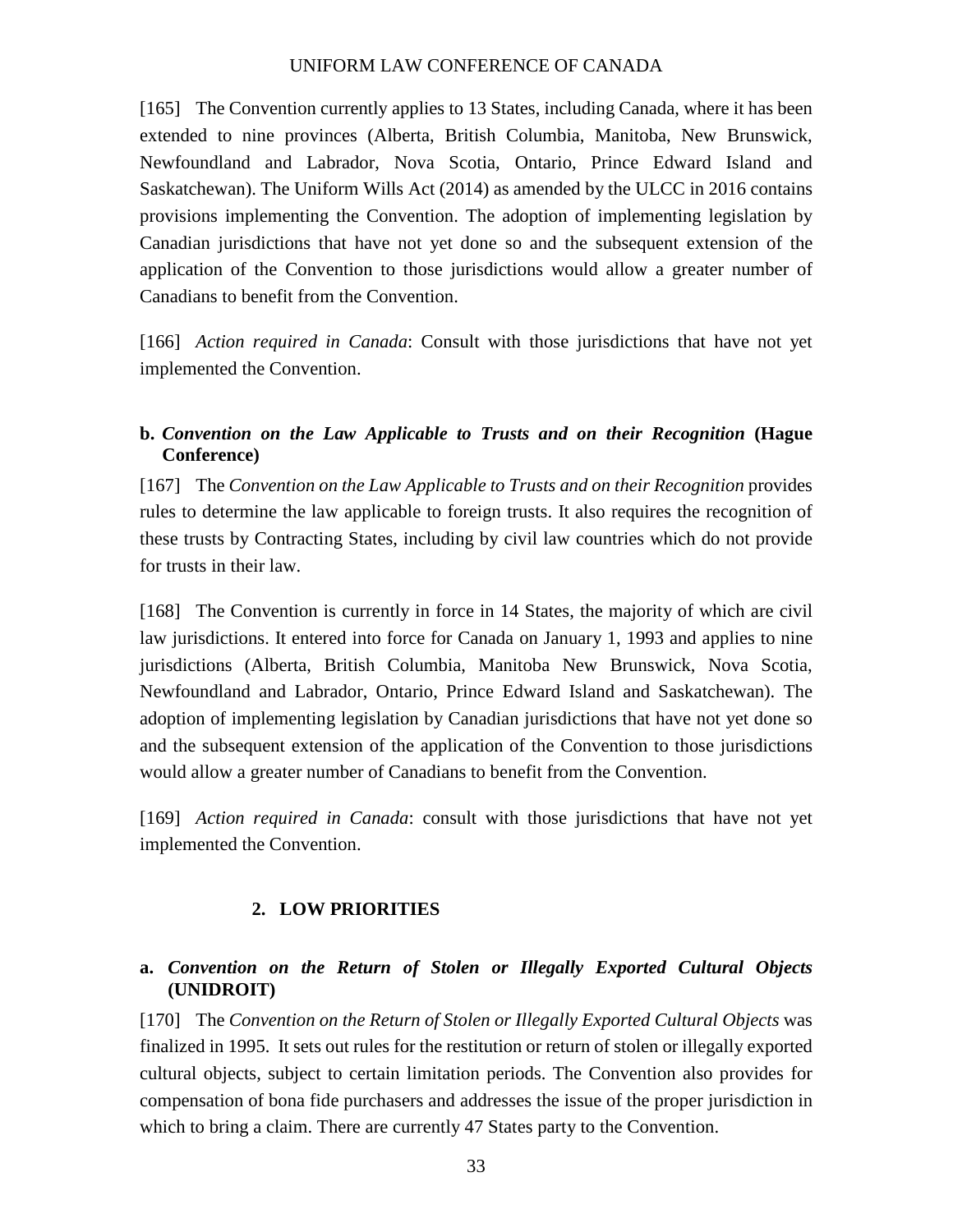[165] The Convention currently applies to 13 States, including Canada, where it has been extended to nine provinces (Alberta, British Columbia, Manitoba, New Brunswick, Newfoundland and Labrador, Nova Scotia, Ontario, Prince Edward Island and Saskatchewan). The Uniform Wills Act (2014) as amended by the ULCC in 2016 contains provisions implementing the Convention. The adoption of implementing legislation by Canadian jurisdictions that have not yet done so and the subsequent extension of the application of the Convention to those jurisdictions would allow a greater number of Canadians to benefit from the Convention.

[166] *Action required in Canada*: Consult with those jurisdictions that have not yet implemented the Convention.

### b. *Convention on the Law Applicable to Trusts and on their Recognition* (Hague Conference)

[167] The *Convention on the Law Applicable to Trusts and on their Recognition* provides rules to determine the law applicable to foreign trusts. It also requires the recognition of these trusts by Contracting States, including by civil law countries which do not provide for trusts in their law.

[168] The Convention is currently in force in 14 States, the majority of which are civil law jurisdictions. It entered into force for Canada on January 1, 1993 and applies to nine jurisdictions (Alberta, British Columbia, Manitoba New Brunswick, Nova Scotia, Newfoundland and Labrador, Ontario, Prince Edward Island and Saskatchewan). The adoption of implementing legislation by Canadian jurisdictions that have not yet done so and the subsequent extension of the application of the Convention to those jurisdictions would allow a greater number of Canadians to benefit from the Convention.

[169] *Action required in Canada*: consult with those jurisdictions that have not yet implemented the Convention.

## 2. LOW PRIORITIES

### a. *Convention on the Return of Stolen or Illegally Exported Cultural Objects* (UNIDROIT)

[170] The *Convention on the Return of Stolen or Illegally Exported Cultural Objects* was finalized in 1995. It sets out rules for the restitution or return of stolen or illegally exported cultural objects, subject to certain limitation periods. The Convention also provides for compensation of bona fide purchasers and addresses the issue of the proper jurisdiction in which to bring a claim. There are currently 47 States party to the Convention.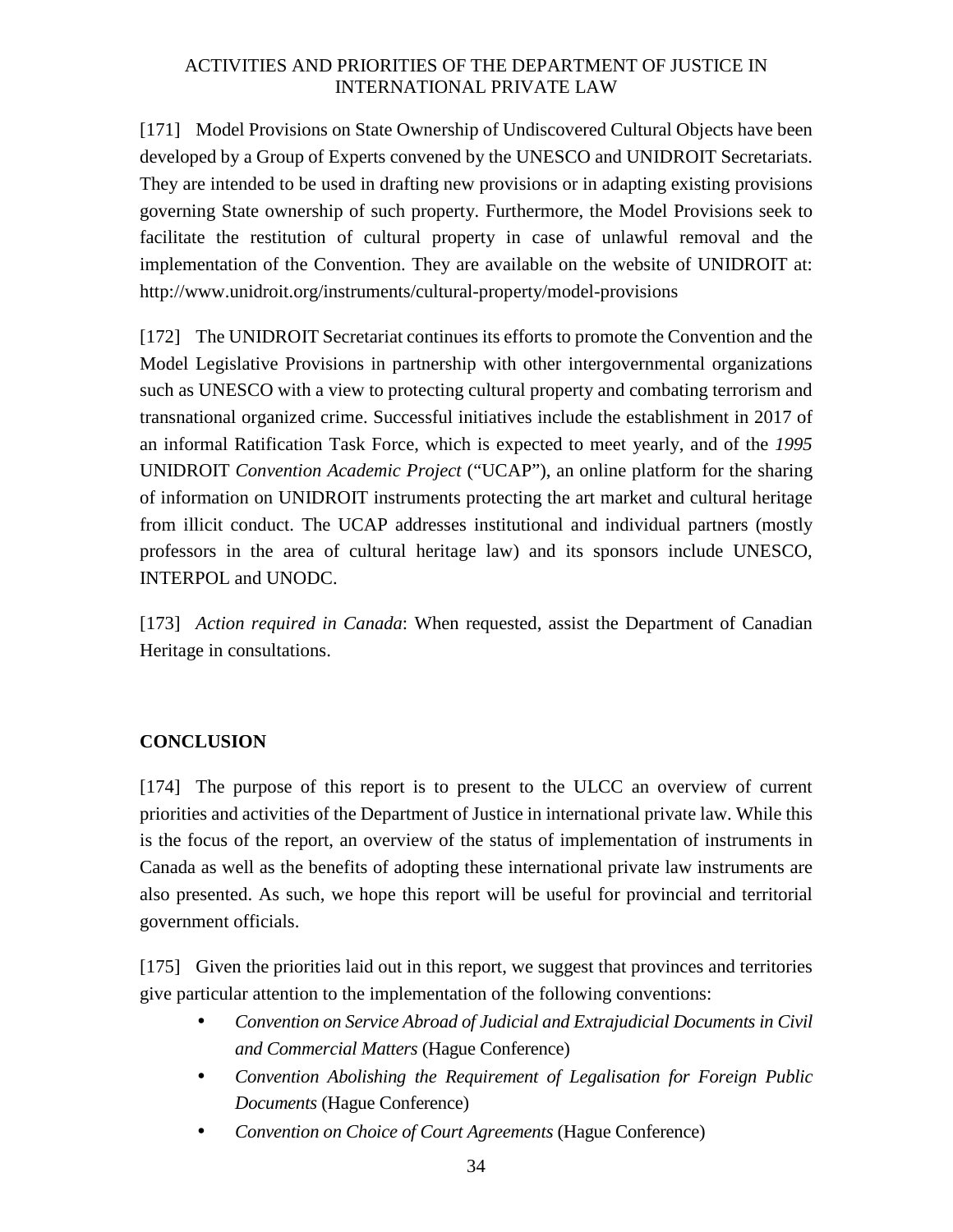[171] Model Provisions on State Ownership of Undiscovered Cultural Objects have been developed by a Group of Experts convened by the UNESCO and UNIDROIT Secretariats. They are intended to be used in drafting new provisions or in adapting existing provisions governing State ownership of such property. Furthermore, the Model Provisions seek to facilitate the restitution of cultural property in case of unlawful removal and the implementation of the Convention. They are available on the website of UNIDROIT at: http://www.unidroit.org/instruments/cultural-property/model-provisions

[172] The UNIDROIT Secretariat continues its efforts to promote the Convention and the Model Legislative Provisions in partnership with other intergovernmental organizations such as UNESCO with a view to protecting cultural property and combating terrorism and transnational organized crime. Successful initiatives include the establishment in 2017 of an informal Ratification Task Force, which is expected to meet yearly, and of the *1995* UNIDROIT *Convention Academic Project* ("UCAP"), an online platform for the sharing of information on UNIDROIT instruments protecting the art market and cultural heritage from illicit conduct. The UCAP addresses institutional and individual partners (mostly professors in the area of cultural heritage law) and its sponsors include UNESCO, INTERPOL and UNODC.

[173] *Action required in Canada*: When requested, assist the Department of Canadian Heritage in consultations.

## CONCLUSION

[174] The purpose of this report is to present to the ULCC an overview of current priorities and activities of the Department of Justice in international private law. While this is the focus of the report, an overview of the status of implementation of instruments in Canada as well as the benefits of adopting these international private law instruments are also presented. As such, we hope this report will be useful for provincial and territorial government officials.

[175] Given the priorities laid out in this report, we suggest that provinces and territories give particular attention to the implementation of the following conventions:

- *Convention on Service Abroad of Judicial and Extrajudicial Documents in Civil and Commercial Matters* (Hague Conference)
- *Convention Abolishing the Requirement of Legalisation for Foreign Public Documents* (Hague Conference)
- *Convention on Choice of Court Agreements* (Hague Conference)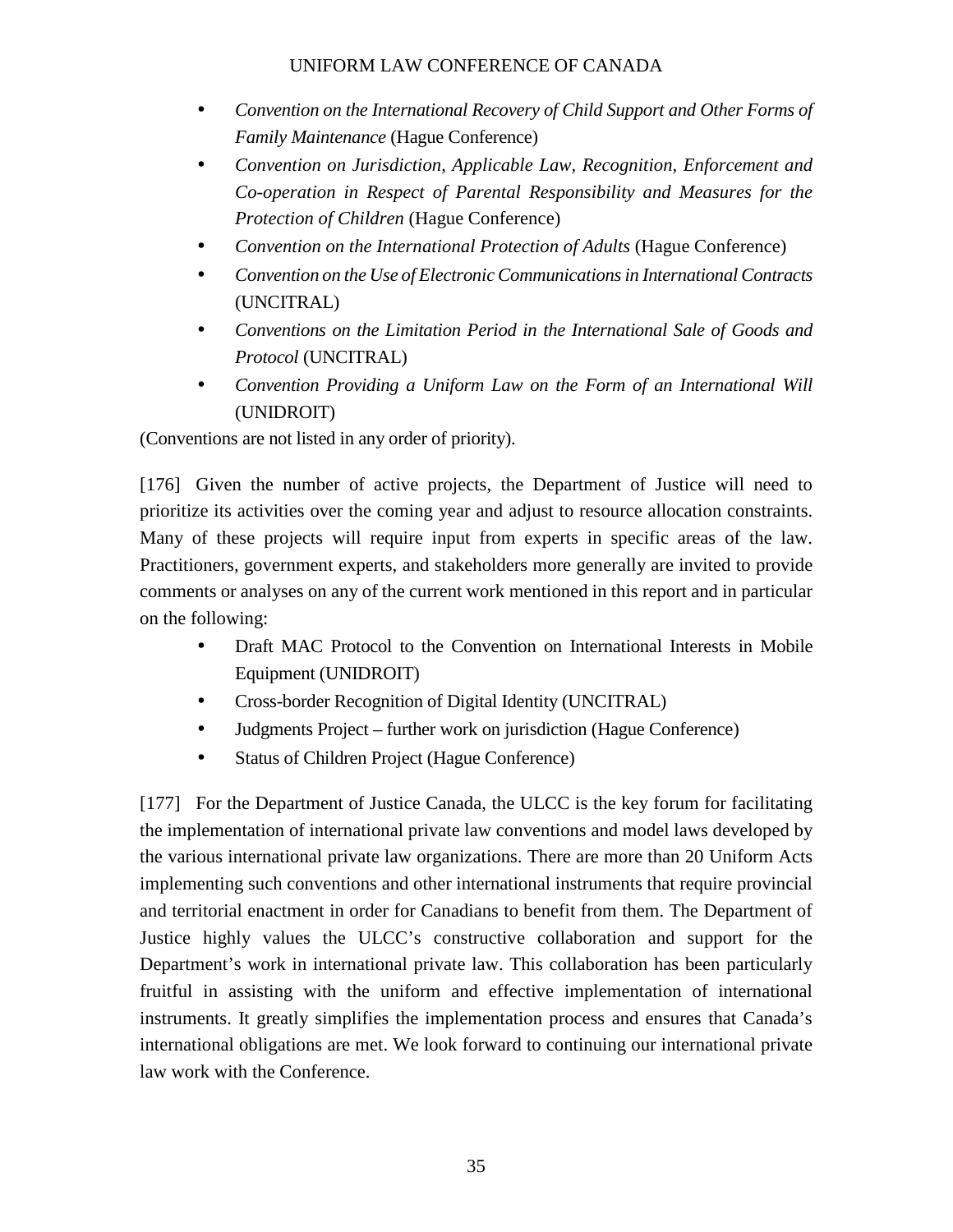- *Convention on the International Recovery of Child Support and Other Forms of Family Maintenance* (Hague Conference)
- *Convention on Jurisdiction, Applicable Law, Recognition, Enforcement and Co-operation in Respect of Parental Responsibility and Measures for the Protection of Children* (Hague Conference)
- *Convention on the International Protection of Adults* (Hague Conference)
- *Convention on the Use of Electronic Communications in International Contracts* (UNCITRAL)
- *Conventions on the Limitation Period in the International Sale of Goods and Protocol* (UNCITRAL)
- *Convention Providing a Uniform Law on the Form of an International Will* (UNIDROIT)

(Conventions are not listed in any order of priority).

[176] Given the number of active projects, the Department of Justice will need to prioritize its activities over the coming year and adjust to resource allocation constraints. Many of these projects will require input from experts in specific areas of the law. Practitioners, government experts, and stakeholders more generally are invited to provide comments or analyses on any of the current work mentioned in this report and in particular on the following:

- Draft MAC Protocol to the Convention on International Interests in Mobile Equipment (UNIDROIT)
- Cross-border Recognition of Digital Identity (UNCITRAL)
- Judgments Project – further work on jurisdiction (Hague Conference)
- Status of Children Project (Hague Conference)

[177] For the Department of Justice Canada, the ULCC is the key forum for facilitating the implementation of international private law conventions and model laws developed by the various international private law organizations. There are more than 20 Uniform Acts implementing such conventions and other international instruments that require provincial and territorial enactment in order for Canadians to benefit from them. The Department of Justice highly values the ULCC's constructive collaboration and support for the Department's work in international private law. This collaboration has been particularly fruitful in assisting with the uniform and effective implementation of international instruments. It greatly simplifies the implementation process and ensures that Canada's international obligations are met. We look forward to continuing our international private law work with the Conference.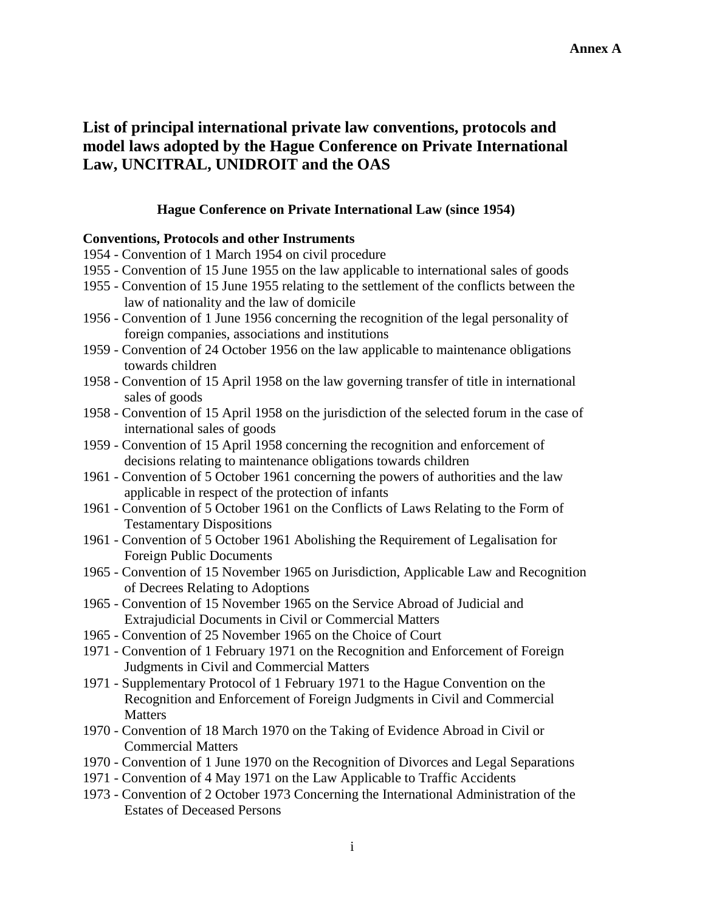**Annex A**

# List of principal international private law conventions, protocols and model laws adopted by the Hague Conference on Private International Law, UNCITRAL, UNIDROIT and the OAS

## Hague Conference on Private International Law (since 1954)

### Conventions, Protocols and other Instruments

1954 - Convention of 1 March 1954 on civil procedure
1955 - Convention of 15 June 1955 on the law applicable to international sales of goods
1955 - Convention of 15 June 1955 relating to the settlement of the conflicts between the law of nationality and the law of domicile
1956 - Convention of 1 June 1956 concerning the recognition of the legal personality of foreign companies, associations and institutions
1959 - Convention of 24 October 1956 on the law applicable to maintenance obligations towards children
1958 - Convention of 15 April 1958 on the law governing transfer of title in international sales of goods
1958 - Convention of 15 April 1958 on the jurisdiction of the selected forum in the case of international sales of goods
1959 - Convention of 15 April 1958 concerning the recognition and enforcement of decisions relating to maintenance obligations towards children
1961 - Convention of 5 October 1961 concerning the powers of authorities and the law applicable in respect of the protection of infants
1961 - Convention of 5 October 1961 on the Conflicts of Laws Relating to the Form of Testamentary Dispositions
1961 - Convention of 5 October 1961 Abolishing the Requirement of Legalisation for Foreign Public Documents
1965 - Convention of 15 November 1965 on Jurisdiction, Applicable Law and Recognition of Decrees Relating to Adoptions
1965 - Convention of 15 November 1965 on the Service Abroad of Judicial and Extrajudicial Documents in Civil or Commercial Matters
1965 - Convention of 25 November 1965 on the Choice of Court
1971 - Convention of 1 February 1971 on the Recognition and Enforcement of Foreign Judgments in Civil and Commercial Matters
1971 - Supplementary Protocol of 1 February 1971 to the Hague Convention on the Recognition and Enforcement of Foreign Judgments in Civil and Commercial Matters
1970 - Convention of 18 March 1970 on the Taking of Evidence Abroad in Civil or Commercial Matters
1970 - Convention of 1 June 1970 on the Recognition of Divorces and Legal Separations
1971 - Convention of 4 May 1971 on the Law Applicable to Traffic Accidents
1973 - Convention of 2 October 1973 Concerning the International Administration of the Estates of Deceased Persons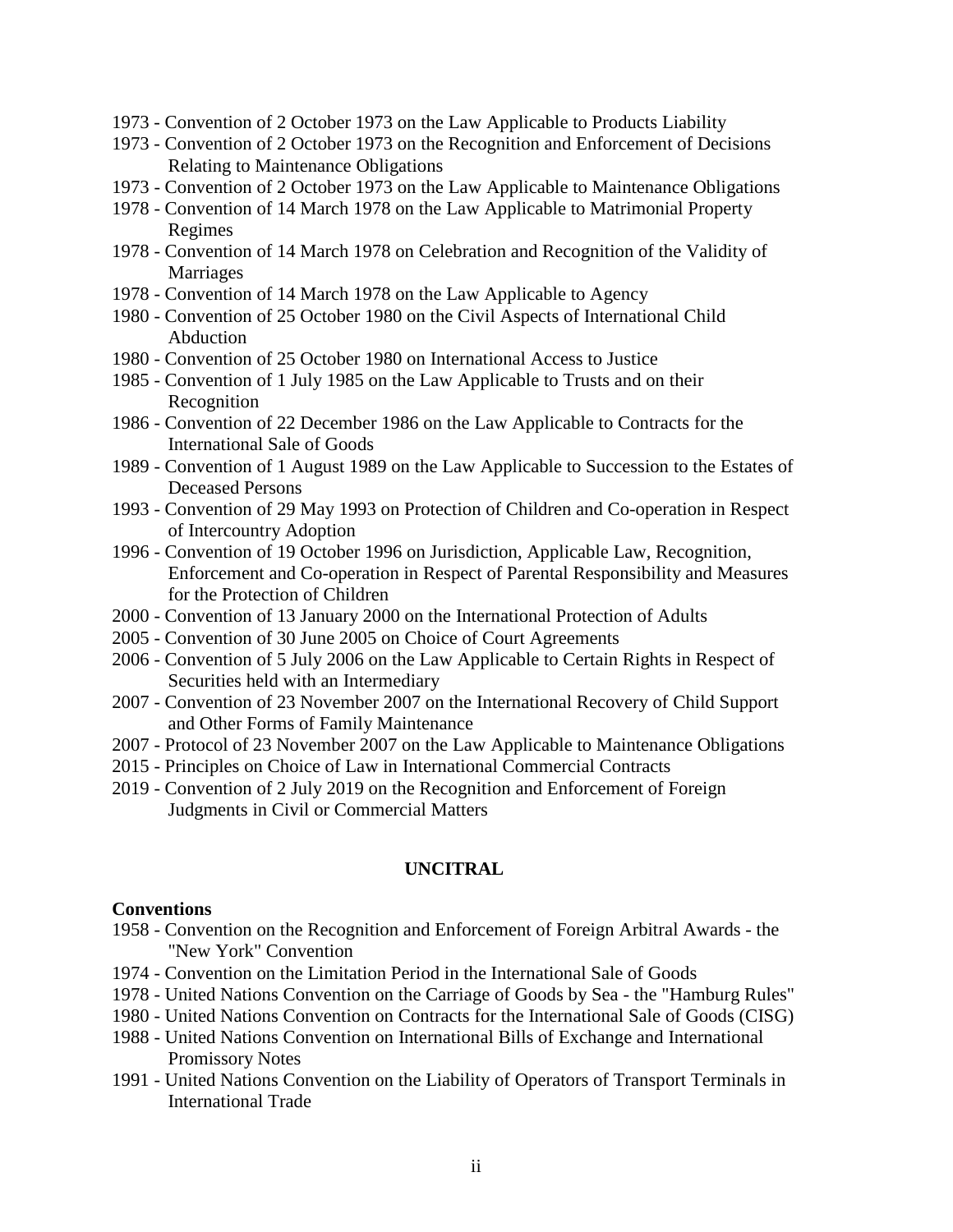1973 - Convention of 2 October 1973 on the Law Applicable to Products Liability
1973 - Convention of 2 October 1973 on the Recognition and Enforcement of Decisions Relating to Maintenance Obligations
1973 - Convention of 2 October 1973 on the Law Applicable to Maintenance Obligations
1978 - Convention of 14 March 1978 on the Law Applicable to Matrimonial Property Regimes
1978 - Convention of 14 March 1978 on Celebration and Recognition of the Validity of Marriages
1978 - Convention of 14 March 1978 on the Law Applicable to Agency
1980 - Convention of 25 October 1980 on the Civil Aspects of International Child Abduction
1980 - Convention of 25 October 1980 on International Access to Justice
1985 - Convention of 1 July 1985 on the Law Applicable to Trusts and on their Recognition
1986 - Convention of 22 December 1986 on the Law Applicable to Contracts for the International Sale of Goods
1989 - Convention of 1 August 1989 on the Law Applicable to Succession to the Estates of Deceased Persons
1993 - Convention of 29 May 1993 on Protection of Children and Co-operation in Respect of Intercountry Adoption
1996 - Convention of 19 October 1996 on Jurisdiction, Applicable Law, Recognition, Enforcement and Co-operation in Respect of Parental Responsibility and Measures for the Protection of Children
2000 - Convention of 13 January 2000 on the International Protection of Adults
2005 - Convention of 30 June 2005 on Choice of Court Agreements
2006 - Convention of 5 July 2006 on the Law Applicable to Certain Rights in Respect of Securities held with an Intermediary
2007 - Convention of 23 November 2007 on the International Recovery of Child Support and Other Forms of Family Maintenance
2007 - Protocol of 23 November 2007 on the Law Applicable to Maintenance Obligations
2015 - Principles on Choice of Law in International Commercial Contracts
2019 - Convention of 2 July 2019 on the Recognition and Enforcement of Foreign Judgments in Civil or Commercial Matters

## UNCITRAL

**Conventions**

1958 - Convention on the Recognition and Enforcement of Foreign Arbitral Awards - the "New York" Convention
1974 - Convention on the Limitation Period in the International Sale of Goods
1978 - United Nations Convention on the Carriage of Goods by Sea - the "Hamburg Rules"
1980 - United Nations Convention on Contracts for the International Sale of Goods (CISG)
1988 - United Nations Convention on International Bills of Exchange and International Promissory Notes
1991 - United Nations Convention on the Liability of Operators of Transport Terminals in International Trade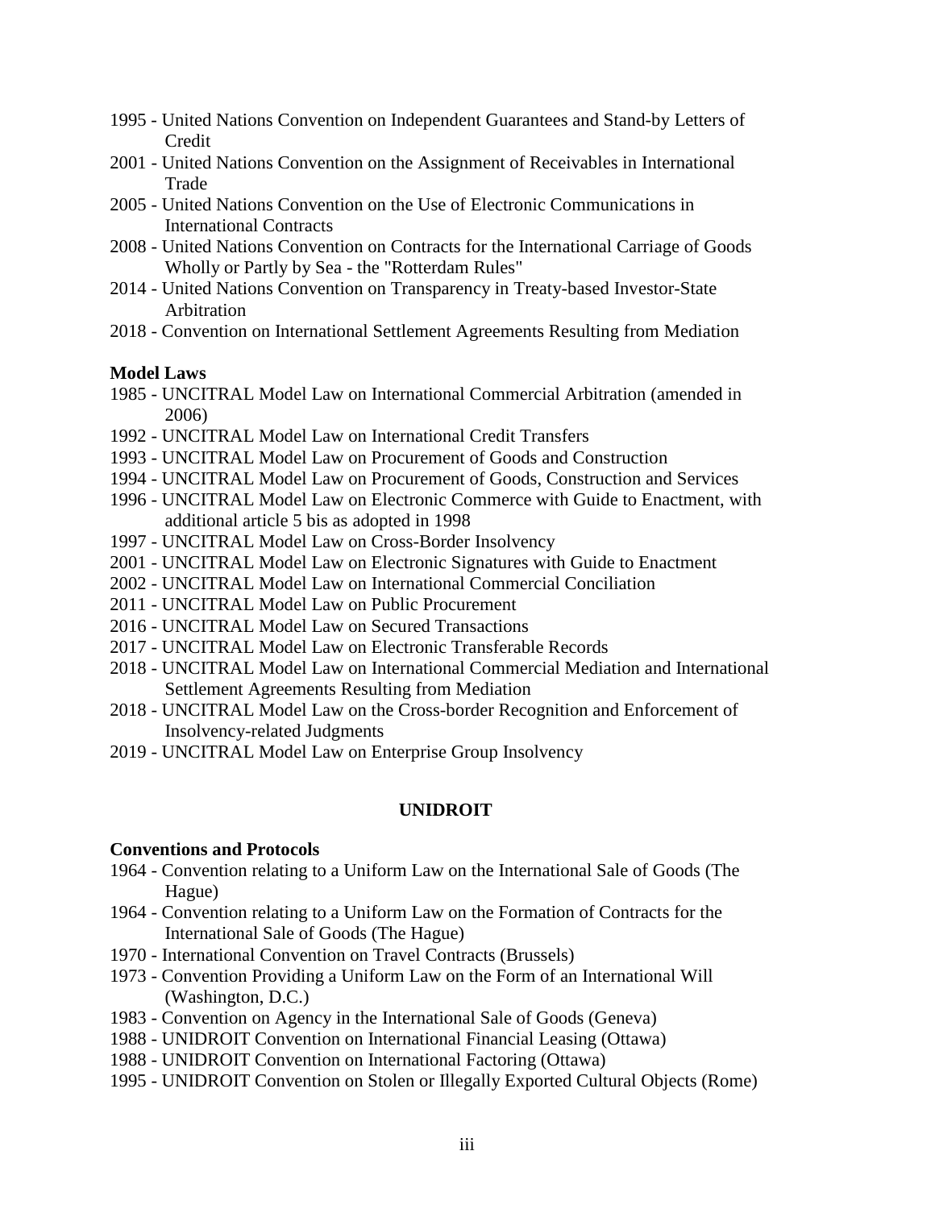1995 - United Nations Convention on Independent Guarantees and Stand-by Letters of Credit
2001 - United Nations Convention on the Assignment of Receivables in International Trade
2005 - United Nations Convention on the Use of Electronic Communications in International Contracts
2008 - United Nations Convention on Contracts for the International Carriage of Goods Wholly or Partly by Sea - the "Rotterdam Rules"
2014 - United Nations Convention on Transparency in Treaty-based Investor-State Arbitration
2018 - Convention on International Settlement Agreements Resulting from Mediation

**Model Laws**

1985 - UNCITRAL Model Law on International Commercial Arbitration (amended in 2006)
1992 - UNCITRAL Model Law on International Credit Transfers
1993 - UNCITRAL Model Law on Procurement of Goods and Construction
1994 - UNCITRAL Model Law on Procurement of Goods, Construction and Services
1996 - UNCITRAL Model Law on Electronic Commerce with Guide to Enactment, with additional article 5 bis as adopted in 1998
1997 - UNCITRAL Model Law on Cross-Border Insolvency
2001 - UNCITRAL Model Law on Electronic Signatures with Guide to Enactment
2002 - UNCITRAL Model Law on International Commercial Conciliation
2011 - UNCITRAL Model Law on Public Procurement
2016 - UNCITRAL Model Law on Secured Transactions
2017 - UNCITRAL Model Law on Electronic Transferable Records
2018 - UNCITRAL Model Law on International Commercial Mediation and International Settlement Agreements Resulting from Mediation
2018 - UNCITRAL Model Law on the Cross-border Recognition and Enforcement of Insolvency-related Judgments
2019 - UNCITRAL Model Law on Enterprise Group Insolvency

## UNIDROIT

**Conventions and Protocols**

1964 - Convention relating to a Uniform Law on the International Sale of Goods (The Hague)
1964 - Convention relating to a Uniform Law on the Formation of Contracts for the International Sale of Goods (The Hague)
1970 - International Convention on Travel Contracts (Brussels)
1973 - Convention Providing a Uniform Law on the Form of an International Will (Washington, D.C.)
1983 - Convention on Agency in the International Sale of Goods (Geneva)
1988 - UNIDROIT Convention on International Financial Leasing (Ottawa)
1988 - UNIDROIT Convention on International Factoring (Ottawa)
1995 - UNIDROIT Convention on Stolen or Illegally Exported Cultural Objects (Rome)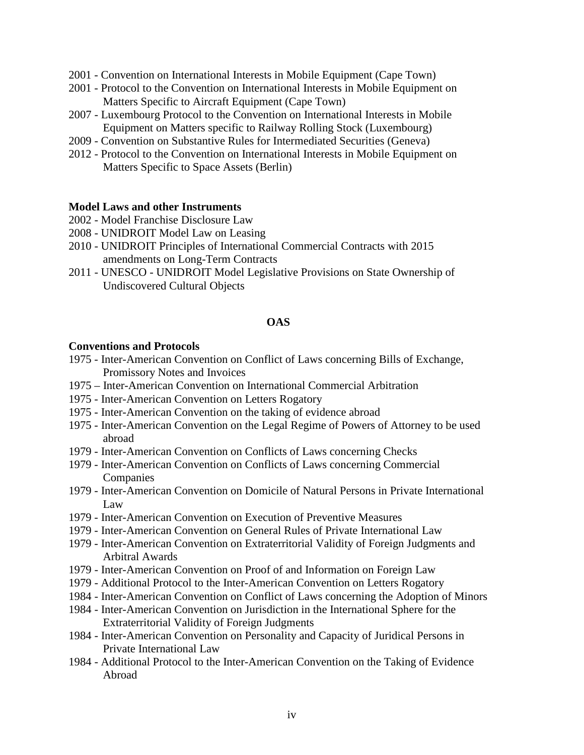- 2001 - Convention on International Interests in Mobile Equipment (Cape Town)
- 2001 - Protocol to the Convention on International Interests in Mobile Equipment on Matters Specific to Aircraft Equipment (Cape Town)
- 2007 - Luxembourg Protocol to the Convention on International Interests in Mobile Equipment on Matters specific to Railway Rolling Stock (Luxembourg)
- 2009 - Convention on Substantive Rules for Intermediated Securities (Geneva)
- 2012 - Protocol to the Convention on International Interests in Mobile Equipment on Matters Specific to Space Assets (Berlin)

**Model Laws and other Instruments**

- 2002 - Model Franchise Disclosure Law
- 2008 - UNIDROIT Model Law on Leasing
- 2010 - UNIDROIT Principles of International Commercial Contracts with 2015 amendments on Long-Term Contracts
- 2011 - UNESCO - UNIDROIT Model Legislative Provisions on State Ownership of Undiscovered Cultural Objects

## OAS

**Conventions and Protocols**

- 1975 - Inter-American Convention on Conflict of Laws concerning Bills of Exchange, Promissory Notes and Invoices
- 1975 – Inter-American Convention on International Commercial Arbitration
- 1975 - Inter-American Convention on Letters Rogatory
- 1975 - Inter-American Convention on the taking of evidence abroad
- 1975 - Inter-American Convention on the Legal Regime of Powers of Attorney to be used abroad
- 1979 - Inter-American Convention on Conflicts of Laws concerning Checks
- 1979 - Inter-American Convention on Conflicts of Laws concerning Commercial Companies
- 1979 - Inter-American Convention on Domicile of Natural Persons in Private International Law
- 1979 - Inter-American Convention on Execution of Preventive Measures
- 1979 - Inter-American Convention on General Rules of Private International Law
- 1979 - Inter-American Convention on Extraterritorial Validity of Foreign Judgments and Arbitral Awards
- 1979 - Inter-American Convention on Proof of and Information on Foreign Law
- 1979 - Additional Protocol to the Inter-American Convention on Letters Rogatory
- 1984 - Inter-American Convention on Conflict of Laws concerning the Adoption of Minors
- 1984 - Inter-American Convention on Jurisdiction in the International Sphere for the Extraterritorial Validity of Foreign Judgments
- 1984 - Inter-American Convention on Personality and Capacity of Juridical Persons in Private International Law
- 1984 - Additional Protocol to the Inter-American Convention on the Taking of Evidence Abroad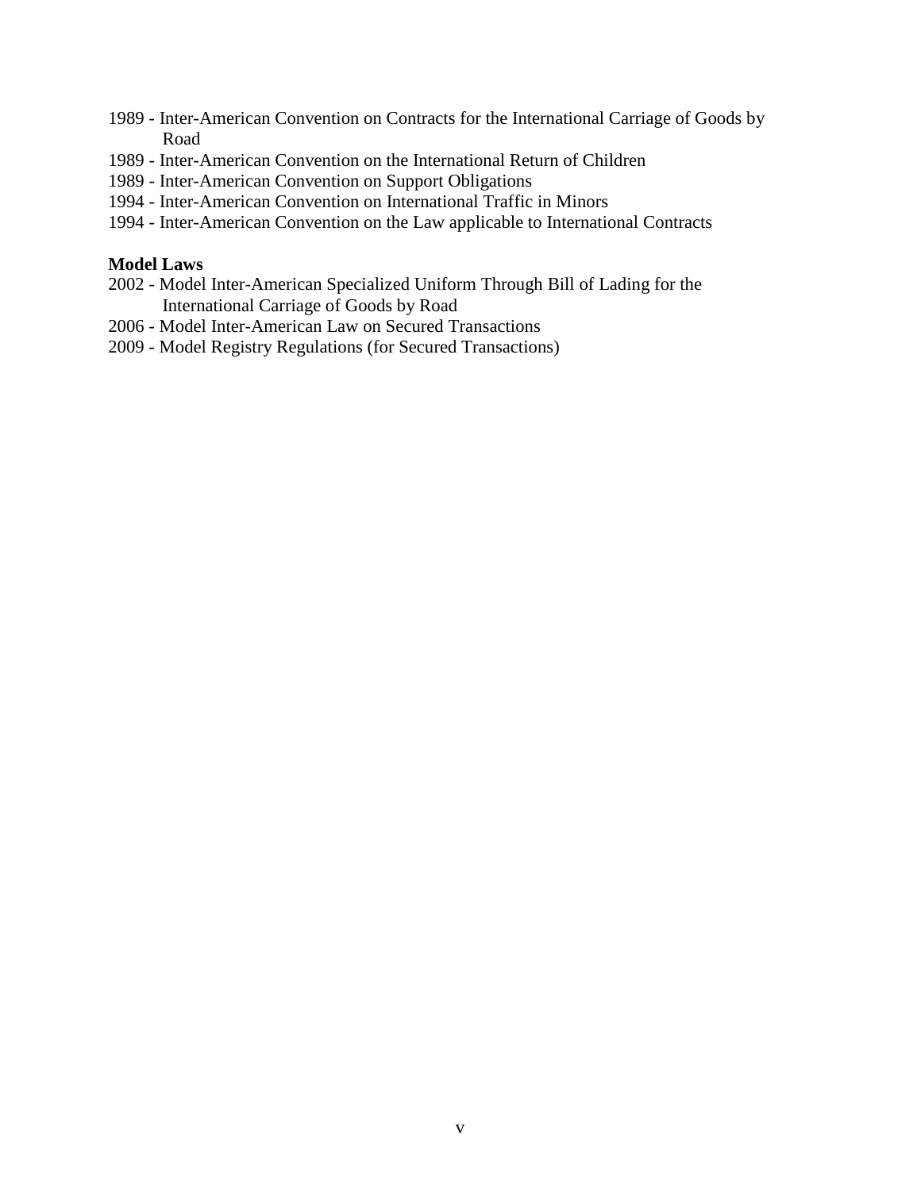1989 - Inter-American Convention on Contracts for the International Carriage of Goods by Road
1989 - Inter-American Convention on the International Return of Children
1989 - Inter-American Convention on Support Obligations
1994 - Inter-American Convention on International Traffic in Minors
1994 - Inter-American Convention on the Law applicable to International Contracts

**Model Laws**

2002 - Model Inter-American Specialized Uniform Through Bill of Lading for the International Carriage of Goods by Road
2006 - Model Inter-American Law on Secured Transactions
2009 - Model Registry Regulations (for Secured Transactions)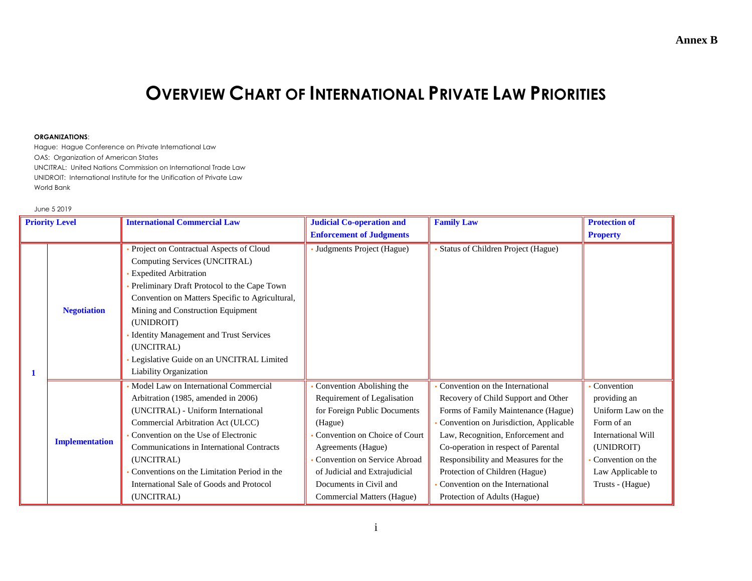**Annex B**

# Overview Chart of International Private Law Priorities

**ORGANIZATIONS**:
Hague: Hague Conference on Private International Law
OAS: Organization of American States
UNCITRAL: United Nations Commission on International Trade Law
UNIDROIT: International Institute for the Unification of Private Law
World Bank

June 5 2019

| Priority Level | | International Commercial Law | Judicial Co-operation and Enforcement of Judgments | Family Law | Protection of Property |
|---|---|---|---|---|---|
| 1 | Negotiation | • Project on Contractual Aspects of Cloud Computing Services (UNCITRAL)<br>• Expedited Arbitration<br>• Preliminary Draft Protocol to the Cape Town Convention on Matters Specific to Agricultural, Mining and Construction Equipment (UNIDROIT)<br>• Identity Management and Trust Services (UNCITRAL)<br>• Legislative Guide on an UNCITRAL Limited Liability Organization | • Judgments Project (Hague) | • Status of Children Project (Hague) | |
| | Implementation | • Model Law on International Commercial Arbitration (1985, amended in 2006) (UNCITRAL) - Uniform International Commercial Arbitration Act (ULCC)<br>• Convention on the Use of Electronic Communications in International Contracts (UNCITRAL)<br>• Conventions on the Limitation Period in the International Sale of Goods and Protocol (UNCITRAL) | • Convention Abolishing the Requirement of Legalisation for Foreign Public Documents (Hague)<br>• Convention on Choice of Court Agreements (Hague)<br>• Convention on Service Abroad of Judicial and Extrajudicial Documents in Civil and Commercial Matters (Hague) | • Convention on the International Recovery of Child Support and Other Forms of Family Maintenance (Hague)<br>• Convention on Jurisdiction, Applicable Law, Recognition, Enforcement and Co-operation in respect of Parental Responsibility and Measures for the Protection of Children (Hague)<br>• Convention on the International Protection of Adults (Hague) | • Convention providing an Uniform Law on the Form of an International Will (UNIDROIT)<br>• Convention on the Law Applicable to Trusts - (Hague) |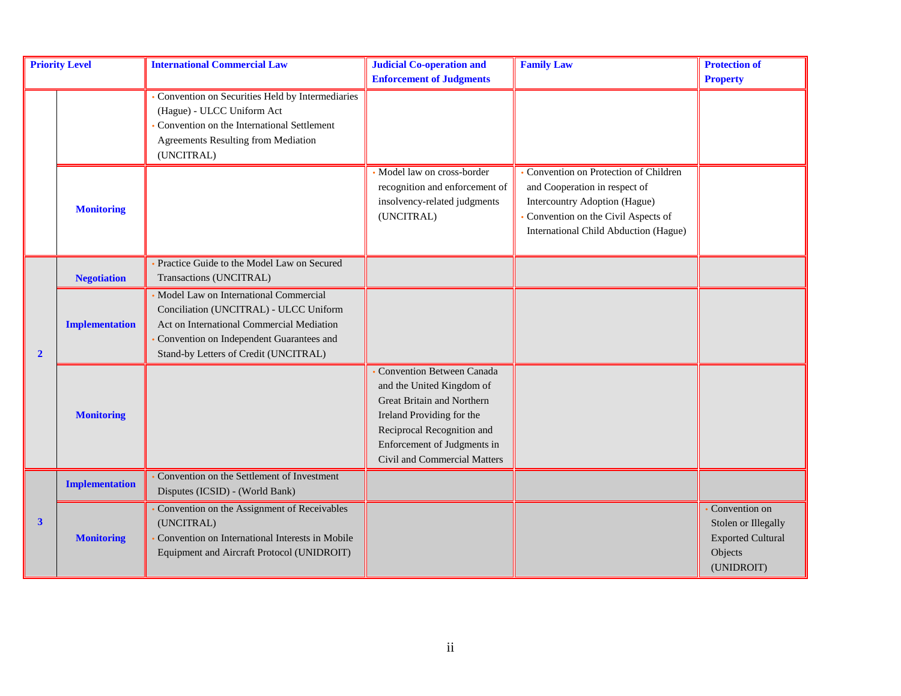| Priority Level | | International Commercial Law | Judicial Co-operation and Enforcement of Judgments | Family Law | Protection of Property |
|---|---|---|---|---|---|
| | | • Convention on Securities Held by Intermediaries (Hague) - ULCC Uniform Act<br>• Convention on the International Settlement Agreements Resulting from Mediation (UNCITRAL) | | | |
| | Monitoring | | • Model law on cross-border recognition and enforcement of insolvency-related judgments (UNCITRAL) | • Convention on Protection of Children and Cooperation in respect of Intercountry Adoption (Hague)<br>• Convention on the Civil Aspects of International Child Abduction (Hague) | |
| 2 | Negotiation | • Practice Guide to the Model Law on Secured Transactions (UNCITRAL) | | | |
| 2 | Implementation | • Model Law on International Commercial Conciliation (UNCITRAL) - ULCC Uniform Act on International Commercial Mediation<br>• Convention on Independent Guarantees and Stand-by Letters of Credit (UNCITRAL) | | | |
| 2 | Monitoring | | • Convention Between Canada and the United Kingdom of Great Britain and Northern Ireland Providing for the Reciprocal Recognition and Enforcement of Judgments in Civil and Commercial Matters | | |
| 3 | Implementation | • Convention on the Settlement of Investment Disputes (ICSID) - (World Bank) | | | |
| 3 | Monitoring | • Convention on the Assignment of Receivables (UNCITRAL)<br>• Convention on International Interests in Mobile Equipment and Aircraft Protocol (UNIDROIT) | | | • Convention on Stolen or Illegally Exported Cultural Objects (UNIDROIT) |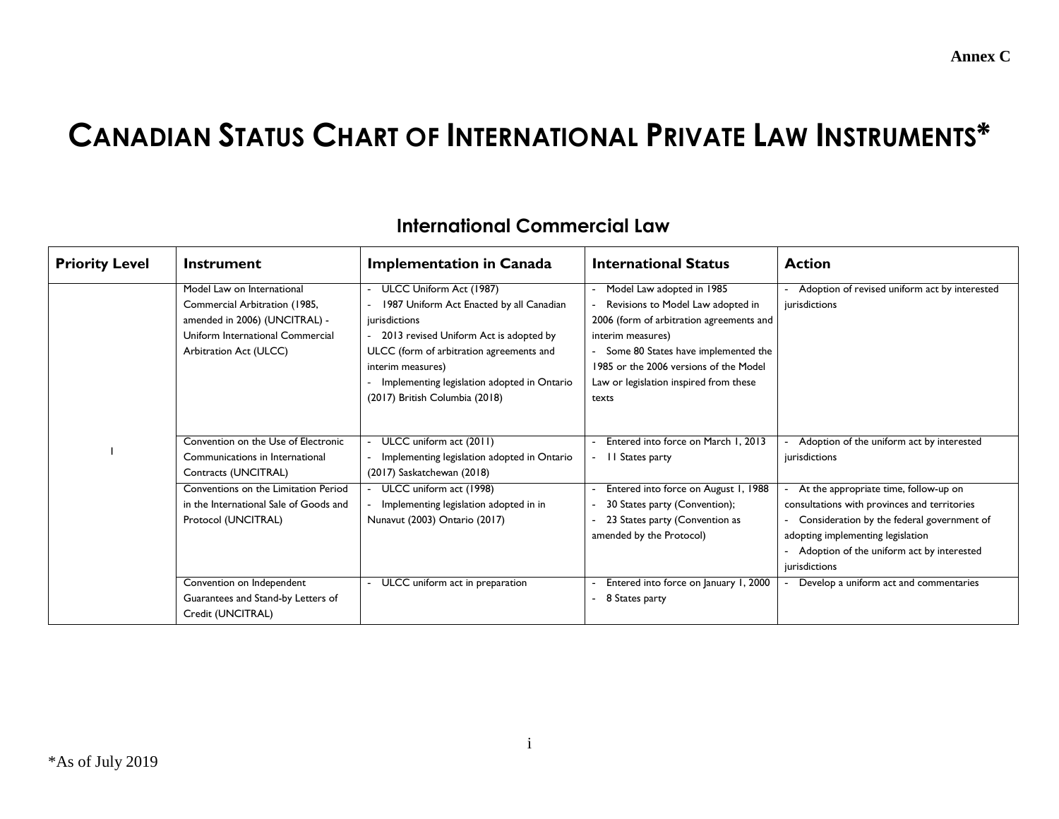Annex C

# CANADIAN STATUS CHART OF INTERNATIONAL PRIVATE LAW INSTRUMENTS*

## International Commercial Law

| Priority Level | Instrument | Implementation in Canada | International Status | Action |
| --- | --- | --- | --- | --- |
| I | Model Law on International Commercial Arbitration (1985, amended in 2006) (UNCITRAL) - Uniform International Commercial Arbitration Act (ULCC) | - ULCC Uniform Act (1987)<br>- 1987 Uniform Act Enacted by all Canadian jurisdictions<br>- 2013 revised Uniform Act is adopted by ULCC (form of arbitration agreements and interim measures)<br>- Implementing legislation adopted in Ontario (2017) British Columbia (2018) | - Model Law adopted in 1985<br>- Revisions to Model Law adopted in 2006 (form of arbitration agreements and interim measures)<br>- Some 80 States have implemented the 1985 or the 2006 versions of the Model Law or legislation inspired from these texts | - Adoption of revised uniform act by interested jurisdictions |
| | Convention on the Use of Electronic Communications in International Contracts (UNCITRAL) | - ULCC uniform act (2011)<br>- Implementing legislation adopted in Ontario (2017) Saskatchewan (2018) | - Entered into force on March 1, 2013<br>- 11 States party | - Adoption of the uniform act by interested jurisdictions |
| | Conventions on the Limitation Period in the International Sale of Goods and Protocol (UNCITRAL) | - ULCC uniform act (1998)<br>- Implementing legislation adopted in in Nunavut (2003) Ontario (2017) | - Entered into force on August 1, 1988<br>- 30 States party (Convention);<br>- 23 States party (Convention as amended by the Protocol) | - At the appropriate time, follow-up on consultations with provinces and territories<br>- Consideration by the federal government of adopting implementing legislation<br>- Adoption of the uniform act by interested jurisdictions |
| | Convention on Independent Guarantees and Stand-by Letters of Credit (UNCITRAL) | - ULCC uniform act in preparation | - Entered into force on January 1, 2000<br>- 8 States party | - Develop a uniform act and commentaries |

*As of July 2019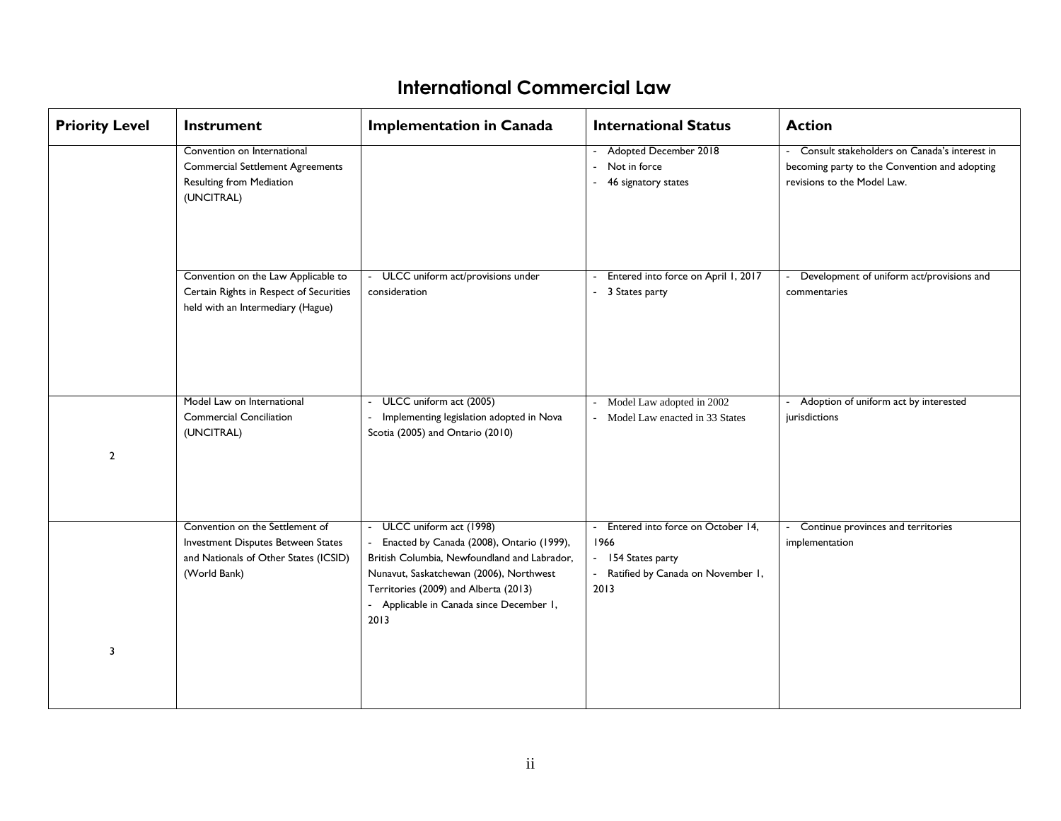# International Commercial Law

| Priority Level | Instrument | Implementation in Canada | International Status | Action |
|---|---|---|---|---|
| | Convention on International Commercial Settlement Agreements Resulting from Mediation (UNCITRAL) | | - Adopted December 2018<br>- Not in force<br>- 46 signatory states | - Consult stakeholders on Canada's interest in becoming party to the Convention and adopting revisions to the Model Law. |
| | Convention on the Law Applicable to Certain Rights in Respect of Securities held with an Intermediary (Hague) | - ULCC uniform act/provisions under consideration | - Entered into force on April 1, 2017<br>- 3 States party | - Development of uniform act/provisions and commentaries |
| 2 | Model Law on International Commercial Conciliation (UNCITRAL) | - ULCC uniform act (2005)<br>- Implementing legislation adopted in Nova Scotia (2005) and Ontario (2010) | - Model Law adopted in 2002<br>- Model Law enacted in 33 States | - Adoption of uniform act by interested jurisdictions |
| 3 | Convention on the Settlement of Investment Disputes Between States and Nationals of Other States (ICSID) (World Bank) | - ULCC uniform act (1998)<br>- Enacted by Canada (2008), Ontario (1999), British Columbia, Newfoundland and Labrador, Nunavut, Saskatchewan (2006), Northwest Territories (2009) and Alberta (2013)<br>- Applicable in Canada since December 1, 2013 | - Entered into force on October 14, 1966<br>- 154 States party<br>- Ratified by Canada on November 1, 2013 | - Continue provinces and territories implementation |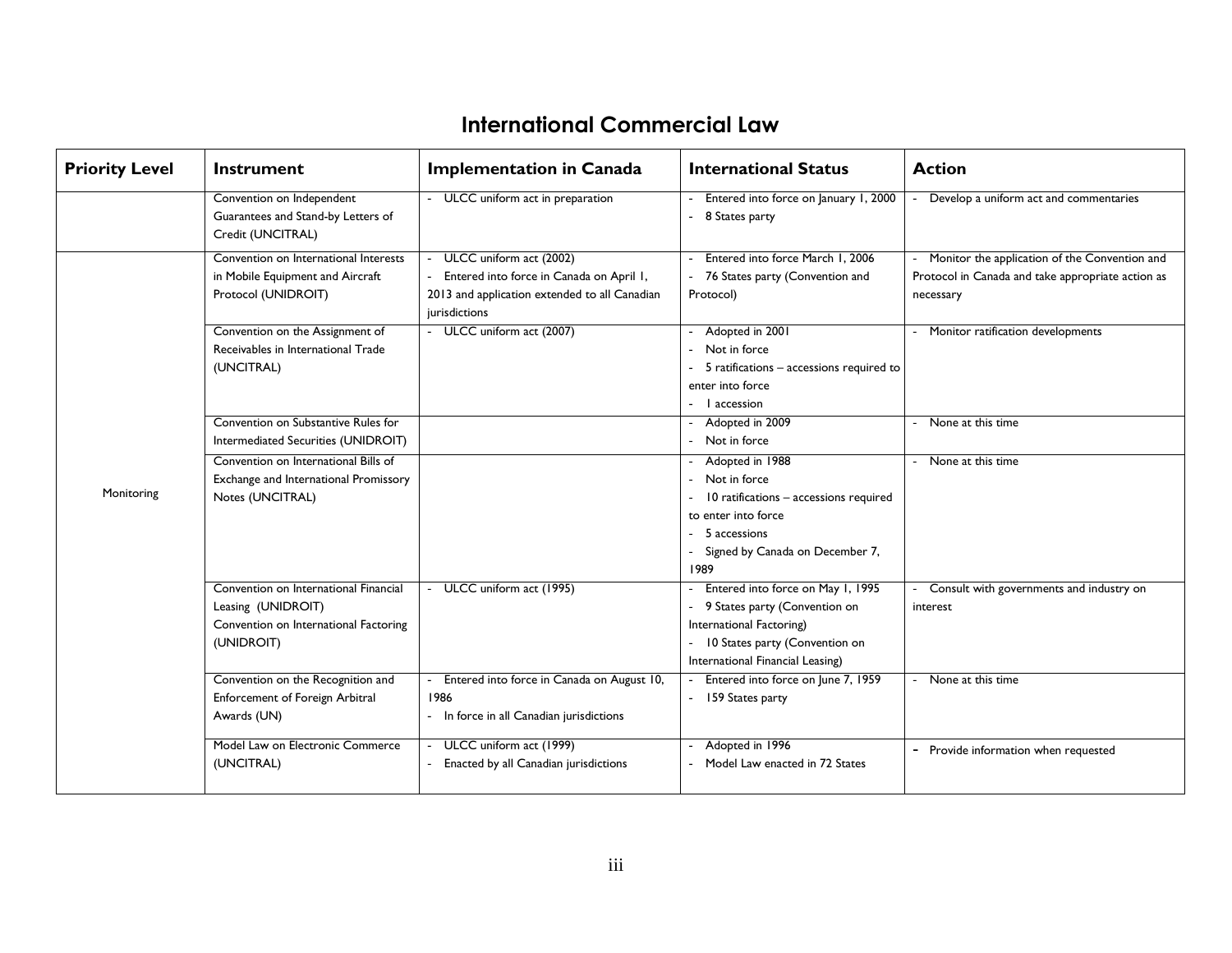# International Commercial Law

| Priority Level | Instrument | Implementation in Canada | International Status | Action |
|---|---|---|---|---|
| | Convention on Independent Guarantees and Stand-by Letters of Credit (UNCITRAL) | - ULCC uniform act in preparation | - Entered into force on January 1, 2000<br>- 8 States party | - Develop a uniform act and commentaries |
| Monitoring | Convention on International Interests in Mobile Equipment and Aircraft Protocol (UNIDROIT) | - ULCC uniform act (2002)<br>- Entered into force in Canada on April 1, 2013 and application extended to all Canadian jurisdictions | - Entered into force March 1, 2006<br>- 76 States party (Convention and Protocol) | - Monitor the application of the Convention and Protocol in Canada and take appropriate action as necessary |
| | Convention on the Assignment of Receivables in International Trade (UNCITRAL) | - ULCC uniform act (2007) | - Adopted in 2001<br>- Not in force<br>- 5 ratifications – accessions required to enter into force<br>- 1 accession | - Monitor ratification developments |
| | Convention on Substantive Rules for Intermediated Securities (UNIDROIT) | | - Adopted in 2009<br>- Not in force | - None at this time |
| | Convention on International Bills of Exchange and International Promissory Notes (UNCITRAL) | | - Adopted in 1988<br>- Not in force<br>- 10 ratifications – accessions required to enter into force<br>- 5 accessions<br>- Signed by Canada on December 7, 1989 | - None at this time |
| | Convention on International Financial Leasing (UNIDROIT)<br>Convention on International Factoring (UNIDROIT) | - ULCC uniform act (1995) | - Entered into force on May 1, 1995<br>- 9 States party (Convention on International Factoring)<br>- 10 States party (Convention on International Financial Leasing) | - Consult with governments and industry on interest |
| | Convention on the Recognition and Enforcement of Foreign Arbitral Awards (UN) | - Entered into force in Canada on August 10, 1986<br>- In force in all Canadian jurisdictions | - Entered into force on June 7, 1959<br>- 159 States party | - None at this time |
| | Model Law on Electronic Commerce (UNCITRAL) | - ULCC uniform act (1999)<br>- Enacted by all Canadian jurisdictions | - Adopted in 1996<br>- Model Law enacted in 72 States | - Provide information when requested |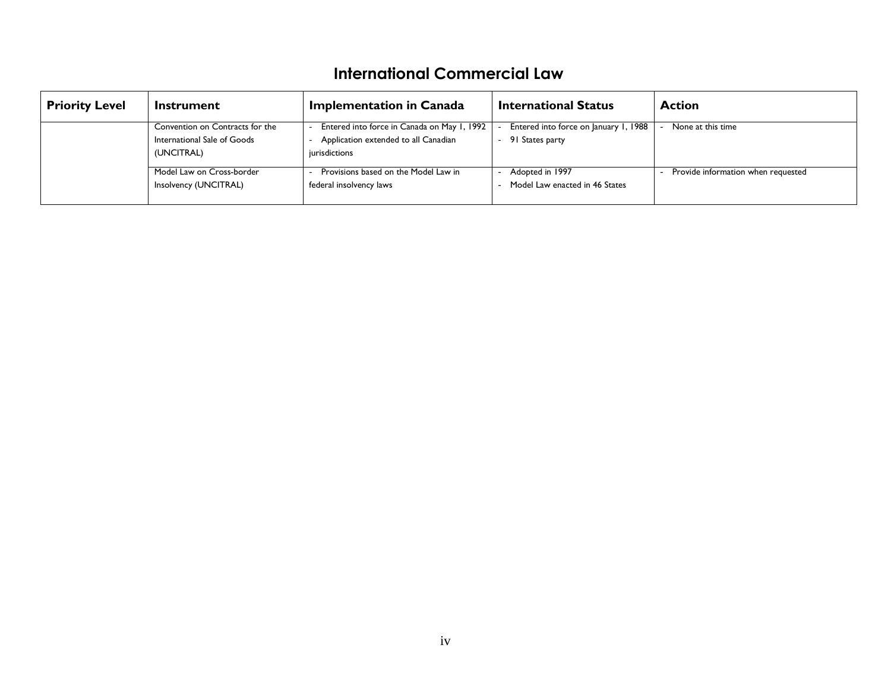# International Commercial Law

| Priority Level | Instrument | Implementation in Canada | International Status | Action |
|---|---|---|---|---|
| | Convention on Contracts for the International Sale of Goods (UNCITRAL) | - Entered into force in Canada on May 1, 1992<br>- Application extended to all Canadian jurisdictions | - Entered into force on January 1, 1988<br>- 91 States party | - None at this time |
| | Model Law on Cross-border Insolvency (UNCITRAL) | - Provisions based on the Model Law in federal insolvency laws | - Adopted in 1997<br>- Model Law enacted in 46 States | - Provide information when requested |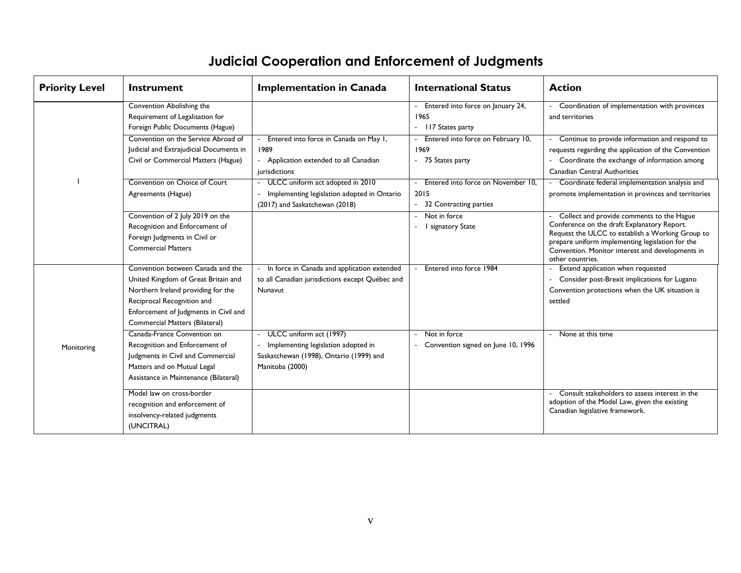# Judicial Cooperation and Enforcement of Judgments

| Priority Level | Instrument | Implementation in Canada | International Status | Action |
|---|---|---|---|---|
| I | Convention Abolishing the Requirement of Legalisation for Foreign Public Documents (Hague) | | - Entered into force on January 24, 1965<br>- 117 States party | - Coordination of implementation with provinces and territories |
| | Convention on the Service Abroad of Judicial and Extrajudicial Documents in Civil or Commercial Matters (Hague) | - Entered into force in Canada on May 1, 1989<br>- Application extended to all Canadian jurisdictions | - Entered into force on February 10, 1969<br>- 75 States party | - Continue to provide information and respond to requests regarding the application of the Convention<br>- Coordinate the exchange of information among Canadian Central Authorities |
| | Convention on Choice of Court Agreements (Hague) | - ULCC uniform act adopted in 2010<br>- Implementing legislation adopted in Ontario (2017) and Saskatchewan (2018) | - Entered into force on November 10, 2015<br>- 32 Contracting parties | - Coordinate federal implementation analysis and promote implementation in provinces and territories |
| | Convention of 2 July 2019 on the Recognition and Enforcement of Foreign Judgments in Civil or Commercial Matters | | - Not in force<br>- 1 signatory State | - Collect and provide comments to the Hague Conference on the draft Explanatory Report. Request the ULCC to establish a Working Group to prepare uniform implementing legislation for the Convention. Monitor interest and developments in other countries. |
| Monitoring | Convention between Canada and the United Kingdom of Great Britain and Northern Ireland providing for the Reciprocal Recognition and Enforcement of Judgments in Civil and Commercial Matters (Bilateral) | - In force in Canada and application extended to all Canadian jurisdictions except Québec and Nunavut | - Entered into force 1984 | - Extend application when requested<br>- Consider post-Brexit implications for Lugano Convention protections when the UK situation is settled |
| | Canada-France Convention on Recognition and Enforcement of Judgments in Civil and Commercial Matters and on Mutual Legal Assistance in Maintenance (Bilateral) | - ULCC uniform act (1997)<br>- Implementing legislation adopted in Saskatchewan (1998), Ontario (1999) and Manitoba (2000) | - Not in force<br>- Convention signed on June 10, 1996 | - None at this time |
| | Model law on cross-border recognition and enforcement of insolvency-related judgments (UNCITRAL) | | | - Consult stakeholders to assess interest in the adoption of the Model Law, given the existing Canadian legislative framework. |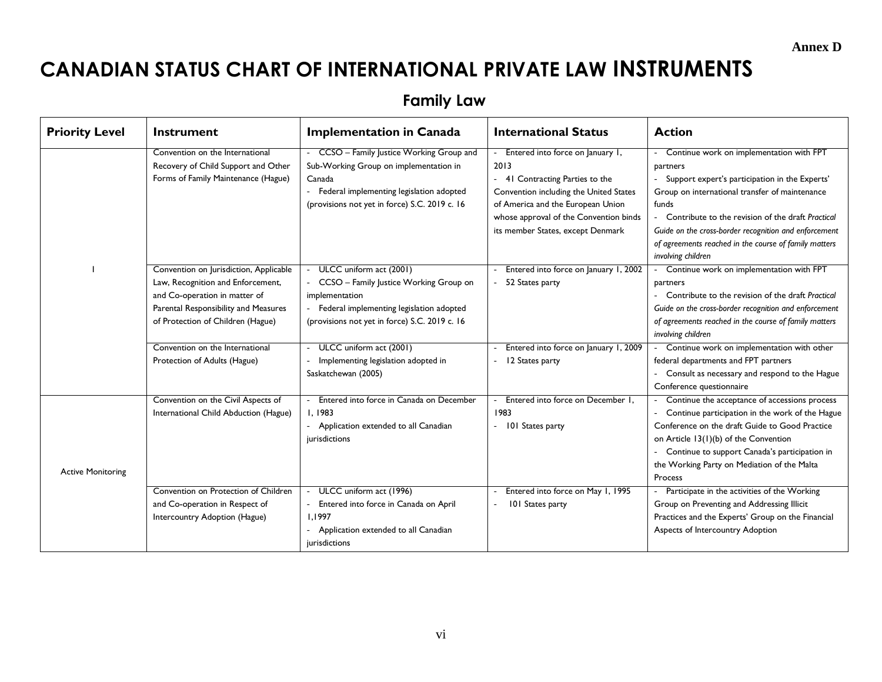**Annex D**

# CANADIAN STATUS CHART OF INTERNATIONAL PRIVATE LAW INSTRUMENTS

## Family Law

| Priority Level | Instrument | Implementation in Canada | International Status | Action |
|---|---|---|---|---|
| I | Convention on the International Recovery of Child Support and Other Forms of Family Maintenance (Hague) | - CCSO – Family Justice Working Group and Sub-Working Group on implementation in Canada<br>- Federal implementing legislation adopted (provisions not yet in force) S.C. 2019 c. 16 | - Entered into force on January 1, 2013<br>- 41 Contracting Parties to the Convention including the United States of America and the European Union whose approval of the Convention binds its member States, except Denmark | - Continue work on implementation with FPT partners<br>- Support expert's participation in the Experts' Group on international transfer of maintenance funds<br>- Contribute to the revision of the draft *Practical Guide on the cross-border recognition and enforcement of agreements reached in the course of family matters involving children* |
| | Convention on Jurisdiction, Applicable Law, Recognition and Enforcement, and Co-operation in matter of Parental Responsibility and Measures of Protection of Children (Hague) | - ULCC uniform act (2001)<br>- CCSO – Family Justice Working Group on implementation<br>- Federal implementing legislation adopted (provisions not yet in force) S.C. 2019 c. 16 | - Entered into force on January 1, 2002<br>- 52 States party | - Continue work on implementation with FPT partners<br>- Contribute to the revision of the draft *Practical Guide on the cross-border recognition and enforcement of agreements reached in the course of family matters involving children* |
| | Convention on the International Protection of Adults (Hague) | - ULCC uniform act (2001)<br>- Implementing legislation adopted in Saskatchewan (2005) | - Entered into force on January 1, 2009<br>- 12 States party | - Continue work on implementation with other federal departments and FPT partners<br>- Consult as necessary and respond to the Hague Conference questionnaire |
| Active Monitoring | Convention on the Civil Aspects of International Child Abduction (Hague) | - Entered into force in Canada on December 1, 1983<br>- Application extended to all Canadian jurisdictions | - Entered into force on December 1, 1983<br>- 101 States party | - Continue the acceptance of accessions process<br>- Continue participation in the work of the Hague Conference on the draft Guide to Good Practice on Article 13(1)(b) of the Convention<br>- Continue to support Canada's participation in the Working Party on Mediation of the Malta Process |
| | Convention on Protection of Children and Co-operation in Respect of Intercountry Adoption (Hague) | - ULCC uniform act (1996)<br>- Entered into force in Canada on April 1,1997<br>- Application extended to all Canadian jurisdictions | - Entered into force on May 1, 1995<br>- 101 States party | - Participate in the activities of the Working Group on Preventing and Addressing Illicit Practices and the Experts' Group on the Financial Aspects of Intercountry Adoption |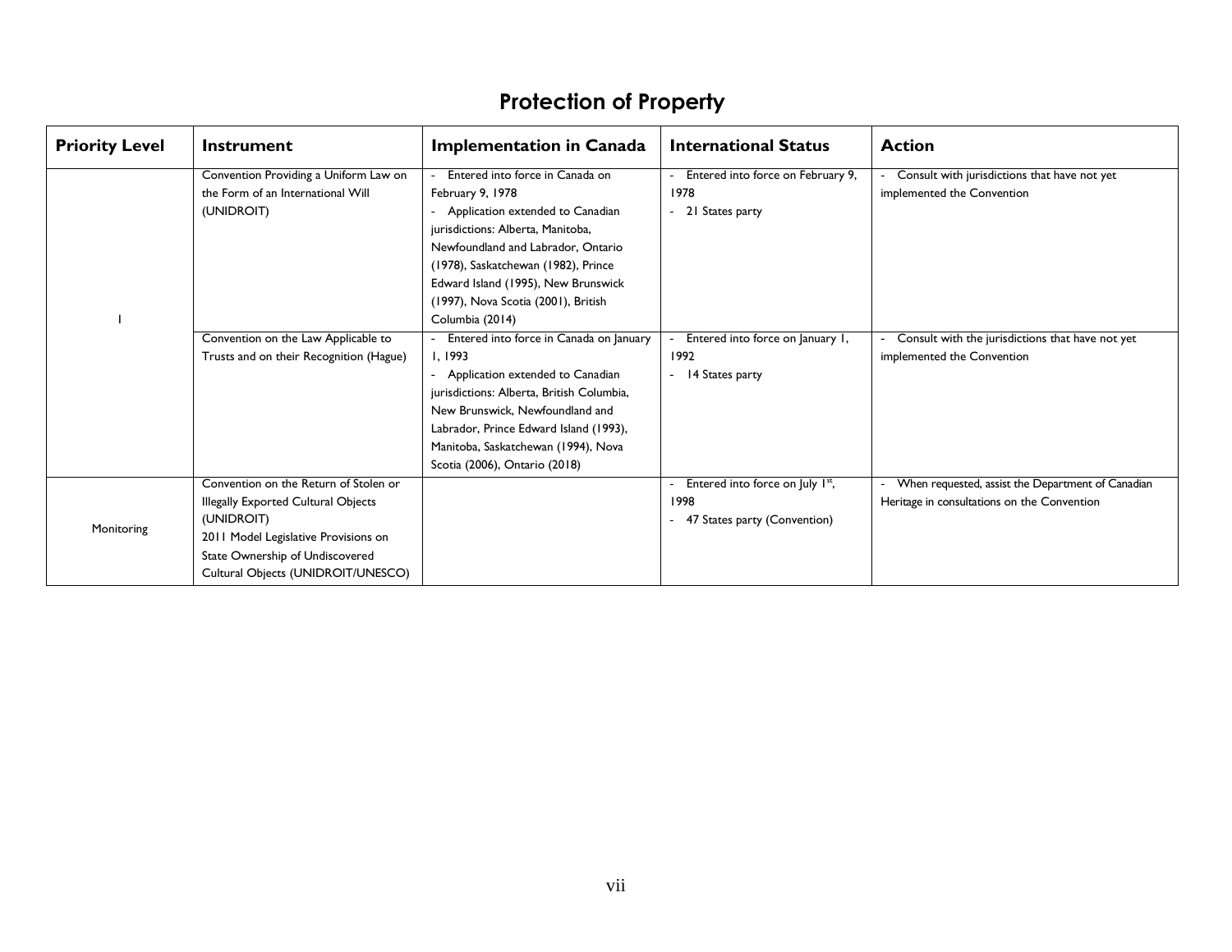# Protection of Property

| Priority Level | Instrument | Implementation in Canada | International Status | Action |
|---|---|---|---|---|
| I | Convention Providing a Uniform Law on the Form of an International Will (UNIDROIT) | - Entered into force in Canada on February 9, 1978<br>- Application extended to Canadian jurisdictions: Alberta, Manitoba, Newfoundland and Labrador, Ontario (1978), Saskatchewan (1982), Prince Edward Island (1995), New Brunswick (1997), Nova Scotia (2001), British Columbia (2014) | - Entered into force on February 9, 1978<br>- 21 States party | - Consult with jurisdictions that have not yet implemented the Convention |
| | Convention on the Law Applicable to Trusts and on their Recognition (Hague) | - Entered into force in Canada on January 1, 1993<br>- Application extended to Canadian jurisdictions: Alberta, British Columbia, New Brunswick, Newfoundland and Labrador, Prince Edward Island (1993), Manitoba, Saskatchewan (1994), Nova Scotia (2006), Ontario (2018) | - Entered into force on January 1, 1992<br>- 14 States party | - Consult with the jurisdictions that have not yet implemented the Convention |
| Monitoring | Convention on the Return of Stolen or Illegally Exported Cultural Objects (UNIDROIT)<br>2011 Model Legislative Provisions on State Ownership of Undiscovered Cultural Objects (UNIDROIT/UNESCO) | | - Entered into force on July 1st, 1998<br>- 47 States party (Convention) | - When requested, assist the Department of Canadian Heritage in consultations on the Convention |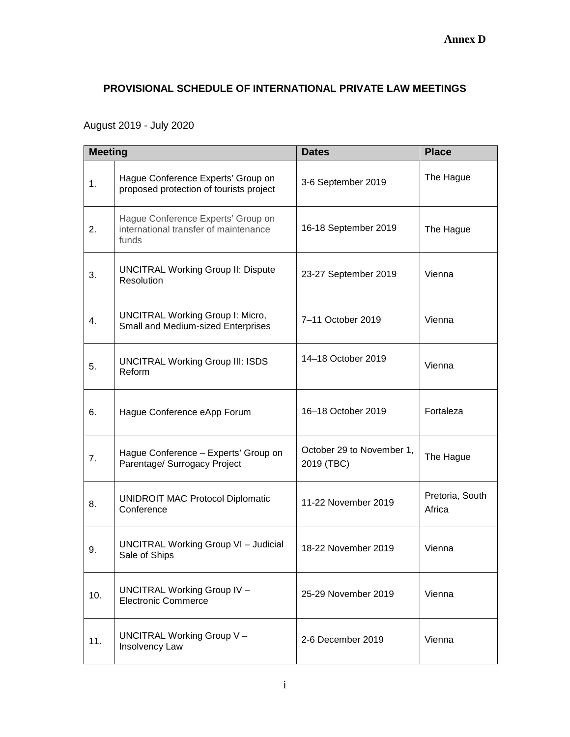**Annex D**

## PROVISIONAL SCHEDULE OF INTERNATIONAL PRIVATE LAW MEETINGS

August 2019 - July 2020

| Meeting | | Dates | Place |
|---|---|---|---|
| 1. | Hague Conference Experts' Group on proposed protection of tourists project | 3-6 September 2019 | The Hague |
| 2. | Hague Conference Experts' Group on international transfer of maintenance funds | 16-18 September 2019 | The Hague |
| 3. | UNCITRAL Working Group II: Dispute Resolution | 23-27 September 2019 | Vienna |
| 4. | UNCITRAL Working Group I: Micro, Small and Medium-sized Enterprises | 7–11 October 2019 | Vienna |
| 5. | UNCITRAL Working Group III: ISDS Reform | 14–18 October 2019 | Vienna |
| 6. | Hague Conference eApp Forum | 16–18 October 2019 | Fortaleza |
| 7. | Hague Conference – Experts' Group on Parentage/ Surrogacy Project | October 29 to November 1, 2019 (TBC) | The Hague |
| 8. | UNIDROIT MAC Protocol Diplomatic Conference | 11-22 November 2019 | Pretoria, South Africa |
| 9. | UNCITRAL Working Group VI – Judicial Sale of Ships | 18-22 November 2019 | Vienna |
| 10. | UNCITRAL Working Group IV – Electronic Commerce | 25-29 November 2019 | Vienna |
| 11. | UNCITRAL Working Group V – Insolvency Law | 2-6 December 2019 | Vienna |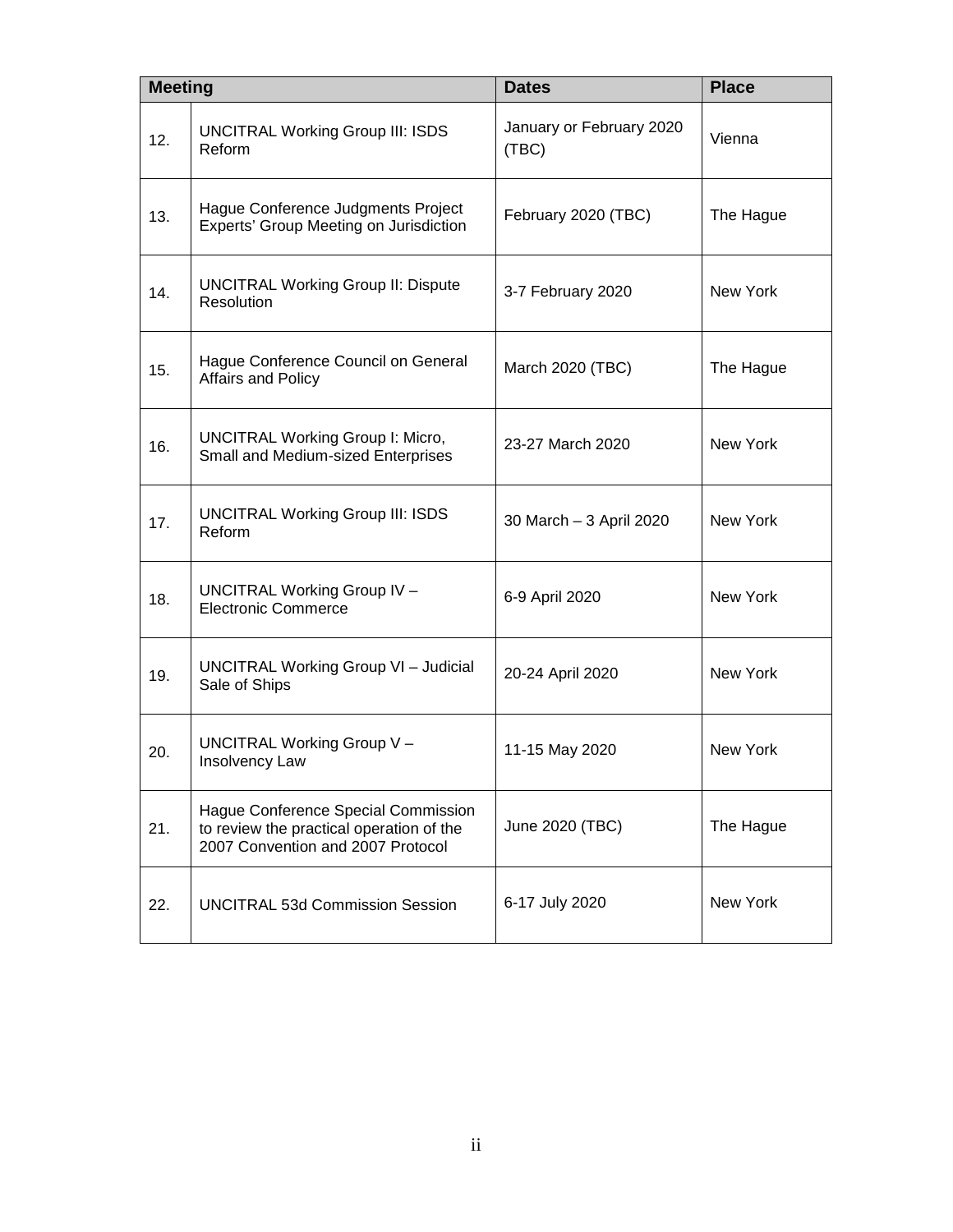| Meeting | | Dates | Place |
|---|---|---|---|
| 12. | UNCITRAL Working Group III: ISDS Reform | January or February 2020 (TBC) | Vienna |
| 13. | Hague Conference Judgments Project Experts' Group Meeting on Jurisdiction | February 2020 (TBC) | The Hague |
| 14. | UNCITRAL Working Group II: Dispute Resolution | 3-7 February 2020 | New York |
| 15. | Hague Conference Council on General Affairs and Policy | March 2020 (TBC) | The Hague |
| 16. | UNCITRAL Working Group I: Micro, Small and Medium-sized Enterprises | 23-27 March 2020 | New York |
| 17. | UNCITRAL Working Group III: ISDS Reform | 30 March – 3 April 2020 | New York |
| 18. | UNCITRAL Working Group IV – Electronic Commerce | 6-9 April 2020 | New York |
| 19. | UNCITRAL Working Group VI – Judicial Sale of Ships | 20-24 April 2020 | New York |
| 20. | UNCITRAL Working Group V – Insolvency Law | 11-15 May 2020 | New York |
| 21. | Hague Conference Special Commission to review the practical operation of the 2007 Convention and 2007 Protocol | June 2020 (TBC) | The Hague |
| 22. | UNCITRAL 53d Commission Session | 6-17 July 2020 | New York |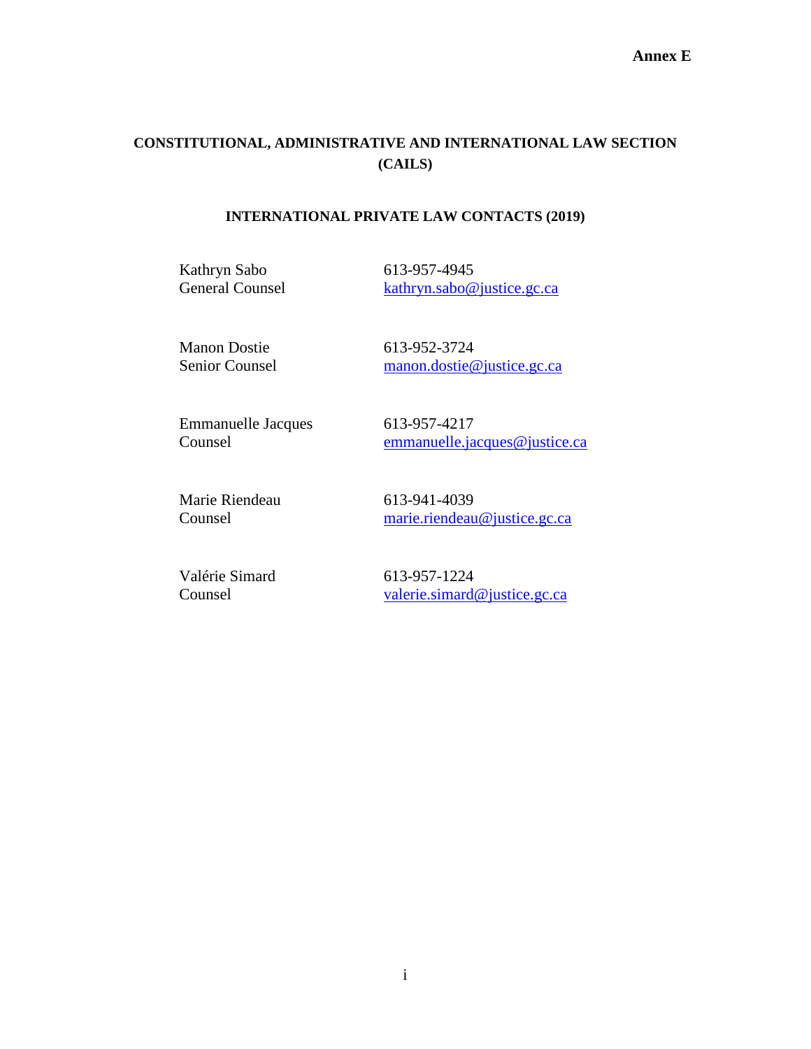**Annex E**

## CONSTITUTIONAL, ADMINISTRATIVE AND INTERNATIONAL LAW SECTION (CAILS)

### INTERNATIONAL PRIVATE LAW CONTACTS (2019)

| | |
|---|---|
| Kathryn Sabo<br>General Counsel | 613-957-4945<br>kathryn.sabo@justice.gc.ca |
| Manon Dostie<br>Senior Counsel | 613-952-3724<br>manon.dostie@justice.gc.ca |
| Emmanuelle Jacques<br>Counsel | 613-957-4217<br>emmanuelle.jacques@justice.ca |
| Marie Riendeau<br>Counsel | 613-941-4039<br>marie.riendeau@justice.gc.ca |
| Valérie Simard<br>Counsel | 613-957-1224<br>valerie.simard@justice.gc.ca |